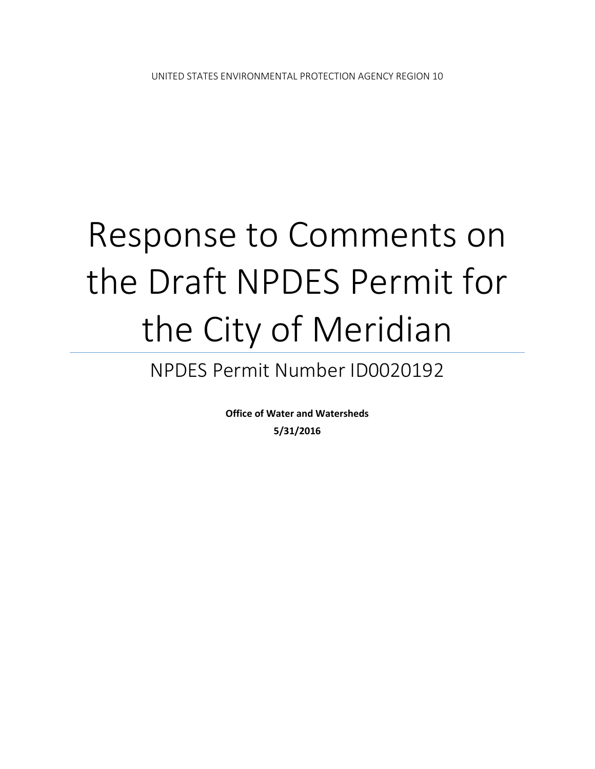UNITED STATES ENVIRONMENTAL PROTECTION AGENCY REGION 10

# Response to Comments on the Draft NPDES Permit for the City of Meridian

## NPDES Permit Number ID0020192

**Office of Water and Watersheds**

**5/31/2016**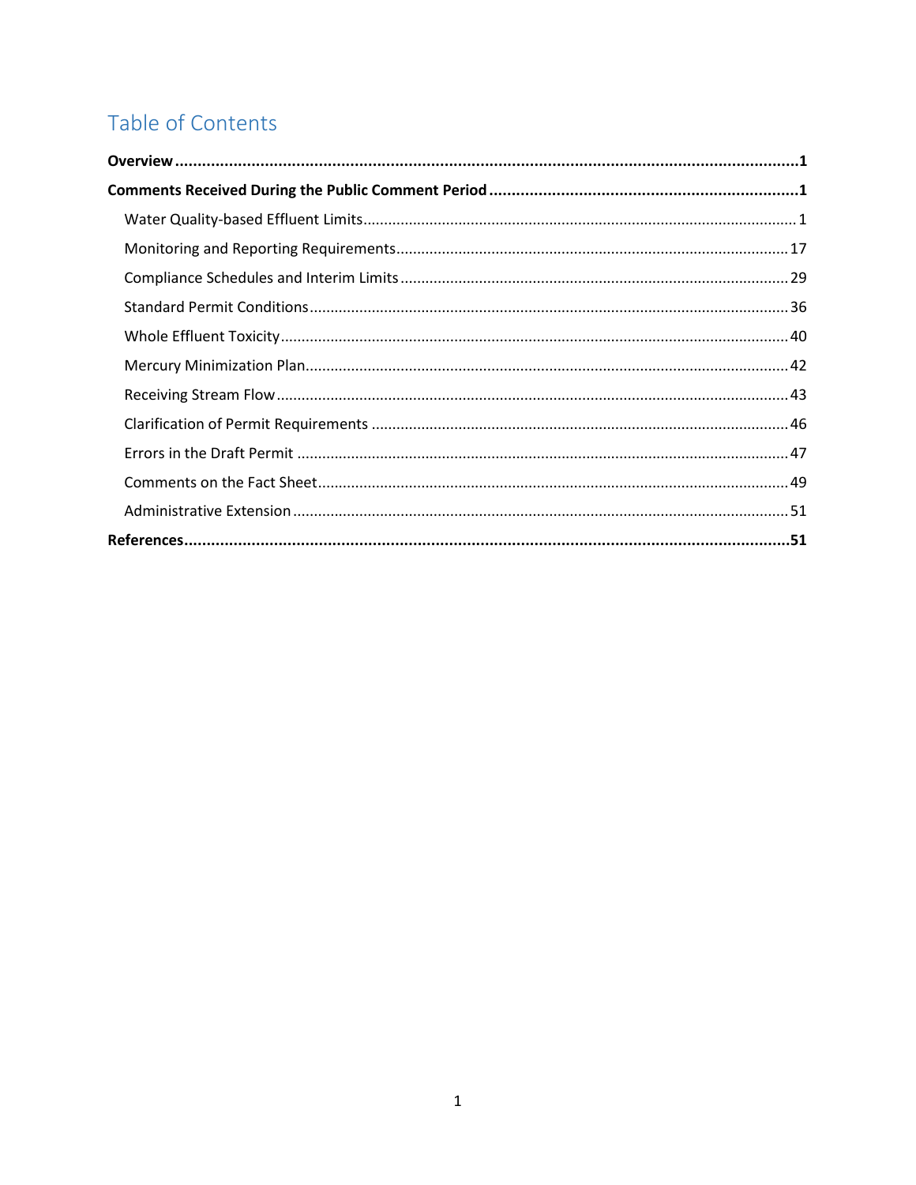# Table of Contents

**Overview** ..... **1**

**Comments Received During the Public Comment Period** ..... **1**

- Water Quality-based Effluent Limits ..... 1
- Monitoring and Reporting Requirements ..... 17
- Compliance Schedules and Interim Limits ..... 29
- Standard Permit Conditions ..... 36
- Whole Effluent Toxicity ..... 40
- Mercury Minimization Plan ..... 42
- Receiving Stream Flow ..... 43
- Clarification of Permit Requirements ..... 46
- Errors in the Draft Permit ..... 47
- Comments on the Fact Sheet ..... 49
- Administrative Extension ..... 51

**References** ..... **51**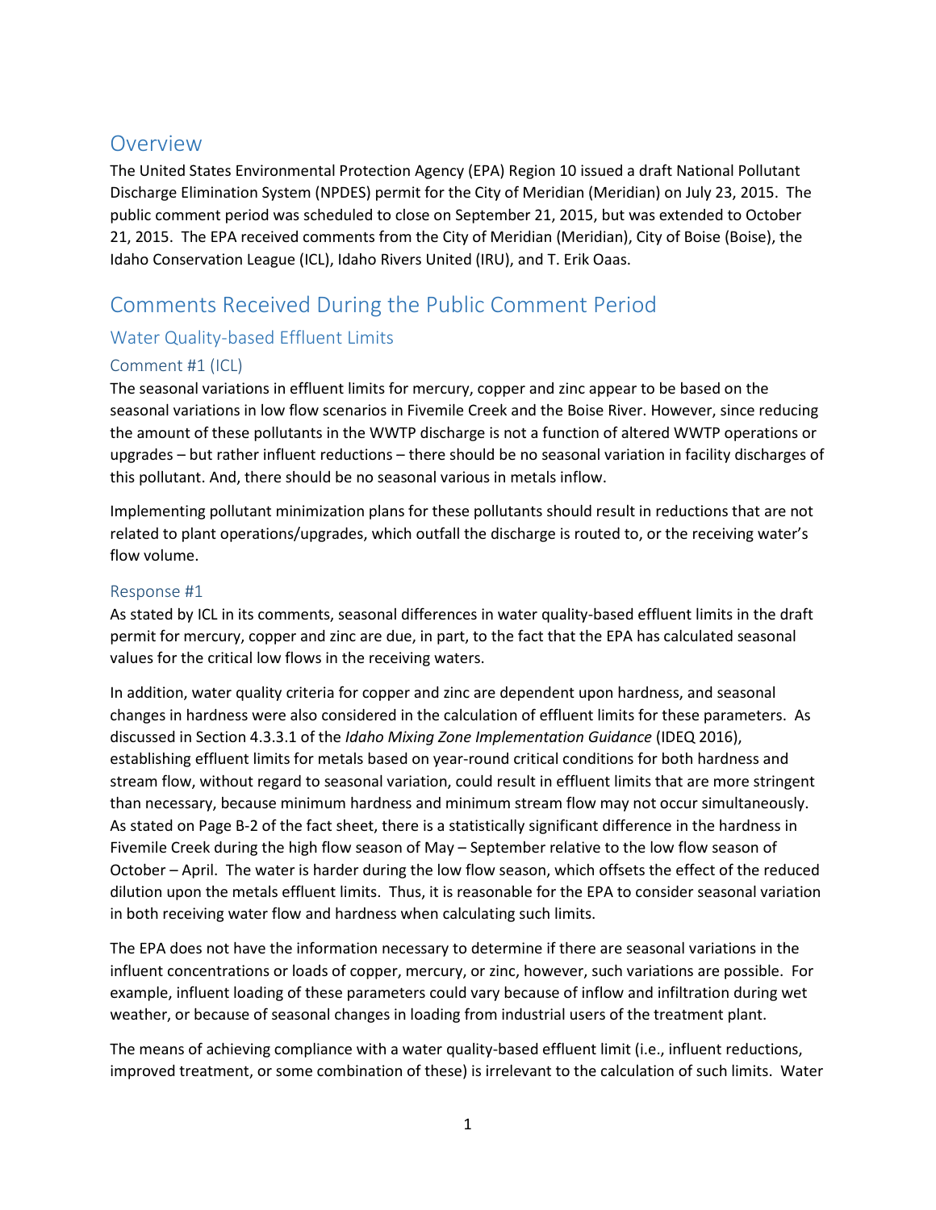## Overview

The United States Environmental Protection Agency (EPA) Region 10 issued a draft National Pollutant Discharge Elimination System (NPDES) permit for the City of Meridian (Meridian) on July 23, 2015. The public comment period was scheduled to close on September 21, 2015, but was extended to October 21, 2015. The EPA received comments from the City of Meridian (Meridian), City of Boise (Boise), the Idaho Conservation League (ICL), Idaho Rivers United (IRU), and T. Erik Oaas.

# Comments Received During the Public Comment Period

## Water Quality-based Effluent Limits

### Comment #1 (ICL)

The seasonal variations in effluent limits for mercury, copper and zinc appear to be based on the seasonal variations in low flow scenarios in Fivemile Creek and the Boise River. However, since reducing the amount of these pollutants in the WWTP discharge is not a function of altered WWTP operations or upgrades – but rather influent reductions – there should be no seasonal variation in facility discharges of this pollutant. And, there should be no seasonal various in metals inflow.

Implementing pollutant minimization plans for these pollutants should result in reductions that are not related to plant operations/upgrades, which outfall the discharge is routed to, or the receiving water's flow volume.

#### Response #1

As stated by ICL in its comments, seasonal differences in water quality-based effluent limits in the draft permit for mercury, copper and zinc are due, in part, to the fact that the EPA has calculated seasonal values for the critical low flows in the receiving waters.

In addition, water quality criteria for copper and zinc are dependent upon hardness, and seasonal changes in hardness were also considered in the calculation of effluent limits for these parameters. As discussed in Section 4.3.3.1 of the *Idaho Mixing Zone Implementation Guidance* (IDEQ 2016), establishing effluent limits for metals based on year-round critical conditions for both hardness and stream flow, without regard to seasonal variation, could result in effluent limits that are more stringent than necessary, because minimum hardness and minimum stream flow may not occur simultaneously. As stated on Page B-2 of the fact sheet, there is a statistically significant difference in the hardness in Fivemile Creek during the high flow season of May – September relative to the low flow season of October – April. The water is harder during the low flow season, which offsets the effect of the reduced dilution upon the metals effluent limits. Thus, it is reasonable for the EPA to consider seasonal variation in both receiving water flow and hardness when calculating such limits.

The EPA does not have the information necessary to determine if there are seasonal variations in the influent concentrations or loads of copper, mercury, or zinc, however, such variations are possible. For example, influent loading of these parameters could vary because of inflow and infiltration during wet weather, or because of seasonal changes in loading from industrial users of the treatment plant.

The means of achieving compliance with a water quality-based effluent limit (i.e., influent reductions, improved treatment, or some combination of these) is irrelevant to the calculation of such limits. Water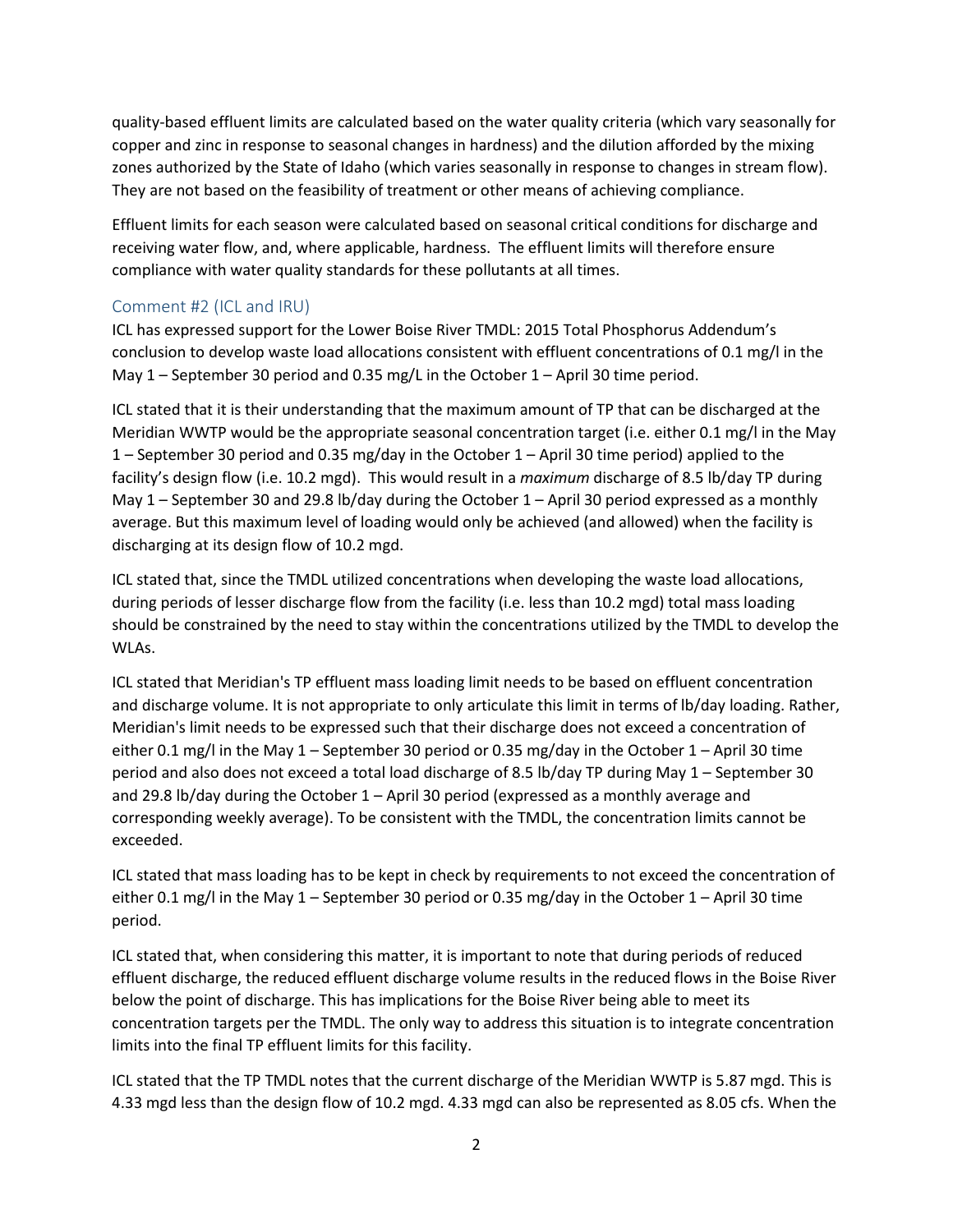quality-based effluent limits are calculated based on the water quality criteria (which vary seasonally for copper and zinc in response to seasonal changes in hardness) and the dilution afforded by the mixing zones authorized by the State of Idaho (which varies seasonally in response to changes in stream flow). They are not based on the feasibility of treatment or other means of achieving compliance.

Effluent limits for each season were calculated based on seasonal critical conditions for discharge and receiving water flow, and, where applicable, hardness. The effluent limits will therefore ensure compliance with water quality standards for these pollutants at all times.

### Comment #2 (ICL and IRU)

ICL has expressed support for the Lower Boise River TMDL: 2015 Total Phosphorus Addendum's conclusion to develop waste load allocations consistent with effluent concentrations of 0.1 mg/l in the May 1 – September 30 period and 0.35 mg/L in the October 1 – April 30 time period.

ICL stated that it is their understanding that the maximum amount of TP that can be discharged at the Meridian WWTP would be the appropriate seasonal concentration target (i.e. either 0.1 mg/l in the May 1 – September 30 period and 0.35 mg/day in the October 1 – April 30 time period) applied to the facility's design flow (i.e. 10.2 mgd). This would result in a *maximum* discharge of 8.5 lb/day TP during May 1 – September 30 and 29.8 lb/day during the October 1 – April 30 period expressed as a monthly average. But this maximum level of loading would only be achieved (and allowed) when the facility is discharging at its design flow of 10.2 mgd.

ICL stated that, since the TMDL utilized concentrations when developing the waste load allocations, during periods of lesser discharge flow from the facility (i.e. less than 10.2 mgd) total mass loading should be constrained by the need to stay within the concentrations utilized by the TMDL to develop the WLAs.

ICL stated that Meridian's TP effluent mass loading limit needs to be based on effluent concentration and discharge volume. It is not appropriate to only articulate this limit in terms of lb/day loading. Rather, Meridian's limit needs to be expressed such that their discharge does not exceed a concentration of either 0.1 mg/l in the May 1 – September 30 period or 0.35 mg/day in the October 1 – April 30 time period and also does not exceed a total load discharge of 8.5 lb/day TP during May 1 – September 30 and 29.8 lb/day during the October 1 – April 30 period (expressed as a monthly average and corresponding weekly average). To be consistent with the TMDL, the concentration limits cannot be exceeded.

ICL stated that mass loading has to be kept in check by requirements to not exceed the concentration of either 0.1 mg/l in the May 1 – September 30 period or 0.35 mg/day in the October 1 – April 30 time period.

ICL stated that, when considering this matter, it is important to note that during periods of reduced effluent discharge, the reduced effluent discharge volume results in the reduced flows in the Boise River below the point of discharge. This has implications for the Boise River being able to meet its concentration targets per the TMDL. The only way to address this situation is to integrate concentration limits into the final TP effluent limits for this facility.

ICL stated that the TP TMDL notes that the current discharge of the Meridian WWTP is 5.87 mgd. This is 4.33 mgd less than the design flow of 10.2 mgd. 4.33 mgd can also be represented as 8.05 cfs. When the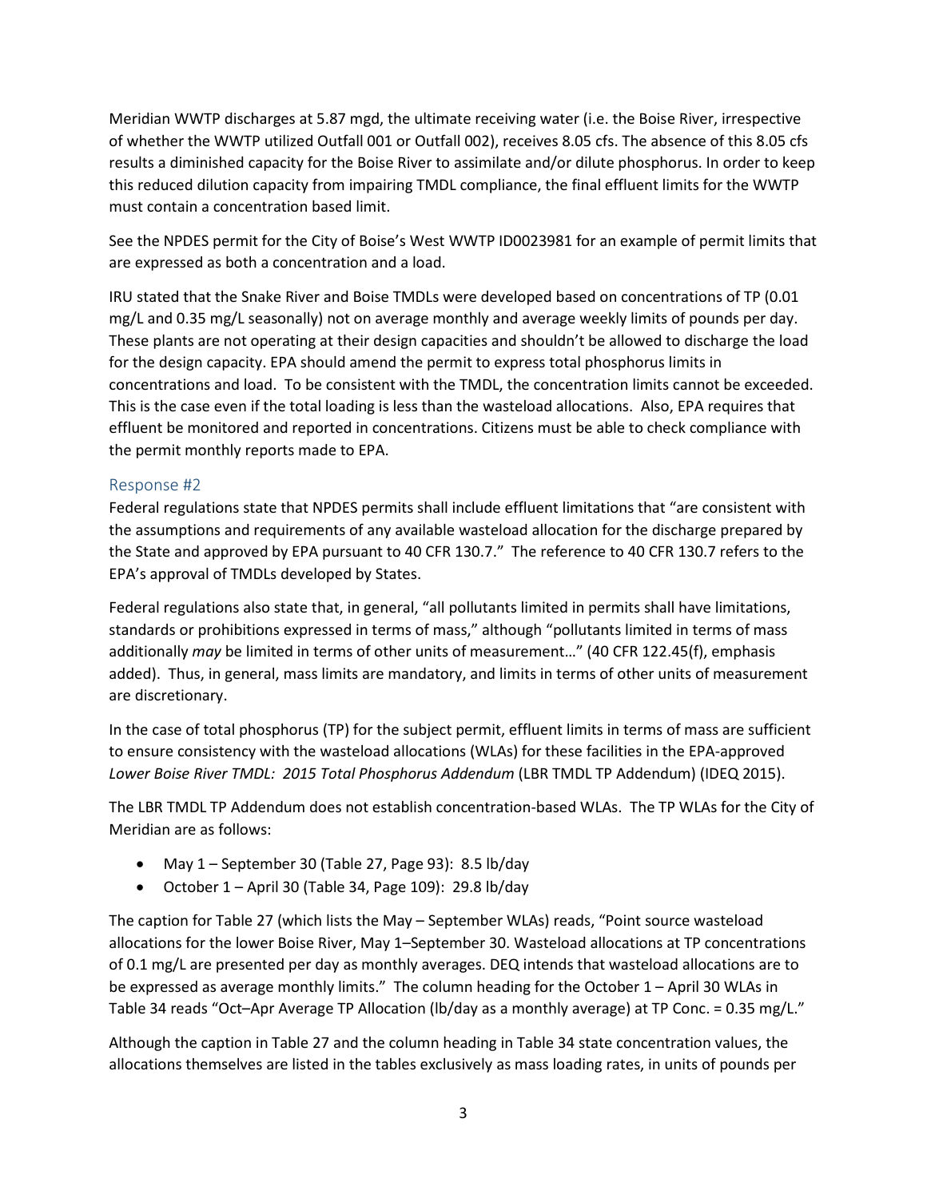Meridian WWTP discharges at 5.87 mgd, the ultimate receiving water (i.e. the Boise River, irrespective of whether the WWTP utilized Outfall 001 or Outfall 002), receives 8.05 cfs. The absence of this 8.05 cfs results a diminished capacity for the Boise River to assimilate and/or dilute phosphorus. In order to keep this reduced dilution capacity from impairing TMDL compliance, the final effluent limits for the WWTP must contain a concentration based limit.

See the NPDES permit for the City of Boise's West WWTP ID0023981 for an example of permit limits that are expressed as both a concentration and a load.

IRU stated that the Snake River and Boise TMDLs were developed based on concentrations of TP (0.01 mg/L and 0.35 mg/L seasonally) not on average monthly and average weekly limits of pounds per day. These plants are not operating at their design capacities and shouldn't be allowed to discharge the load for the design capacity. EPA should amend the permit to express total phosphorus limits in concentrations and load. To be consistent with the TMDL, the concentration limits cannot be exceeded. This is the case even if the total loading is less than the wasteload allocations. Also, EPA requires that effluent be monitored and reported in concentrations. Citizens must be able to check compliance with the permit monthly reports made to EPA.

### Response #2

Federal regulations state that NPDES permits shall include effluent limitations that "are consistent with the assumptions and requirements of any available wasteload allocation for the discharge prepared by the State and approved by EPA pursuant to 40 CFR 130.7." The reference to 40 CFR 130.7 refers to the EPA's approval of TMDLs developed by States.

Federal regulations also state that, in general, "all pollutants limited in permits shall have limitations, standards or prohibitions expressed in terms of mass," although "pollutants limited in terms of mass additionally *may* be limited in terms of other units of measurement…" (40 CFR 122.45(f), emphasis added). Thus, in general, mass limits are mandatory, and limits in terms of other units of measurement are discretionary.

In the case of total phosphorus (TP) for the subject permit, effluent limits in terms of mass are sufficient to ensure consistency with the wasteload allocations (WLAs) for these facilities in the EPA-approved *Lower Boise River TMDL: 2015 Total Phosphorus Addendum* (LBR TMDL TP Addendum) (IDEQ 2015).

The LBR TMDL TP Addendum does not establish concentration-based WLAs. The TP WLAs for the City of Meridian are as follows:

- May 1 – September 30 (Table 27, Page 93): 8.5 lb/day
- October 1 – April 30 (Table 34, Page 109): 29.8 lb/day

The caption for Table 27 (which lists the May – September WLAs) reads, "Point source wasteload allocations for the lower Boise River, May 1–September 30. Wasteload allocations at TP concentrations of 0.1 mg/L are presented per day as monthly averages. DEQ intends that wasteload allocations are to be expressed as average monthly limits." The column heading for the October 1 – April 30 WLAs in Table 34 reads "Oct–Apr Average TP Allocation (lb/day as a monthly average) at TP Conc. = 0.35 mg/L."

Although the caption in Table 27 and the column heading in Table 34 state concentration values, the allocations themselves are listed in the tables exclusively as mass loading rates, in units of pounds per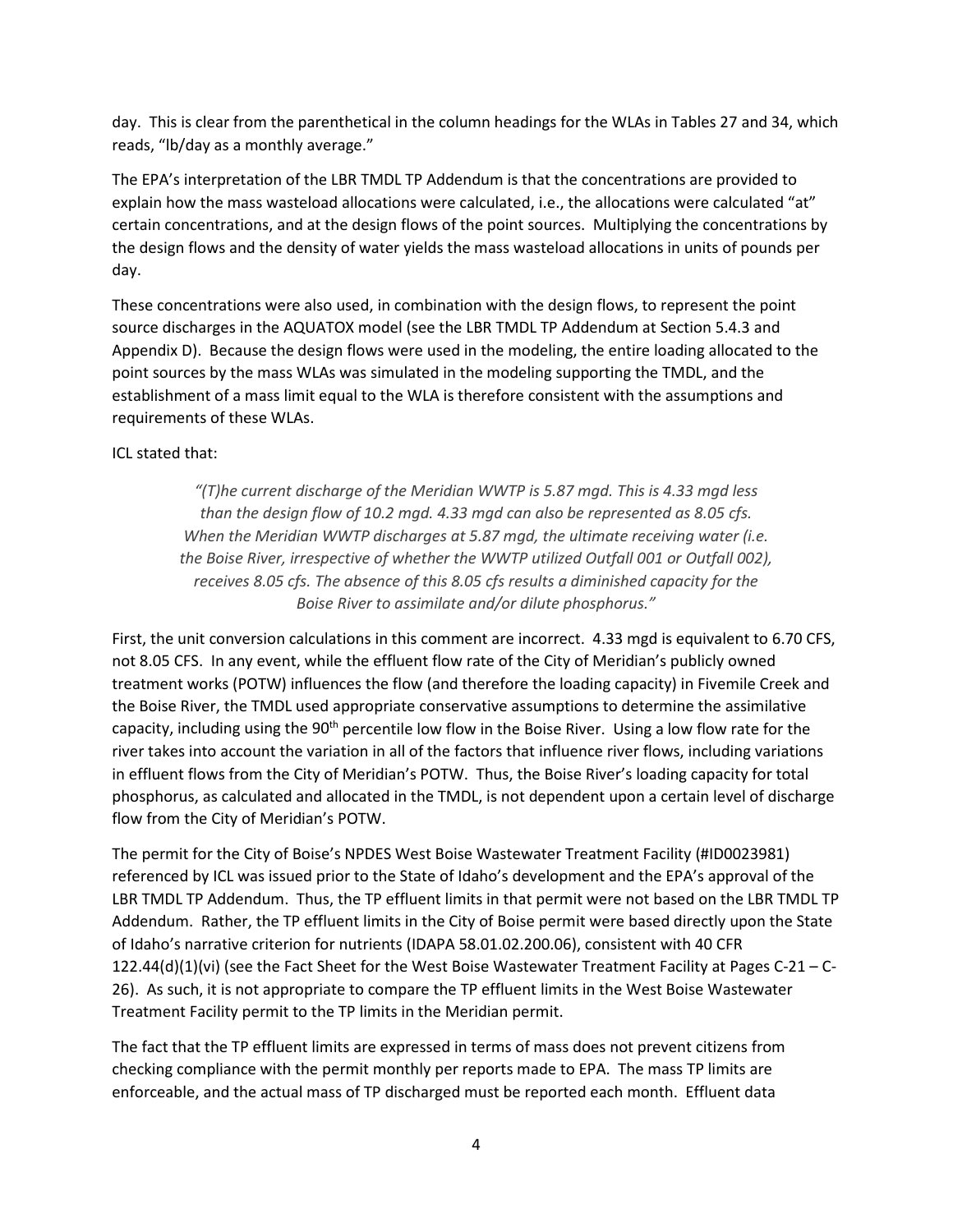day. This is clear from the parenthetical in the column headings for the WLAs in Tables 27 and 34, which reads, "lb/day as a monthly average."

The EPA's interpretation of the LBR TMDL TP Addendum is that the concentrations are provided to explain how the mass wasteload allocations were calculated, i.e., the allocations were calculated "at" certain concentrations, and at the design flows of the point sources. Multiplying the concentrations by the design flows and the density of water yields the mass wasteload allocations in units of pounds per day.

These concentrations were also used, in combination with the design flows, to represent the point source discharges in the AQUATOX model (see the LBR TMDL TP Addendum at Section 5.4.3 and Appendix D). Because the design flows were used in the modeling, the entire loading allocated to the point sources by the mass WLAs was simulated in the modeling supporting the TMDL, and the establishment of a mass limit equal to the WLA is therefore consistent with the assumptions and requirements of these WLAs.

ICL stated that:

> *"(T)he current discharge of the Meridian WWTP is 5.87 mgd. This is 4.33 mgd less than the design flow of 10.2 mgd. 4.33 mgd can also be represented as 8.05 cfs. When the Meridian WWTP discharges at 5.87 mgd, the ultimate receiving water (i.e. the Boise River, irrespective of whether the WWTP utilized Outfall 001 or Outfall 002), receives 8.05 cfs. The absence of this 8.05 cfs results a diminished capacity for the Boise River to assimilate and/or dilute phosphorus."*

First, the unit conversion calculations in this comment are incorrect. 4.33 mgd is equivalent to 6.70 CFS, not 8.05 CFS. In any event, while the effluent flow rate of the City of Meridian's publicly owned treatment works (POTW) influences the flow (and therefore the loading capacity) in Fivemile Creek and the Boise River, the TMDL used appropriate conservative assumptions to determine the assimilative capacity, including using the 90th percentile low flow in the Boise River. Using a low flow rate for the river takes into account the variation in all of the factors that influence river flows, including variations in effluent flows from the City of Meridian's POTW. Thus, the Boise River's loading capacity for total phosphorus, as calculated and allocated in the TMDL, is not dependent upon a certain level of discharge flow from the City of Meridian's POTW.

The permit for the City of Boise's NPDES West Boise Wastewater Treatment Facility (#ID0023981) referenced by ICL was issued prior to the State of Idaho's development and the EPA's approval of the LBR TMDL TP Addendum. Thus, the TP effluent limits in that permit were not based on the LBR TMDL TP Addendum. Rather, the TP effluent limits in the City of Boise permit were based directly upon the State of Idaho's narrative criterion for nutrients (IDAPA 58.01.02.200.06), consistent with 40 CFR 122.44(d)(1)(vi) (see the Fact Sheet for the West Boise Wastewater Treatment Facility at Pages C-21 – C-26). As such, it is not appropriate to compare the TP effluent limits in the West Boise Wastewater Treatment Facility permit to the TP limits in the Meridian permit.

The fact that the TP effluent limits are expressed in terms of mass does not prevent citizens from checking compliance with the permit monthly per reports made to EPA. The mass TP limits are enforceable, and the actual mass of TP discharged must be reported each month. Effluent data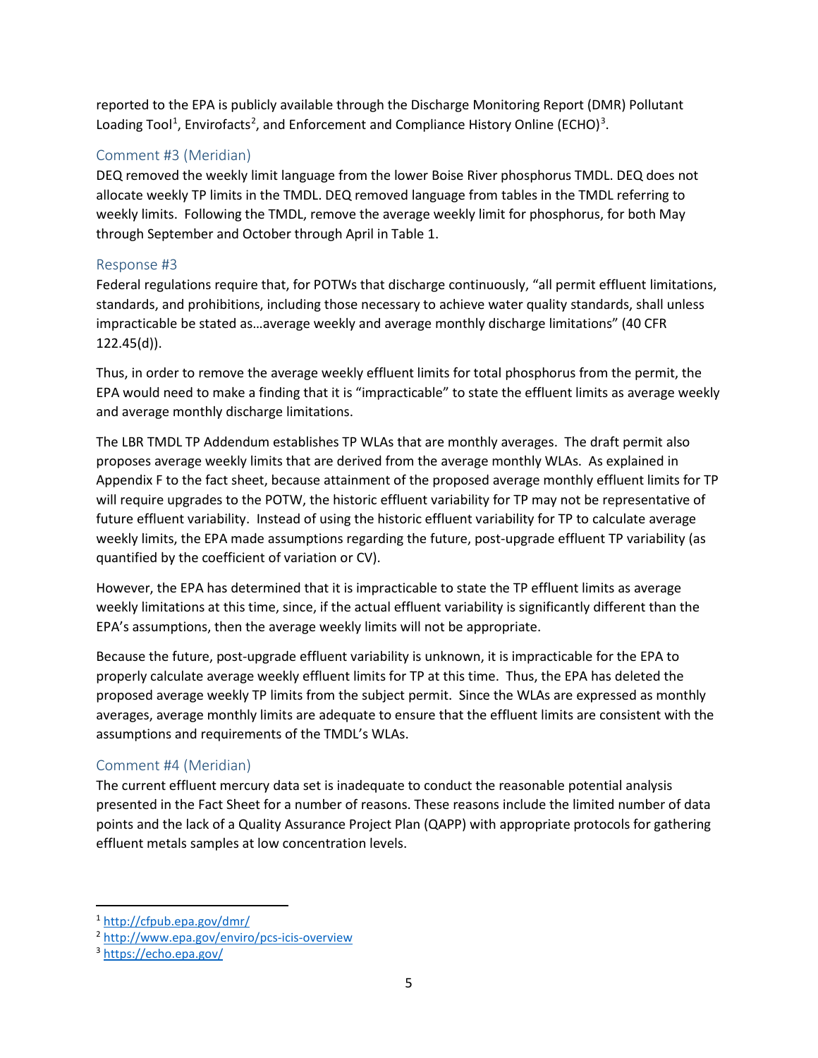reported to the EPA is publicly available through the Discharge Monitoring Report (DMR) Pollutant Loading Tool[1], Envirofacts[2], and Enforcement and Compliance History Online (ECHO)[3].

### Comment #3 (Meridian)

DEQ removed the weekly limit language from the lower Boise River phosphorus TMDL. DEQ does not allocate weekly TP limits in the TMDL. DEQ removed language from tables in the TMDL referring to weekly limits. Following the TMDL, remove the average weekly limit for phosphorus, for both May through September and October through April in Table 1.

### Response #3

Federal regulations require that, for POTWs that discharge continuously, "all permit effluent limitations, standards, and prohibitions, including those necessary to achieve water quality standards, shall unless impracticable be stated as…average weekly and average monthly discharge limitations" (40 CFR 122.45(d)).

Thus, in order to remove the average weekly effluent limits for total phosphorus from the permit, the EPA would need to make a finding that it is "impracticable" to state the effluent limits as average weekly and average monthly discharge limitations.

The LBR TMDL TP Addendum establishes TP WLAs that are monthly averages. The draft permit also proposes average weekly limits that are derived from the average monthly WLAs. As explained in Appendix F to the fact sheet, because attainment of the proposed average monthly effluent limits for TP will require upgrades to the POTW, the historic effluent variability for TP may not be representative of future effluent variability. Instead of using the historic effluent variability for TP to calculate average weekly limits, the EPA made assumptions regarding the future, post-upgrade effluent TP variability (as quantified by the coefficient of variation or CV).

However, the EPA has determined that it is impracticable to state the TP effluent limits as average weekly limitations at this time, since, if the actual effluent variability is significantly different than the EPA's assumptions, then the average weekly limits will not be appropriate.

Because the future, post-upgrade effluent variability is unknown, it is impracticable for the EPA to properly calculate average weekly effluent limits for TP at this time. Thus, the EPA has deleted the proposed average weekly TP limits from the subject permit. Since the WLAs are expressed as monthly averages, average monthly limits are adequate to ensure that the effluent limits are consistent with the assumptions and requirements of the TMDL's WLAs.

### Comment #4 (Meridian)

The current effluent mercury data set is inadequate to conduct the reasonable potential analysis presented in the Fact Sheet for a number of reasons. These reasons include the limited number of data points and the lack of a Quality Assurance Project Plan (QAPP) with appropriate protocols for gathering effluent metals samples at low concentration levels.

---

[1] http://cfpub.epa.gov/dmr/

[2] http://www.epa.gov/enviro/pcs-icis-overview

[3] https://echo.epa.gov/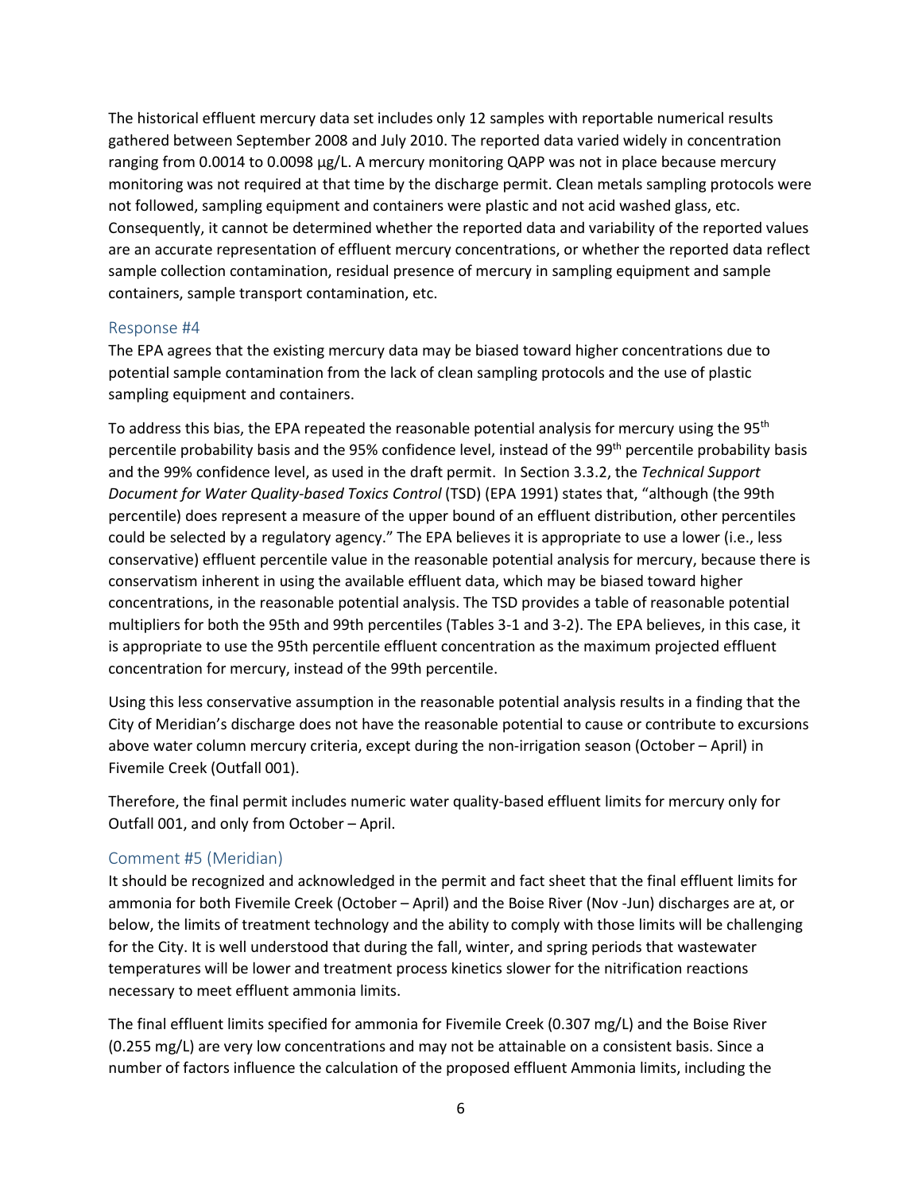The historical effluent mercury data set includes only 12 samples with reportable numerical results gathered between September 2008 and July 2010. The reported data varied widely in concentration ranging from 0.0014 to 0.0098 µg/L. A mercury monitoring QAPP was not in place because mercury monitoring was not required at that time by the discharge permit. Clean metals sampling protocols were not followed, sampling equipment and containers were plastic and not acid washed glass, etc. Consequently, it cannot be determined whether the reported data and variability of the reported values are an accurate representation of effluent mercury concentrations, or whether the reported data reflect sample collection contamination, residual presence of mercury in sampling equipment and sample containers, sample transport contamination, etc.

## Response #4

The EPA agrees that the existing mercury data may be biased toward higher concentrations due to potential sample contamination from the lack of clean sampling protocols and the use of plastic sampling equipment and containers.

To address this bias, the EPA repeated the reasonable potential analysis for mercury using the 95th percentile probability basis and the 95% confidence level, instead of the 99th percentile probability basis and the 99% confidence level, as used in the draft permit. In Section 3.3.2, the *Technical Support Document for Water Quality-based Toxics Control* (TSD) (EPA 1991) states that, "although (the 99th percentile) does represent a measure of the upper bound of an effluent distribution, other percentiles could be selected by a regulatory agency." The EPA believes it is appropriate to use a lower (i.e., less conservative) effluent percentile value in the reasonable potential analysis for mercury, because there is conservatism inherent in using the available effluent data, which may be biased toward higher concentrations, in the reasonable potential analysis. The TSD provides a table of reasonable potential multipliers for both the 95th and 99th percentiles (Tables 3-1 and 3-2). The EPA believes, in this case, it is appropriate to use the 95th percentile effluent concentration as the maximum projected effluent concentration for mercury, instead of the 99th percentile.

Using this less conservative assumption in the reasonable potential analysis results in a finding that the City of Meridian's discharge does not have the reasonable potential to cause or contribute to excursions above water column mercury criteria, except during the non-irrigation season (October – April) in Fivemile Creek (Outfall 001).

Therefore, the final permit includes numeric water quality-based effluent limits for mercury only for Outfall 001, and only from October – April.

## Comment #5 (Meridian)

It should be recognized and acknowledged in the permit and fact sheet that the final effluent limits for ammonia for both Fivemile Creek (October – April) and the Boise River (Nov -Jun) discharges are at, or below, the limits of treatment technology and the ability to comply with those limits will be challenging for the City. It is well understood that during the fall, winter, and spring periods that wastewater temperatures will be lower and treatment process kinetics slower for the nitrification reactions necessary to meet effluent ammonia limits.

The final effluent limits specified for ammonia for Fivemile Creek (0.307 mg/L) and the Boise River (0.255 mg/L) are very low concentrations and may not be attainable on a consistent basis. Since a number of factors influence the calculation of the proposed effluent Ammonia limits, including the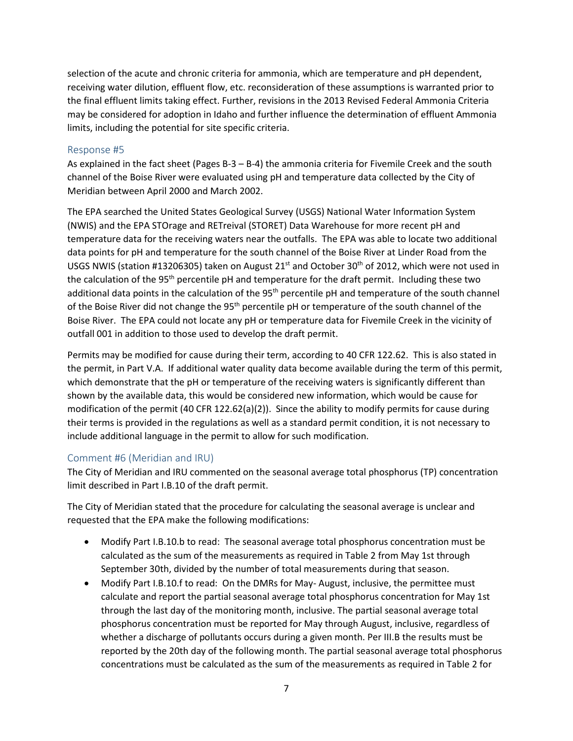selection of the acute and chronic criteria for ammonia, which are temperature and pH dependent, receiving water dilution, effluent flow, etc. reconsideration of these assumptions is warranted prior to the final effluent limits taking effect. Further, revisions in the 2013 Revised Federal Ammonia Criteria may be considered for adoption in Idaho and further influence the determination of effluent Ammonia limits, including the potential for site specific criteria.

### Response #5

As explained in the fact sheet (Pages B-3 – B-4) the ammonia criteria for Fivemile Creek and the south channel of the Boise River were evaluated using pH and temperature data collected by the City of Meridian between April 2000 and March 2002.

The EPA searched the United States Geological Survey (USGS) National Water Information System (NWIS) and the EPA STOrage and RETreival (STORET) Data Warehouse for more recent pH and temperature data for the receiving waters near the outfalls. The EPA was able to locate two additional data points for pH and temperature for the south channel of the Boise River at Linder Road from the USGS NWIS (station #13206305) taken on August 21st and October 30th of 2012, which were not used in the calculation of the 95th percentile pH and temperature for the draft permit. Including these two additional data points in the calculation of the 95th percentile pH and temperature of the south channel of the Boise River did not change the 95th percentile pH or temperature of the south channel of the Boise River. The EPA could not locate any pH or temperature data for Fivemile Creek in the vicinity of outfall 001 in addition to those used to develop the draft permit.

Permits may be modified for cause during their term, according to 40 CFR 122.62. This is also stated in the permit, in Part V.A. If additional water quality data become available during the term of this permit, which demonstrate that the pH or temperature of the receiving waters is significantly different than shown by the available data, this would be considered new information, which would be cause for modification of the permit (40 CFR 122.62(a)(2)). Since the ability to modify permits for cause during their terms is provided in the regulations as well as a standard permit condition, it is not necessary to include additional language in the permit to allow for such modification.

### Comment #6 (Meridian and IRU)

The City of Meridian and IRU commented on the seasonal average total phosphorus (TP) concentration limit described in Part I.B.10 of the draft permit.

The City of Meridian stated that the procedure for calculating the seasonal average is unclear and requested that the EPA make the following modifications:

- Modify Part I.B.10.b to read: The seasonal average total phosphorus concentration must be calculated as the sum of the measurements as required in Table 2 from May 1st through September 30th, divided by the number of total measurements during that season.
- Modify Part I.B.10.f to read: On the DMRs for May- August, inclusive, the permittee must calculate and report the partial seasonal average total phosphorus concentration for May 1st through the last day of the monitoring month, inclusive. The partial seasonal average total phosphorus concentration must be reported for May through August, inclusive, regardless of whether a discharge of pollutants occurs during a given month. Per III.B the results must be reported by the 20th day of the following month. The partial seasonal average total phosphorus concentrations must be calculated as the sum of the measurements as required in Table 2 for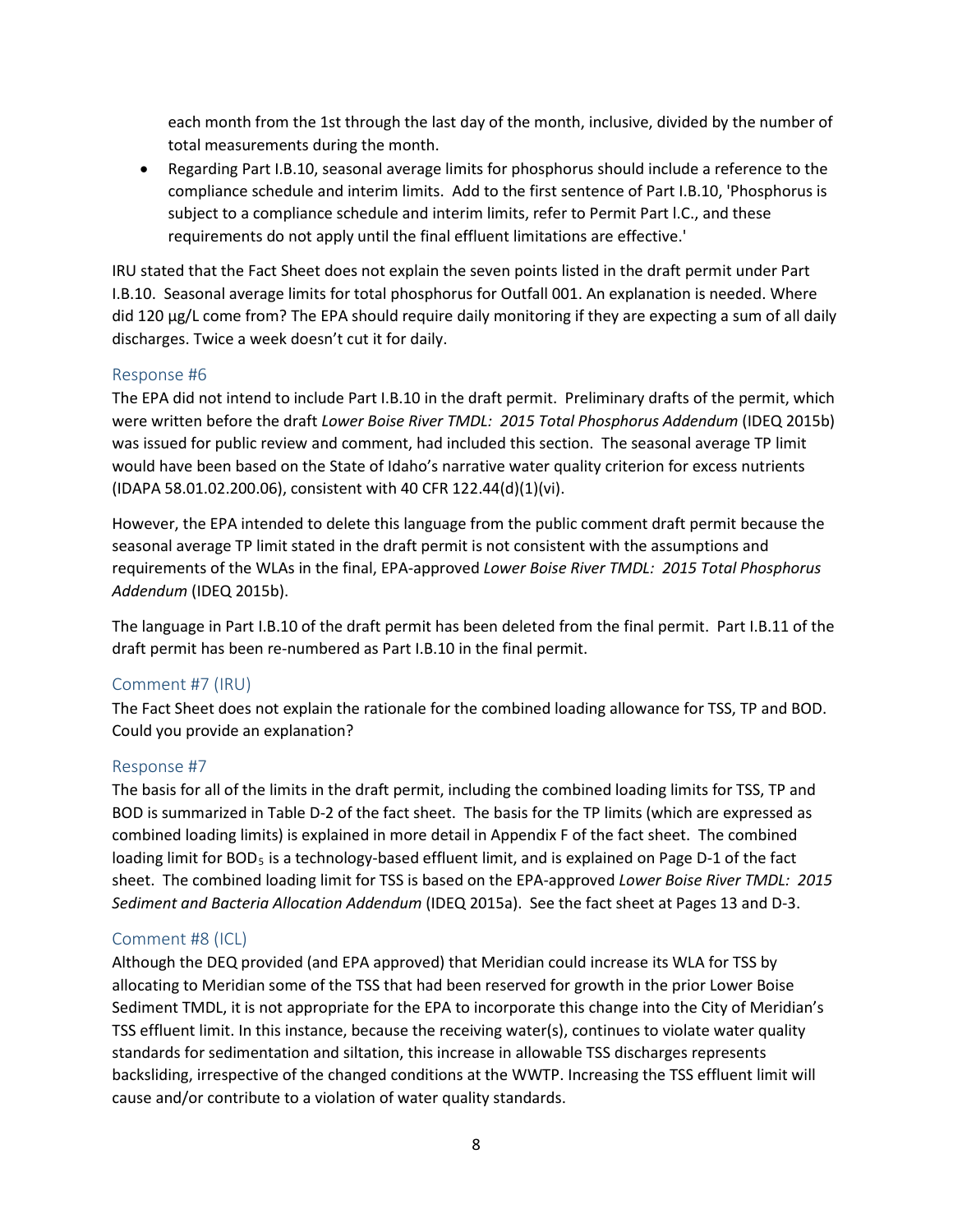each month from the 1st through the last day of the month, inclusive, divided by the number of total measurements during the month.

- Regarding Part I.B.10, seasonal average limits for phosphorus should include a reference to the compliance schedule and interim limits. Add to the first sentence of Part I.B.10, 'Phosphorus is subject to a compliance schedule and interim limits, refer to Permit Part l.C., and these requirements do not apply until the final effluent limitations are effective.'

IRU stated that the Fact Sheet does not explain the seven points listed in the draft permit under Part I.B.10. Seasonal average limits for total phosphorus for Outfall 001. An explanation is needed. Where did 120 µg/L come from? The EPA should require daily monitoring if they are expecting a sum of all daily discharges. Twice a week doesn't cut it for daily.

### Response #6

The EPA did not intend to include Part I.B.10 in the draft permit. Preliminary drafts of the permit, which were written before the draft *Lower Boise River TMDL: 2015 Total Phosphorus Addendum* (IDEQ 2015b) was issued for public review and comment, had included this section. The seasonal average TP limit would have been based on the State of Idaho's narrative water quality criterion for excess nutrients (IDAPA 58.01.02.200.06), consistent with 40 CFR 122.44(d)(1)(vi).

However, the EPA intended to delete this language from the public comment draft permit because the seasonal average TP limit stated in the draft permit is not consistent with the assumptions and requirements of the WLAs in the final, EPA-approved *Lower Boise River TMDL: 2015 Total Phosphorus Addendum* (IDEQ 2015b).

The language in Part I.B.10 of the draft permit has been deleted from the final permit. Part I.B.11 of the draft permit has been re-numbered as Part I.B.10 in the final permit.

### Comment #7 (IRU)

The Fact Sheet does not explain the rationale for the combined loading allowance for TSS, TP and BOD. Could you provide an explanation?

### Response #7

The basis for all of the limits in the draft permit, including the combined loading limits for TSS, TP and BOD is summarized in Table D-2 of the fact sheet. The basis for the TP limits (which are expressed as combined loading limits) is explained in more detail in Appendix F of the fact sheet. The combined loading limit for $BOD_5$ is a technology-based effluent limit, and is explained on Page D-1 of the fact sheet. The combined loading limit for TSS is based on the EPA-approved *Lower Boise River TMDL: 2015 Sediment and Bacteria Allocation Addendum* (IDEQ 2015a). See the fact sheet at Pages 13 and D-3.

### Comment #8 (ICL)

Although the DEQ provided (and EPA approved) that Meridian could increase its WLA for TSS by allocating to Meridian some of the TSS that had been reserved for growth in the prior Lower Boise Sediment TMDL, it is not appropriate for the EPA to incorporate this change into the City of Meridian's TSS effluent limit. In this instance, because the receiving water(s), continues to violate water quality standards for sedimentation and siltation, this increase in allowable TSS discharges represents backsliding, irrespective of the changed conditions at the WWTP. Increasing the TSS effluent limit will cause and/or contribute to a violation of water quality standards.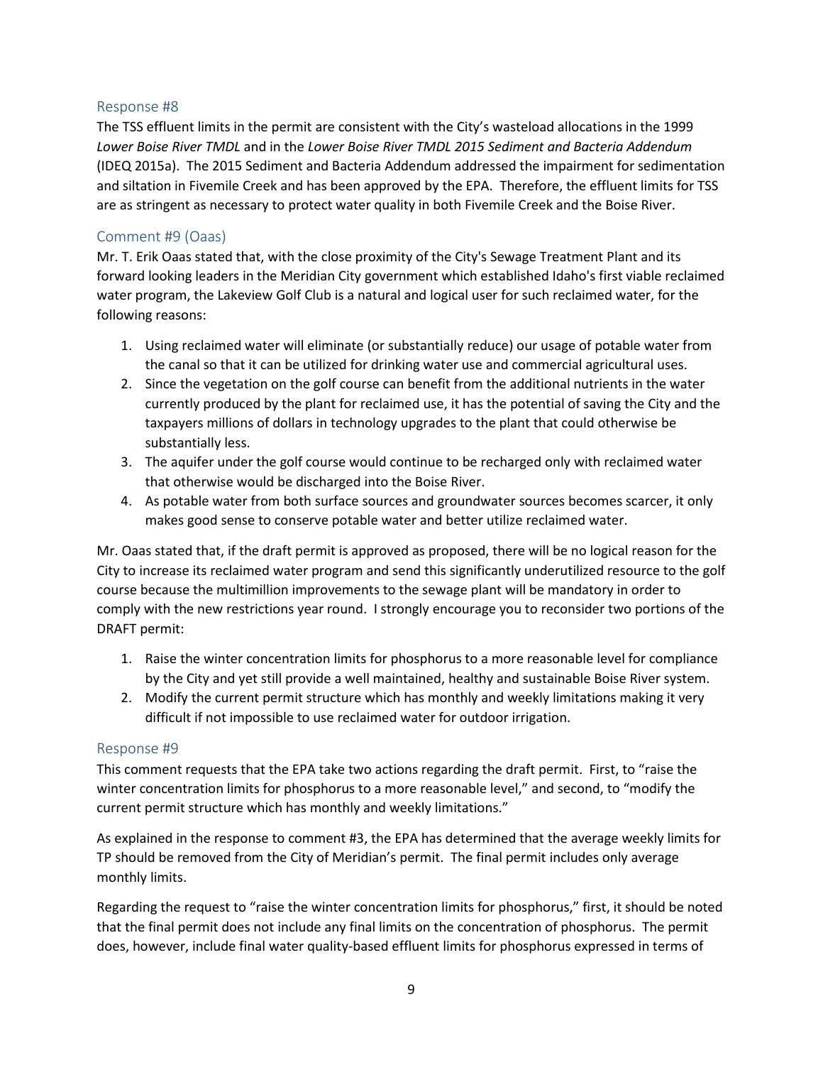### Response #8

The TSS effluent limits in the permit are consistent with the City's wasteload allocations in the 1999 *Lower Boise River TMDL* and in the *Lower Boise River TMDL 2015 Sediment and Bacteria Addendum* (IDEQ 2015a). The 2015 Sediment and Bacteria Addendum addressed the impairment for sedimentation and siltation in Fivemile Creek and has been approved by the EPA. Therefore, the effluent limits for TSS are as stringent as necessary to protect water quality in both Fivemile Creek and the Boise River.

### Comment #9 (Oaas)

Mr. T. Erik Oaas stated that, with the close proximity of the City's Sewage Treatment Plant and its forward looking leaders in the Meridian City government which established Idaho's first viable reclaimed water program, the Lakeview Golf Club is a natural and logical user for such reclaimed water, for the following reasons:

1. Using reclaimed water will eliminate (or substantially reduce) our usage of potable water from the canal so that it can be utilized for drinking water use and commercial agricultural uses.
2. Since the vegetation on the golf course can benefit from the additional nutrients in the water currently produced by the plant for reclaimed use, it has the potential of saving the City and the taxpayers millions of dollars in technology upgrades to the plant that could otherwise be substantially less.
3. The aquifer under the golf course would continue to be recharged only with reclaimed water that otherwise would be discharged into the Boise River.
4. As potable water from both surface sources and groundwater sources becomes scarcer, it only makes good sense to conserve potable water and better utilize reclaimed water.

Mr. Oaas stated that, if the draft permit is approved as proposed, there will be no logical reason for the City to increase its reclaimed water program and send this significantly underutilized resource to the golf course because the multimillion improvements to the sewage plant will be mandatory in order to comply with the new restrictions year round. I strongly encourage you to reconsider two portions of the DRAFT permit:

1. Raise the winter concentration limits for phosphorus to a more reasonable level for compliance by the City and yet still provide a well maintained, healthy and sustainable Boise River system.
2. Modify the current permit structure which has monthly and weekly limitations making it very difficult if not impossible to use reclaimed water for outdoor irrigation.

### Response #9

This comment requests that the EPA take two actions regarding the draft permit. First, to "raise the winter concentration limits for phosphorus to a more reasonable level," and second, to "modify the current permit structure which has monthly and weekly limitations."

As explained in the response to comment #3, the EPA has determined that the average weekly limits for TP should be removed from the City of Meridian's permit. The final permit includes only average monthly limits.

Regarding the request to "raise the winter concentration limits for phosphorus," first, it should be noted that the final permit does not include any final limits on the concentration of phosphorus. The permit does, however, include final water quality-based effluent limits for phosphorus expressed in terms of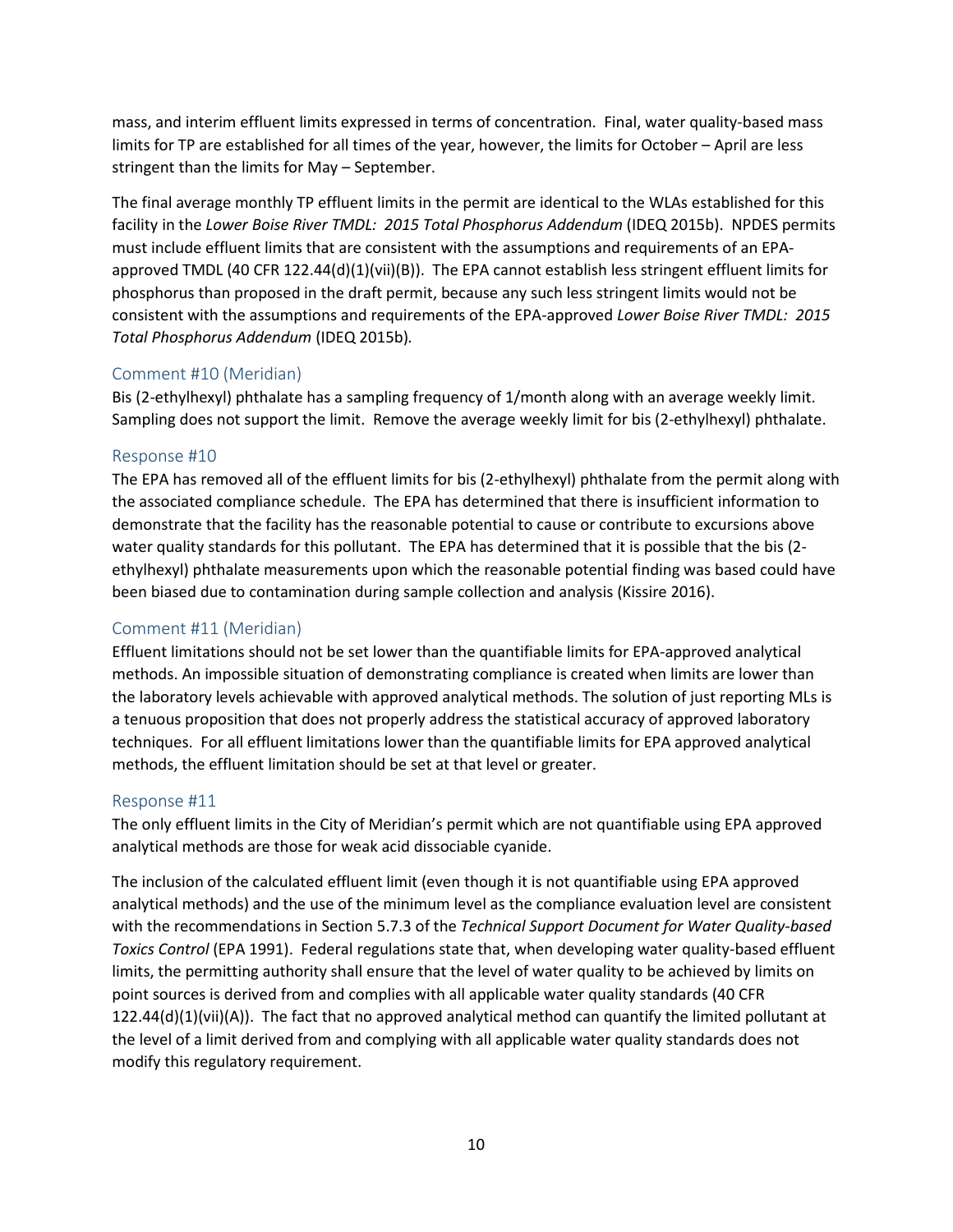mass, and interim effluent limits expressed in terms of concentration. Final, water quality-based mass limits for TP are established for all times of the year, however, the limits for October – April are less stringent than the limits for May – September.

The final average monthly TP effluent limits in the permit are identical to the WLAs established for this facility in the *Lower Boise River TMDL: 2015 Total Phosphorus Addendum* (IDEQ 2015b). NPDES permits must include effluent limits that are consistent with the assumptions and requirements of an EPA-approved TMDL (40 CFR 122.44(d)(1)(vii)(B)). The EPA cannot establish less stringent effluent limits for phosphorus than proposed in the draft permit, because any such less stringent limits would not be consistent with the assumptions and requirements of the EPA-approved *Lower Boise River TMDL: 2015 Total Phosphorus Addendum* (IDEQ 2015b).

### Comment #10 (Meridian)

Bis (2-ethylhexyl) phthalate has a sampling frequency of 1/month along with an average weekly limit. Sampling does not support the limit. Remove the average weekly limit for bis (2-ethylhexyl) phthalate.

### Response #10

The EPA has removed all of the effluent limits for bis (2-ethylhexyl) phthalate from the permit along with the associated compliance schedule. The EPA has determined that there is insufficient information to demonstrate that the facility has the reasonable potential to cause or contribute to excursions above water quality standards for this pollutant. The EPA has determined that it is possible that the bis (2-ethylhexyl) phthalate measurements upon which the reasonable potential finding was based could have been biased due to contamination during sample collection and analysis (Kissire 2016).

### Comment #11 (Meridian)

Effluent limitations should not be set lower than the quantifiable limits for EPA-approved analytical methods. An impossible situation of demonstrating compliance is created when limits are lower than the laboratory levels achievable with approved analytical methods. The solution of just reporting MLs is a tenuous proposition that does not properly address the statistical accuracy of approved laboratory techniques. For all effluent limitations lower than the quantifiable limits for EPA approved analytical methods, the effluent limitation should be set at that level or greater.

### Response #11

The only effluent limits in the City of Meridian's permit which are not quantifiable using EPA approved analytical methods are those for weak acid dissociable cyanide.

The inclusion of the calculated effluent limit (even though it is not quantifiable using EPA approved analytical methods) and the use of the minimum level as the compliance evaluation level are consistent with the recommendations in Section 5.7.3 of the *Technical Support Document for Water Quality-based Toxics Control* (EPA 1991). Federal regulations state that, when developing water quality-based effluent limits, the permitting authority shall ensure that the level of water quality to be achieved by limits on point sources is derived from and complies with all applicable water quality standards (40 CFR 122.44(d)(1)(vii)(A)). The fact that no approved analytical method can quantify the limited pollutant at the level of a limit derived from and complying with all applicable water quality standards does not modify this regulatory requirement.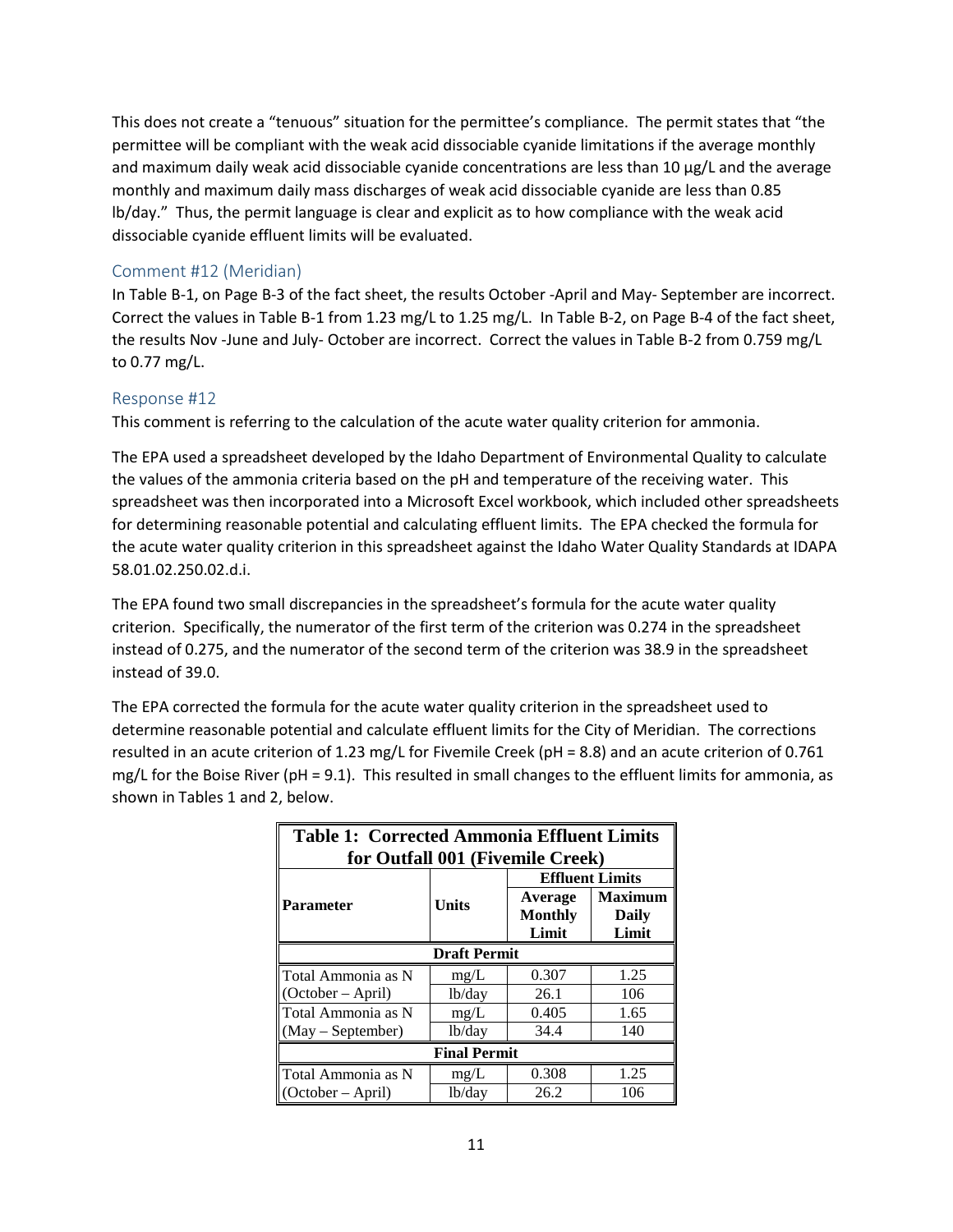This does not create a "tenuous" situation for the permittee's compliance. The permit states that "the permittee will be compliant with the weak acid dissociable cyanide limitations if the average monthly and maximum daily weak acid dissociable cyanide concentrations are less than 10 µg/L and the average monthly and maximum daily mass discharges of weak acid dissociable cyanide are less than 0.85 lb/day." Thus, the permit language is clear and explicit as to how compliance with the weak acid dissociable cyanide effluent limits will be evaluated.

### Comment #12 (Meridian)

In Table B-1, on Page B-3 of the fact sheet, the results October -April and May- September are incorrect. Correct the values in Table B-1 from 1.23 mg/L to 1.25 mg/L. In Table B-2, on Page B-4 of the fact sheet, the results Nov -June and July- October are incorrect. Correct the values in Table B-2 from 0.759 mg/L to 0.77 mg/L.

### Response #12

This comment is referring to the calculation of the acute water quality criterion for ammonia.

The EPA used a spreadsheet developed by the Idaho Department of Environmental Quality to calculate the values of the ammonia criteria based on the pH and temperature of the receiving water. This spreadsheet was then incorporated into a Microsoft Excel workbook, which included other spreadsheets for determining reasonable potential and calculating effluent limits. The EPA checked the formula for the acute water quality criterion in this spreadsheet against the Idaho Water Quality Standards at IDAPA 58.01.02.250.02.d.i.

The EPA found two small discrepancies in the spreadsheet's formula for the acute water quality criterion. Specifically, the numerator of the first term of the criterion was 0.274 in the spreadsheet instead of 0.275, and the numerator of the second term of the criterion was 38.9 in the spreadsheet instead of 39.0.

The EPA corrected the formula for the acute water quality criterion in the spreadsheet used to determine reasonable potential and calculate effluent limits for the City of Meridian. The corrections resulted in an acute criterion of 1.23 mg/L for Fivemile Creek (pH = 8.8) and an acute criterion of 0.761 mg/L for the Boise River (pH = 9.1). This resulted in small changes to the effluent limits for ammonia, as shown in Tables 1 and 2, below.

**Table 1: Corrected Ammonia Effluent Limits for Outfall 001 (Fivemile Creek)**

| Parameter | Units | Effluent Limits | |
|---|---|---|---|
| | | Average Monthly Limit | Maximum Daily Limit |
| **Draft Permit** | | | |
| Total Ammonia as N (October – April) | mg/L | 0.307 | 1.25 |
| | lb/day | 26.1 | 106 |
| Total Ammonia as N (May – September) | mg/L | 0.405 | 1.65 |
| | lb/day | 34.4 | 140 |
| **Final Permit** | | | |
| Total Ammonia as N (October – April) | mg/L | 0.308 | 1.25 |
| | lb/day | 26.2 | 106 |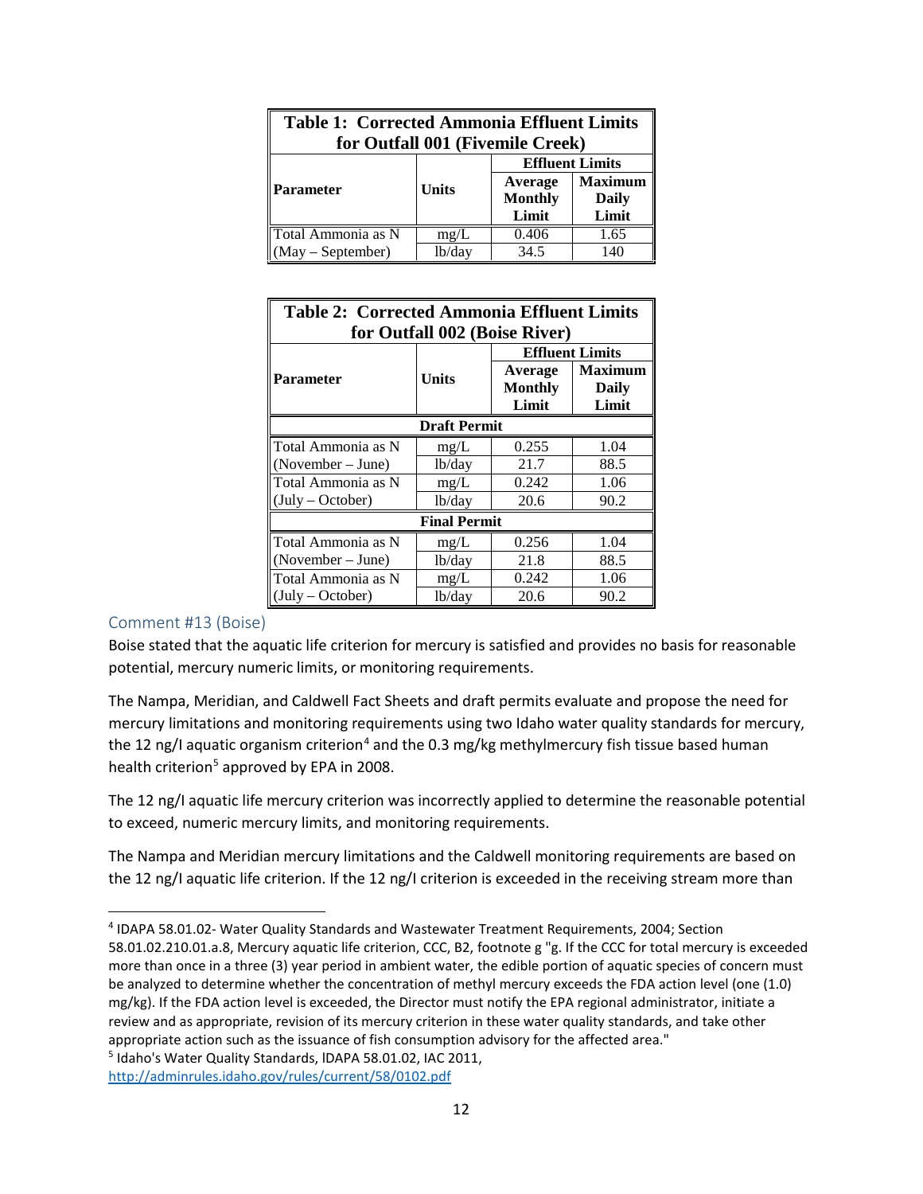| Table 1: Corrected Ammonia Effluent Limits for Outfall 001 (Fivemile Creek) | | | |
|---|---|---|---|
| Parameter | Units | Effluent Limits | |
| | | Average Monthly Limit | Maximum Daily Limit |
| Total Ammonia as N (May – September) | mg/L | 0.406 | 1.65 |
| | lb/day | 34.5 | 140 |

| Table 2: Corrected Ammonia Effluent Limits for Outfall 002 (Boise River) | | | |
|---|---|---|---|
| Parameter | Units | Effluent Limits | |
| | | Average Monthly Limit | Maximum Daily Limit |
| **Draft Permit** | | | |
| Total Ammonia as N (November – June) | mg/L | 0.255 | 1.04 |
| | lb/day | 21.7 | 88.5 |
| Total Ammonia as N (July – October) | mg/L | 0.242 | 1.06 |
| | lb/day | 20.6 | 90.2 |
| **Final Permit** | | | |
| Total Ammonia as N (November – June) | mg/L | 0.256 | 1.04 |
| | lb/day | 21.8 | 88.5 |
| Total Ammonia as N (July – October) | mg/L | 0.242 | 1.06 |
| | lb/day | 20.6 | 90.2 |

### Comment #13 (Boise)

Boise stated that the aquatic life criterion for mercury is satisfied and provides no basis for reasonable potential, mercury numeric limits, or monitoring requirements.

The Nampa, Meridian, and Caldwell Fact Sheets and draft permits evaluate and propose the need for mercury limitations and monitoring requirements using two Idaho water quality standards for mercury, the 12 ng/l aquatic organism criterion[4] and the 0.3 mg/kg methylmercury fish tissue based human health criterion[5] approved by EPA in 2008.

The 12 ng/l aquatic life mercury criterion was incorrectly applied to determine the reasonable potential to exceed, numeric mercury limits, and monitoring requirements.

The Nampa and Meridian mercury limitations and the Caldwell monitoring requirements are based on the 12 ng/l aquatic life criterion. If the 12 ng/l criterion is exceeded in the receiving stream more than

---

[4] IDAPA 58.01.02- Water Quality Standards and Wastewater Treatment Requirements, 2004; Section 58.01.02.210.01.a.8, Mercury aquatic life criterion, CCC, B2, footnote g "g. If the CCC for total mercury is exceeded more than once in a three (3) year period in ambient water, the edible portion of aquatic species of concern must be analyzed to determine whether the concentration of methyl mercury exceeds the FDA action level (one (1.0) mg/kg). If the FDA action level is exceeded, the Director must notify the EPA regional administrator, initiate a review and as appropriate, revision of its mercury criterion in these water quality standards, and take other appropriate action such as the issuance of fish consumption advisory for the affected area."

[5] Idaho's Water Quality Standards, IDAPA 58.01.02, IAC 2011, http://adminrules.idaho.gov/rules/current/58/0102.pdf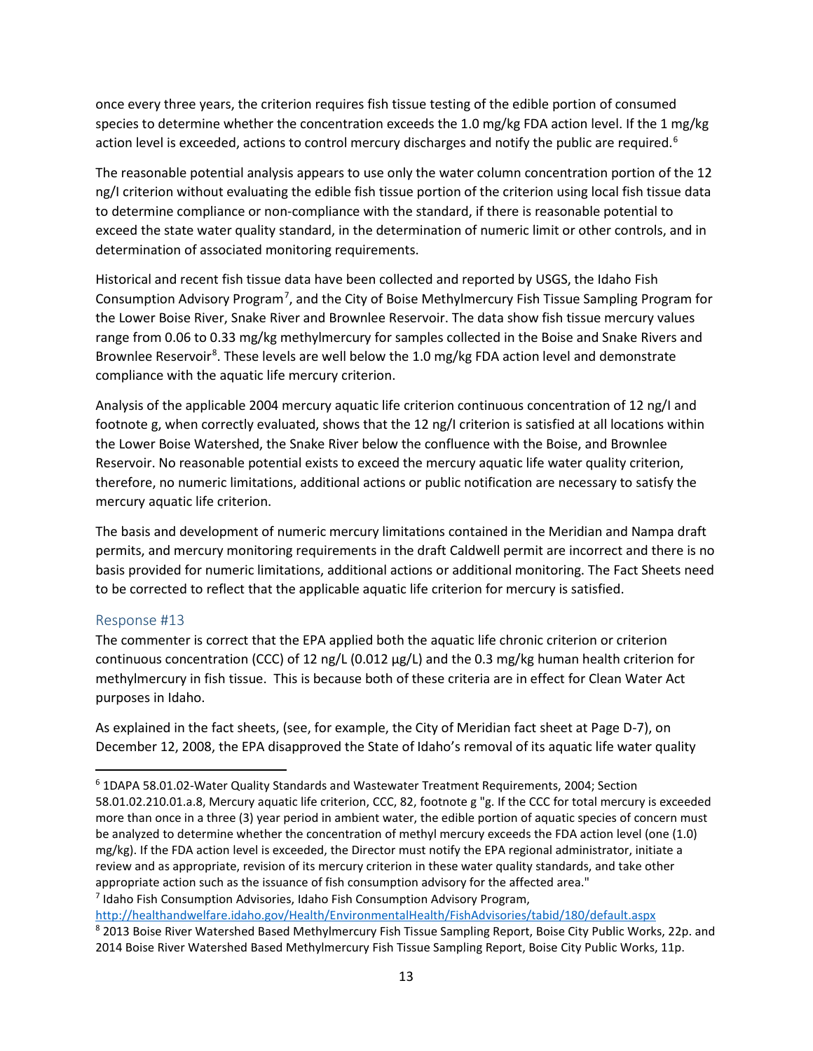once every three years, the criterion requires fish tissue testing of the edible portion of consumed species to determine whether the concentration exceeds the 1.0 mg/kg FDA action level. If the 1 mg/kg action level is exceeded, actions to control mercury discharges and notify the public are required.[6]

The reasonable potential analysis appears to use only the water column concentration portion of the 12 ng/l criterion without evaluating the edible fish tissue portion of the criterion using local fish tissue data to determine compliance or non-compliance with the standard, if there is reasonable potential to exceed the state water quality standard, in the determination of numeric limit or other controls, and in determination of associated monitoring requirements.

Historical and recent fish tissue data have been collected and reported by USGS, the Idaho Fish Consumption Advisory Program[7], and the City of Boise Methylmercury Fish Tissue Sampling Program for the Lower Boise River, Snake River and Brownlee Reservoir. The data show fish tissue mercury values range from 0.06 to 0.33 mg/kg methylmercury for samples collected in the Boise and Snake Rivers and Brownlee Reservoir[8]. These levels are well below the 1.0 mg/kg FDA action level and demonstrate compliance with the aquatic life mercury criterion.

Analysis of the applicable 2004 mercury aquatic life criterion continuous concentration of 12 ng/l and footnote g, when correctly evaluated, shows that the 12 ng/l criterion is satisfied at all locations within the Lower Boise Watershed, the Snake River below the confluence with the Boise, and Brownlee Reservoir. No reasonable potential exists to exceed the mercury aquatic life water quality criterion, therefore, no numeric limitations, additional actions or public notification are necessary to satisfy the mercury aquatic life criterion.

The basis and development of numeric mercury limitations contained in the Meridian and Nampa draft permits, and mercury monitoring requirements in the draft Caldwell permit are incorrect and there is no basis provided for numeric limitations, additional actions or additional monitoring. The Fact Sheets need to be corrected to reflect that the applicable aquatic life criterion for mercury is satisfied.

### Response #13

The commenter is correct that the EPA applied both the aquatic life chronic criterion or criterion continuous concentration (CCC) of 12 ng/L (0.012 µg/L) and the 0.3 mg/kg human health criterion for methylmercury in fish tissue. This is because both of these criteria are in effect for Clean Water Act purposes in Idaho.

As explained in the fact sheets, (see, for example, the City of Meridian fact sheet at Page D-7), on December 12, 2008, the EPA disapproved the State of Idaho's removal of its aquatic life water quality

---

[6] 1DAPA 58.01.02-Water Quality Standards and Wastewater Treatment Requirements, 2004; Section 58.01.02.210.01.a.8, Mercury aquatic life criterion, CCC, 82, footnote g "g. If the CCC for total mercury is exceeded more than once in a three (3) year period in ambient water, the edible portion of aquatic species of concern must be analyzed to determine whether the concentration of methyl mercury exceeds the FDA action level (one (1.0) mg/kg). If the FDA action level is exceeded, the Director must notify the EPA regional administrator, initiate a review and as appropriate, revision of its mercury criterion in these water quality standards, and take other appropriate action such as the issuance of fish consumption advisory for the affected area."

[7] Idaho Fish Consumption Advisories, Idaho Fish Consumption Advisory Program, http://healthandwelfare.idaho.gov/Health/EnvironmentalHealth/FishAdvisories/tabid/180/default.aspx

[8] 2013 Boise River Watershed Based Methylmercury Fish Tissue Sampling Report, Boise City Public Works, 22p. and 2014 Boise River Watershed Based Methylmercury Fish Tissue Sampling Report, Boise City Public Works, 11p.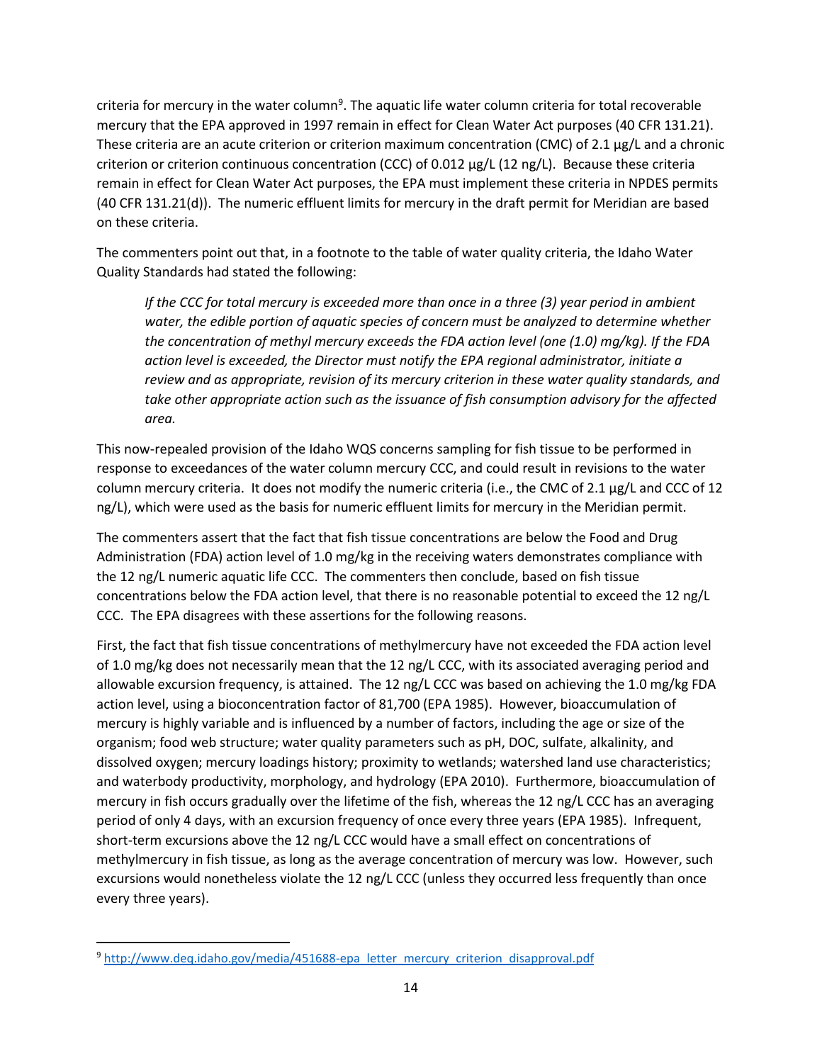criteria for mercury in the water column[9]. The aquatic life water column criteria for total recoverable mercury that the EPA approved in 1997 remain in effect for Clean Water Act purposes (40 CFR 131.21). These criteria are an acute criterion or criterion maximum concentration (CMC) of 2.1 µg/L and a chronic criterion or criterion continuous concentration (CCC) of 0.012 µg/L (12 ng/L). Because these criteria remain in effect for Clean Water Act purposes, the EPA must implement these criteria in NPDES permits (40 CFR 131.21(d)). The numeric effluent limits for mercury in the draft permit for Meridian are based on these criteria.

The commenters point out that, in a footnote to the table of water quality criteria, the Idaho Water Quality Standards had stated the following:

> *If the CCC for total mercury is exceeded more than once in a three (3) year period in ambient water, the edible portion of aquatic species of concern must be analyzed to determine whether the concentration of methyl mercury exceeds the FDA action level (one (1.0) mg/kg). If the FDA action level is exceeded, the Director must notify the EPA regional administrator, initiate a review and as appropriate, revision of its mercury criterion in these water quality standards, and take other appropriate action such as the issuance of fish consumption advisory for the affected area.*

This now-repealed provision of the Idaho WQS concerns sampling for fish tissue to be performed in response to exceedances of the water column mercury CCC, and could result in revisions to the water column mercury criteria. It does not modify the numeric criteria (i.e., the CMC of 2.1 µg/L and CCC of 12 ng/L), which were used as the basis for numeric effluent limits for mercury in the Meridian permit.

The commenters assert that the fact that fish tissue concentrations are below the Food and Drug Administration (FDA) action level of 1.0 mg/kg in the receiving waters demonstrates compliance with the 12 ng/L numeric aquatic life CCC. The commenters then conclude, based on fish tissue concentrations below the FDA action level, that there is no reasonable potential to exceed the 12 ng/L CCC. The EPA disagrees with these assertions for the following reasons.

First, the fact that fish tissue concentrations of methylmercury have not exceeded the FDA action level of 1.0 mg/kg does not necessarily mean that the 12 ng/L CCC, with its associated averaging period and allowable excursion frequency, is attained. The 12 ng/L CCC was based on achieving the 1.0 mg/kg FDA action level, using a bioconcentration factor of 81,700 (EPA 1985). However, bioaccumulation of mercury is highly variable and is influenced by a number of factors, including the age or size of the organism; food web structure; water quality parameters such as pH, DOC, sulfate, alkalinity, and dissolved oxygen; mercury loadings history; proximity to wetlands; watershed land use characteristics; and waterbody productivity, morphology, and hydrology (EPA 2010). Furthermore, bioaccumulation of mercury in fish occurs gradually over the lifetime of the fish, whereas the 12 ng/L CCC has an averaging period of only 4 days, with an excursion frequency of once every three years (EPA 1985). Infrequent, short-term excursions above the 12 ng/L CCC would have a small effect on concentrations of methylmercury in fish tissue, as long as the average concentration of mercury was low. However, such excursions would nonetheless violate the 12 ng/L CCC (unless they occurred less frequently than once every three years).

[9] http://www.deq.idaho.gov/media/451688-epa_letter_mercury_criterion_disapproval.pdf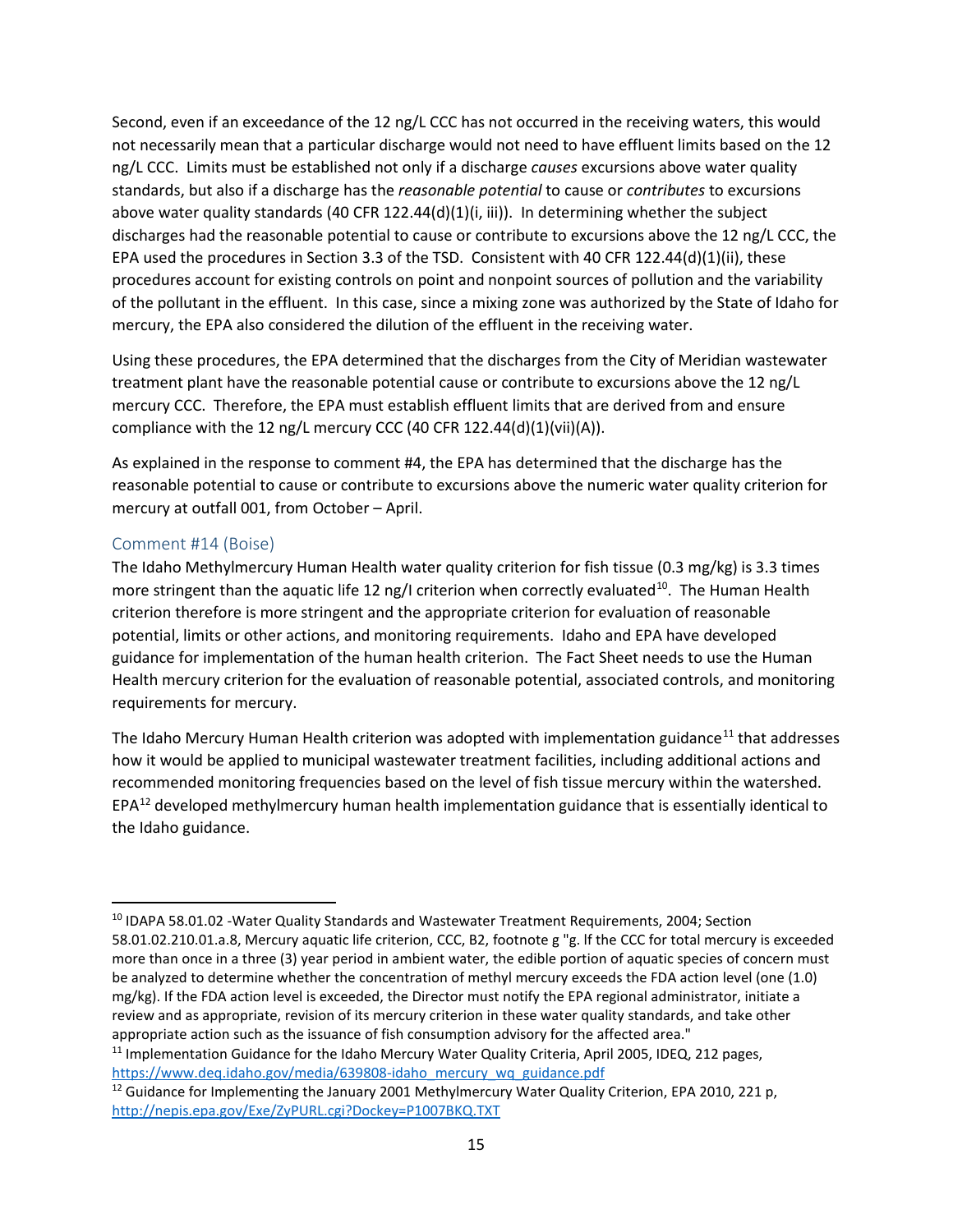Second, even if an exceedance of the 12 ng/L CCC has not occurred in the receiving waters, this would not necessarily mean that a particular discharge would not need to have effluent limits based on the 12 ng/L CCC. Limits must be established not only if a discharge *causes* excursions above water quality standards, but also if a discharge has the *reasonable potential* to cause or *contributes* to excursions above water quality standards (40 CFR 122.44(d)(1)(i, iii)). In determining whether the subject discharges had the reasonable potential to cause or contribute to excursions above the 12 ng/L CCC, the EPA used the procedures in Section 3.3 of the TSD. Consistent with 40 CFR 122.44(d)(1)(ii), these procedures account for existing controls on point and nonpoint sources of pollution and the variability of the pollutant in the effluent. In this case, since a mixing zone was authorized by the State of Idaho for mercury, the EPA also considered the dilution of the effluent in the receiving water.

Using these procedures, the EPA determined that the discharges from the City of Meridian wastewater treatment plant have the reasonable potential cause or contribute to excursions above the 12 ng/L mercury CCC. Therefore, the EPA must establish effluent limits that are derived from and ensure compliance with the 12 ng/L mercury CCC (40 CFR 122.44(d)(1)(vii)(A)).

As explained in the response to comment #4, the EPA has determined that the discharge has the reasonable potential to cause or contribute to excursions above the numeric water quality criterion for mercury at outfall 001, from October – April.

### Comment #14 (Boise)

The Idaho Methylmercury Human Health water quality criterion for fish tissue (0.3 mg/kg) is 3.3 times more stringent than the aquatic life 12 ng/l criterion when correctly evaluated[10]. The Human Health criterion therefore is more stringent and the appropriate criterion for evaluation of reasonable potential, limits or other actions, and monitoring requirements. Idaho and EPA have developed guidance for implementation of the human health criterion. The Fact Sheet needs to use the Human Health mercury criterion for the evaluation of reasonable potential, associated controls, and monitoring requirements for mercury.

The Idaho Mercury Human Health criterion was adopted with implementation guidance[11] that addresses how it would be applied to municipal wastewater treatment facilities, including additional actions and recommended monitoring frequencies based on the level of fish tissue mercury within the watershed. EPA[12] developed methylmercury human health implementation guidance that is essentially identical to the Idaho guidance.

---

[10] IDAPA 58.01.02 -Water Quality Standards and Wastewater Treatment Requirements, 2004; Section 58.01.02.210.01.a.8, Mercury aquatic life criterion, CCC, B2, footnote g "g. If the CCC for total mercury is exceeded more than once in a three (3) year period in ambient water, the edible portion of aquatic species of concern must be analyzed to determine whether the concentration of methyl mercury exceeds the FDA action level (one (1.0) mg/kg). If the FDA action level is exceeded, the Director must notify the EPA regional administrator, initiate a review and as appropriate, revision of its mercury criterion in these water quality standards, and take other appropriate action such as the issuance of fish consumption advisory for the affected area."

[11] Implementation Guidance for the Idaho Mercury Water Quality Criteria, April 2005, IDEQ, 212 pages, https://www.deq.idaho.gov/media/639808-idaho_mercury_wq_guidance.pdf

[12] Guidance for Implementing the January 2001 Methylmercury Water Quality Criterion, EPA 2010, 221 p, http://nepis.epa.gov/Exe/ZyPURL.cgi?Dockey=P1007BKQ.TXT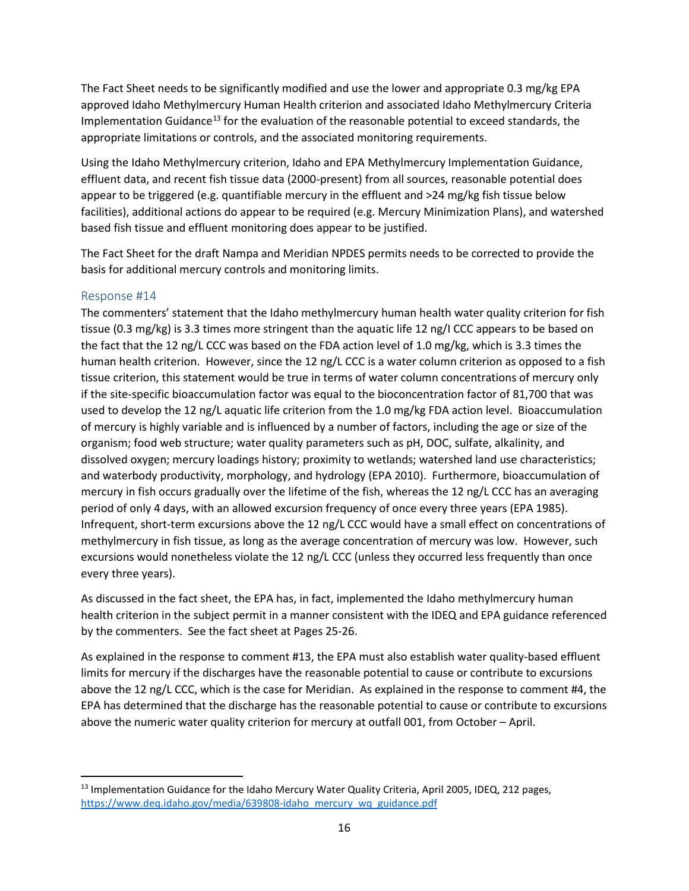The Fact Sheet needs to be significantly modified and use the lower and appropriate 0.3 mg/kg EPA approved Idaho Methylmercury Human Health criterion and associated Idaho Methylmercury Criteria Implementation Guidance[13] for the evaluation of the reasonable potential to exceed standards, the appropriate limitations or controls, and the associated monitoring requirements.

Using the Idaho Methylmercury criterion, Idaho and EPA Methylmercury Implementation Guidance, effluent data, and recent fish tissue data (2000-present) from all sources, reasonable potential does appear to be triggered (e.g. quantifiable mercury in the effluent and >24 mg/kg fish tissue below facilities), additional actions do appear to be required (e.g. Mercury Minimization Plans), and watershed based fish tissue and effluent monitoring does appear to be justified.

The Fact Sheet for the draft Nampa and Meridian NPDES permits needs to be corrected to provide the basis for additional mercury controls and monitoring limits.

### Response #14

The commenters' statement that the Idaho methylmercury human health water quality criterion for fish tissue (0.3 mg/kg) is 3.3 times more stringent than the aquatic life 12 ng/l CCC appears to be based on the fact that the 12 ng/L CCC was based on the FDA action level of 1.0 mg/kg, which is 3.3 times the human health criterion. However, since the 12 ng/L CCC is a water column criterion as opposed to a fish tissue criterion, this statement would be true in terms of water column concentrations of mercury only if the site-specific bioaccumulation factor was equal to the bioconcentration factor of 81,700 that was used to develop the 12 ng/L aquatic life criterion from the 1.0 mg/kg FDA action level. Bioaccumulation of mercury is highly variable and is influenced by a number of factors, including the age or size of the organism; food web structure; water quality parameters such as pH, DOC, sulfate, alkalinity, and dissolved oxygen; mercury loadings history; proximity to wetlands; watershed land use characteristics; and waterbody productivity, morphology, and hydrology (EPA 2010). Furthermore, bioaccumulation of mercury in fish occurs gradually over the lifetime of the fish, whereas the 12 ng/L CCC has an averaging period of only 4 days, with an allowed excursion frequency of once every three years (EPA 1985). Infrequent, short-term excursions above the 12 ng/L CCC would have a small effect on concentrations of methylmercury in fish tissue, as long as the average concentration of mercury was low. However, such excursions would nonetheless violate the 12 ng/L CCC (unless they occurred less frequently than once every three years).

As discussed in the fact sheet, the EPA has, in fact, implemented the Idaho methylmercury human health criterion in the subject permit in a manner consistent with the IDEQ and EPA guidance referenced by the commenters. See the fact sheet at Pages 25-26.

As explained in the response to comment #13, the EPA must also establish water quality-based effluent limits for mercury if the discharges have the reasonable potential to cause or contribute to excursions above the 12 ng/L CCC, which is the case for Meridian. As explained in the response to comment #4, the EPA has determined that the discharge has the reasonable potential to cause or contribute to excursions above the numeric water quality criterion for mercury at outfall 001, from October – April.

---

[13] Implementation Guidance for the Idaho Mercury Water Quality Criteria, April 2005, IDEQ, 212 pages, https://www.deq.idaho.gov/media/639808-idaho_mercury_wq_guidance.pdf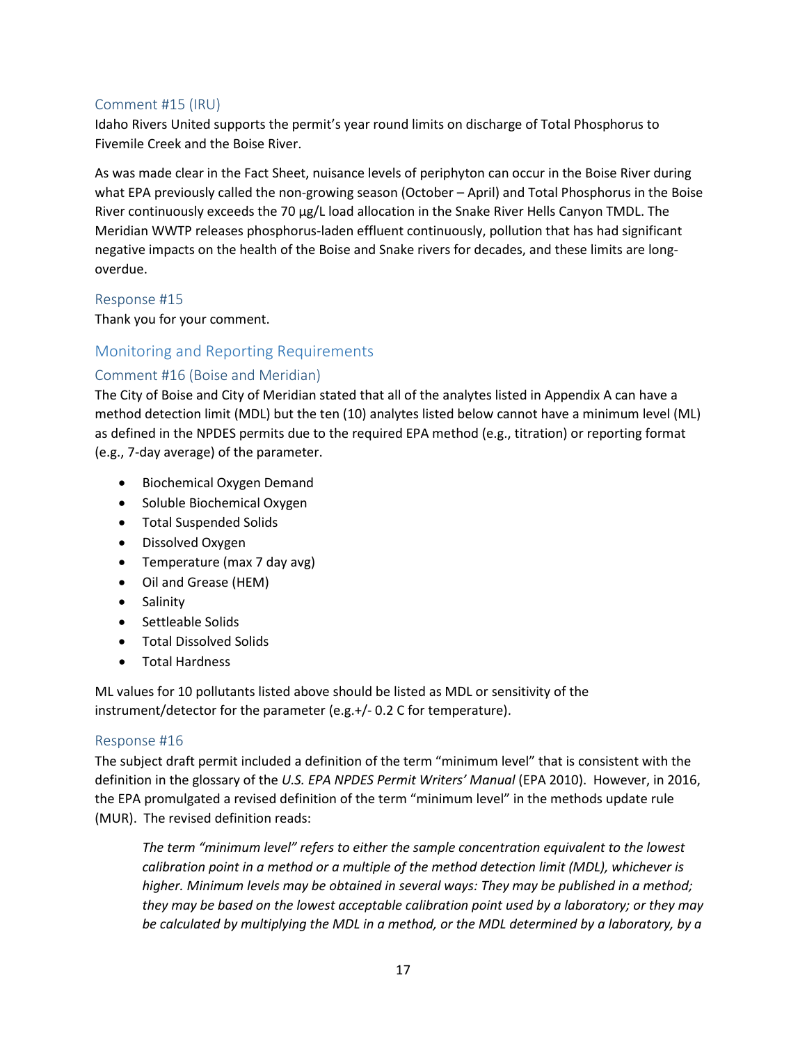### Comment #15 (IRU)

Idaho Rivers United supports the permit's year round limits on discharge of Total Phosphorus to Fivemile Creek and the Boise River.

As was made clear in the Fact Sheet, nuisance levels of periphyton can occur in the Boise River during what EPA previously called the non-growing season (October – April) and Total Phosphorus in the Boise River continuously exceeds the 70 µg/L load allocation in the Snake River Hells Canyon TMDL. The Meridian WWTP releases phosphorus-laden effluent continuously, pollution that has had significant negative impacts on the health of the Boise and Snake rivers for decades, and these limits are long-overdue.

### Response #15

Thank you for your comment.

## Monitoring and Reporting Requirements

### Comment #16 (Boise and Meridian)

The City of Boise and City of Meridian stated that all of the analytes listed in Appendix A can have a method detection limit (MDL) but the ten (10) analytes listed below cannot have a minimum level (ML) as defined in the NPDES permits due to the required EPA method (e.g., titration) or reporting format (e.g., 7-day average) of the parameter.

- Biochemical Oxygen Demand
- Soluble Biochemical Oxygen
- Total Suspended Solids
- Dissolved Oxygen
- Temperature (max 7 day avg)
- Oil and Grease (HEM)
- Salinity
- Settleable Solids
- Total Dissolved Solids
- Total Hardness

ML values for 10 pollutants listed above should be listed as MDL or sensitivity of the instrument/detector for the parameter (e.g.+/- 0.2 C for temperature).

### Response #16

The subject draft permit included a definition of the term "minimum level" that is consistent with the definition in the glossary of the *U.S. EPA NPDES Permit Writers' Manual* (EPA 2010). However, in 2016, the EPA promulgated a revised definition of the term "minimum level" in the methods update rule (MUR). The revised definition reads:

> *The term "minimum level" refers to either the sample concentration equivalent to the lowest calibration point in a method or a multiple of the method detection limit (MDL), whichever is higher. Minimum levels may be obtained in several ways: They may be published in a method; they may be based on the lowest acceptable calibration point used by a laboratory; or they may be calculated by multiplying the MDL in a method, or the MDL determined by a laboratory, by a*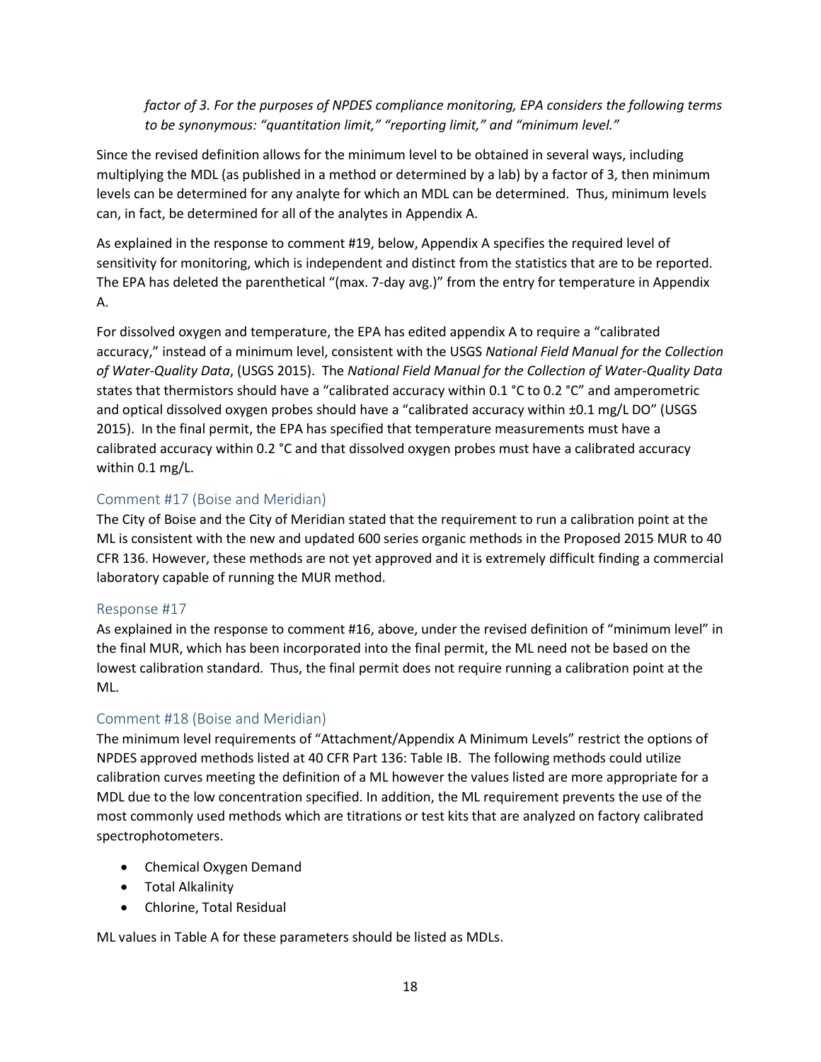*factor of 3. For the purposes of NPDES compliance monitoring, EPA considers the following terms to be synonymous: "quantitation limit," "reporting limit," and "minimum level."*

Since the revised definition allows for the minimum level to be obtained in several ways, including multiplying the MDL (as published in a method or determined by a lab) by a factor of 3, then minimum levels can be determined for any analyte for which an MDL can be determined. Thus, minimum levels can, in fact, be determined for all of the analytes in Appendix A.

As explained in the response to comment #19, below, Appendix A specifies the required level of sensitivity for monitoring, which is independent and distinct from the statistics that are to be reported. The EPA has deleted the parenthetical "(max. 7-day avg.)" from the entry for temperature in Appendix A.

For dissolved oxygen and temperature, the EPA has edited appendix A to require a "calibrated accuracy," instead of a minimum level, consistent with the USGS *National Field Manual for the Collection of Water-Quality Data*, (USGS 2015). The *National Field Manual for the Collection of Water-Quality Data* states that thermistors should have a "calibrated accuracy within 0.1 °C to 0.2 °C" and amperometric and optical dissolved oxygen probes should have a "calibrated accuracy within ±0.1 mg/L DO" (USGS 2015). In the final permit, the EPA has specified that temperature measurements must have a calibrated accuracy within 0.2 °C and that dissolved oxygen probes must have a calibrated accuracy within 0.1 mg/L.

### Comment #17 (Boise and Meridian)

The City of Boise and the City of Meridian stated that the requirement to run a calibration point at the ML is consistent with the new and updated 600 series organic methods in the Proposed 2015 MUR to 40 CFR 136. However, these methods are not yet approved and it is extremely difficult finding a commercial laboratory capable of running the MUR method.

### Response #17

As explained in the response to comment #16, above, under the revised definition of "minimum level" in the final MUR, which has been incorporated into the final permit, the ML need not be based on the lowest calibration standard. Thus, the final permit does not require running a calibration point at the ML.

### Comment #18 (Boise and Meridian)

The minimum level requirements of "Attachment/Appendix A Minimum Levels" restrict the options of NPDES approved methods listed at 40 CFR Part 136: Table IB. The following methods could utilize calibration curves meeting the definition of a ML however the values listed are more appropriate for a MDL due to the low concentration specified. In addition, the ML requirement prevents the use of the most commonly used methods which are titrations or test kits that are analyzed on factory calibrated spectrophotometers.

- Chemical Oxygen Demand
- Total Alkalinity
- Chlorine, Total Residual

ML values in Table A for these parameters should be listed as MDLs.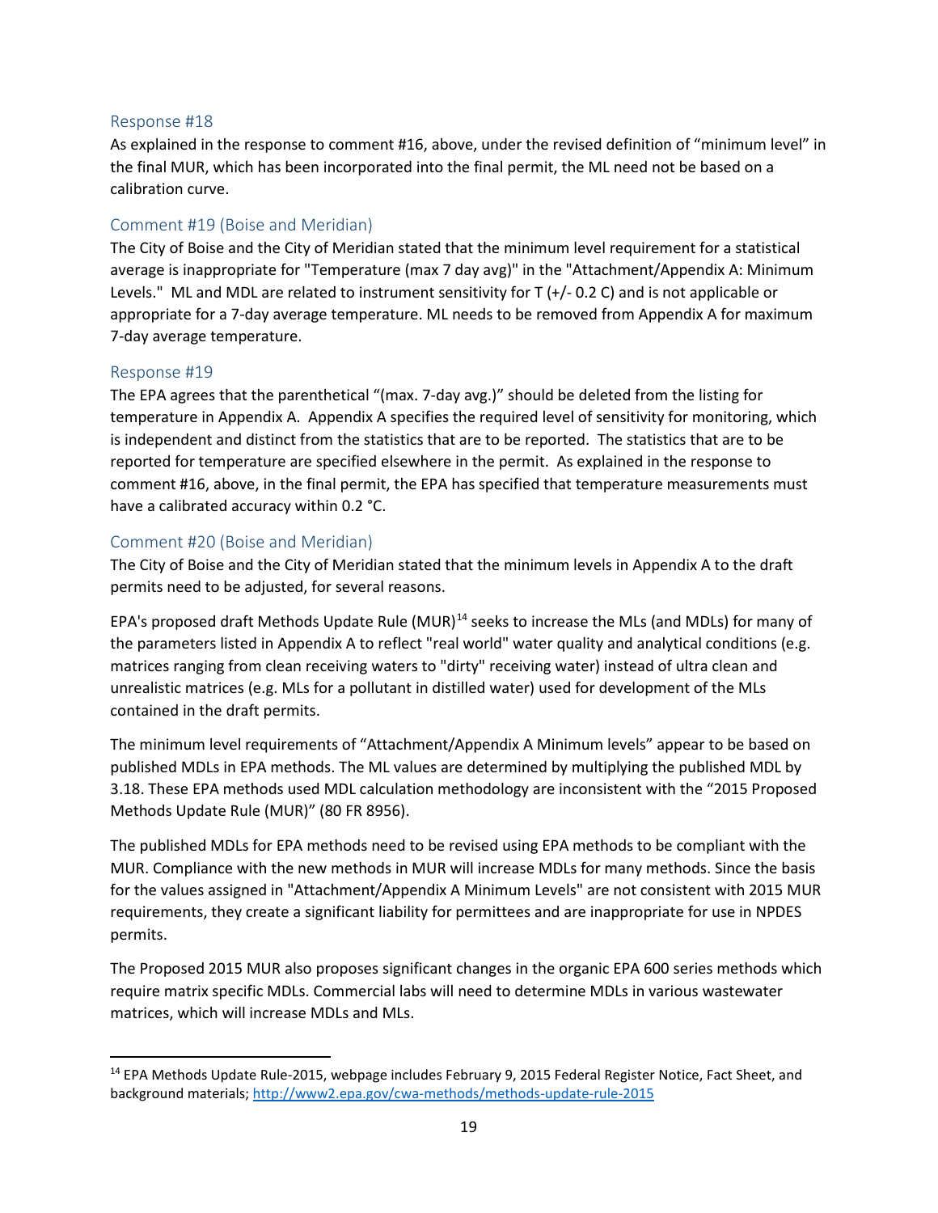### Response #18

As explained in the response to comment #16, above, under the revised definition of "minimum level" in the final MUR, which has been incorporated into the final permit, the ML need not be based on a calibration curve.

### Comment #19 (Boise and Meridian)

The City of Boise and the City of Meridian stated that the minimum level requirement for a statistical average is inappropriate for "Temperature (max 7 day avg)" in the "Attachment/Appendix A: Minimum Levels." ML and MDL are related to instrument sensitivity for T (+/- 0.2 C) and is not applicable or appropriate for a 7-day average temperature. ML needs to be removed from Appendix A for maximum 7-day average temperature.

### Response #19

The EPA agrees that the parenthetical "(max. 7-day avg.)" should be deleted from the listing for temperature in Appendix A. Appendix A specifies the required level of sensitivity for monitoring, which is independent and distinct from the statistics that are to be reported. The statistics that are to be reported for temperature are specified elsewhere in the permit. As explained in the response to comment #16, above, in the final permit, the EPA has specified that temperature measurements must have a calibrated accuracy within 0.2 °C.

### Comment #20 (Boise and Meridian)

The City of Boise and the City of Meridian stated that the minimum levels in Appendix A to the draft permits need to be adjusted, for several reasons.

EPA's proposed draft Methods Update Rule (MUR)[14] seeks to increase the MLs (and MDLs) for many of the parameters listed in Appendix A to reflect "real world" water quality and analytical conditions (e.g. matrices ranging from clean receiving waters to "dirty" receiving water) instead of ultra clean and unrealistic matrices (e.g. MLs for a pollutant in distilled water) used for development of the MLs contained in the draft permits.

The minimum level requirements of "Attachment/Appendix A Minimum levels" appear to be based on published MDLs in EPA methods. The ML values are determined by multiplying the published MDL by 3.18. These EPA methods used MDL calculation methodology are inconsistent with the "2015 Proposed Methods Update Rule (MUR)" (80 FR 8956).

The published MDLs for EPA methods need to be revised using EPA methods to be compliant with the MUR. Compliance with the new methods in MUR will increase MDLs for many methods. Since the basis for the values assigned in "Attachment/Appendix A Minimum Levels" are not consistent with 2015 MUR requirements, they create a significant liability for permittees and are inappropriate for use in NPDES permits.

The Proposed 2015 MUR also proposes significant changes in the organic EPA 600 series methods which require matrix specific MDLs. Commercial labs will need to determine MDLs in various wastewater matrices, which will increase MDLs and MLs.

---

[14] EPA Methods Update Rule-2015, webpage includes February 9, 2015 Federal Register Notice, Fact Sheet, and background materials; http://www2.epa.gov/cwa-methods/methods-update-rule-2015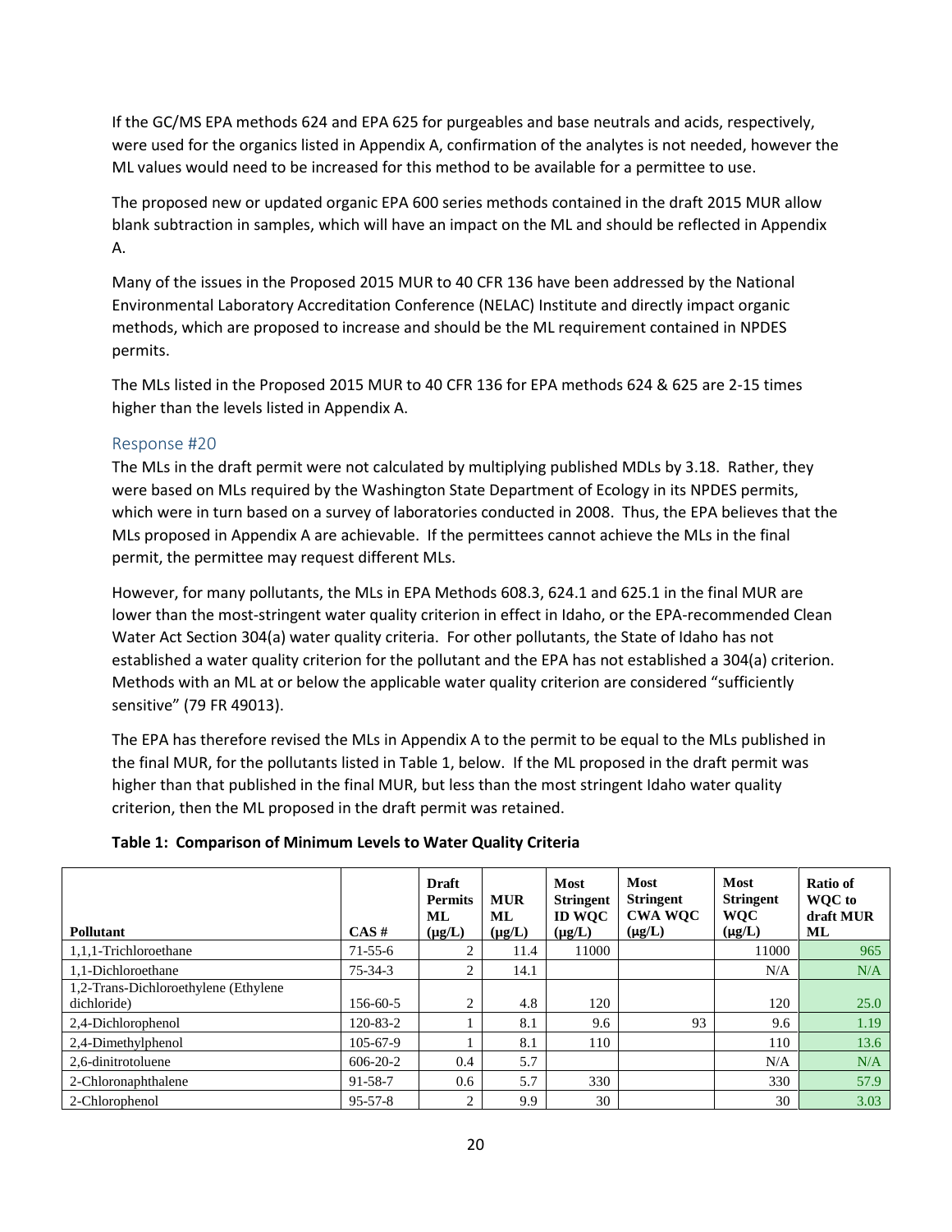If the GC/MS EPA methods 624 and EPA 625 for purgeables and base neutrals and acids, respectively, were used for the organics listed in Appendix A, confirmation of the analytes is not needed, however the ML values would need to be increased for this method to be available for a permittee to use.

The proposed new or updated organic EPA 600 series methods contained in the draft 2015 MUR allow blank subtraction in samples, which will have an impact on the ML and should be reflected in Appendix A.

Many of the issues in the Proposed 2015 MUR to 40 CFR 136 have been addressed by the National Environmental Laboratory Accreditation Conference (NELAC) Institute and directly impact organic methods, which are proposed to increase and should be the ML requirement contained in NPDES permits.

The MLs listed in the Proposed 2015 MUR to 40 CFR 136 for EPA methods 624 & 625 are 2-15 times higher than the levels listed in Appendix A.

### Response #20

The MLs in the draft permit were not calculated by multiplying published MDLs by 3.18. Rather, they were based on MLs required by the Washington State Department of Ecology in its NPDES permits, which were in turn based on a survey of laboratories conducted in 2008. Thus, the EPA believes that the MLs proposed in Appendix A are achievable. If the permittees cannot achieve the MLs in the final permit, the permittee may request different MLs.

However, for many pollutants, the MLs in EPA Methods 608.3, 624.1 and 625.1 in the final MUR are lower than the most-stringent water quality criterion in effect in Idaho, or the EPA-recommended Clean Water Act Section 304(a) water quality criteria. For other pollutants, the State of Idaho has not established a water quality criterion for the pollutant and the EPA has not established a 304(a) criterion. Methods with an ML at or below the applicable water quality criterion are considered "sufficiently sensitive" (79 FR 49013).

The EPA has therefore revised the MLs in Appendix A to the permit to be equal to the MLs published in the final MUR, for the pollutants listed in Table 1, below. If the ML proposed in the draft permit was higher than that published in the final MUR, but less than the most stringent Idaho water quality criterion, then the ML proposed in the draft permit was retained.

**Table 1: Comparison of Minimum Levels to Water Quality Criteria**

| Pollutant | CAS # | Draft Permits ML (µg/L) | MUR ML (µg/L) | Most Stringent ID WQC (µg/L) | Most Stringent CWA WQC (µg/L) | Most Stringent WQC (µg/L) | Ratio of WQC to draft MUR ML |
|---|---|---|---|---|---|---|---|
| 1,1,1-Trichloroethane | 71-55-6 | 2 | 11.4 | 11000 | | 11000 | 965 |
| 1,1-Dichloroethane | 75-34-3 | 2 | 14.1 | | | N/A | N/A |
| 1,2-Trans-Dichloroethylene (Ethylene dichloride) | 156-60-5 | 2 | 4.8 | 120 | | 120 | 25.0 |
| 2,4-Dichlorophenol | 120-83-2 | 1 | 8.1 | 9.6 | 93 | 9.6 | 1.19 |
| 2,4-Dimethylphenol | 105-67-9 | 1 | 8.1 | 110 | | 110 | 13.6 |
| 2,6-dinitrotoluene | 606-20-2 | 0.4 | 5.7 | | | N/A | N/A |
| 2-Chloronaphthalene | 91-58-7 | 0.6 | 5.7 | 330 | | 330 | 57.9 |
| 2-Chlorophenol | 95-57-8 | 2 | 9.9 | 30 | | 30 | 3.03 |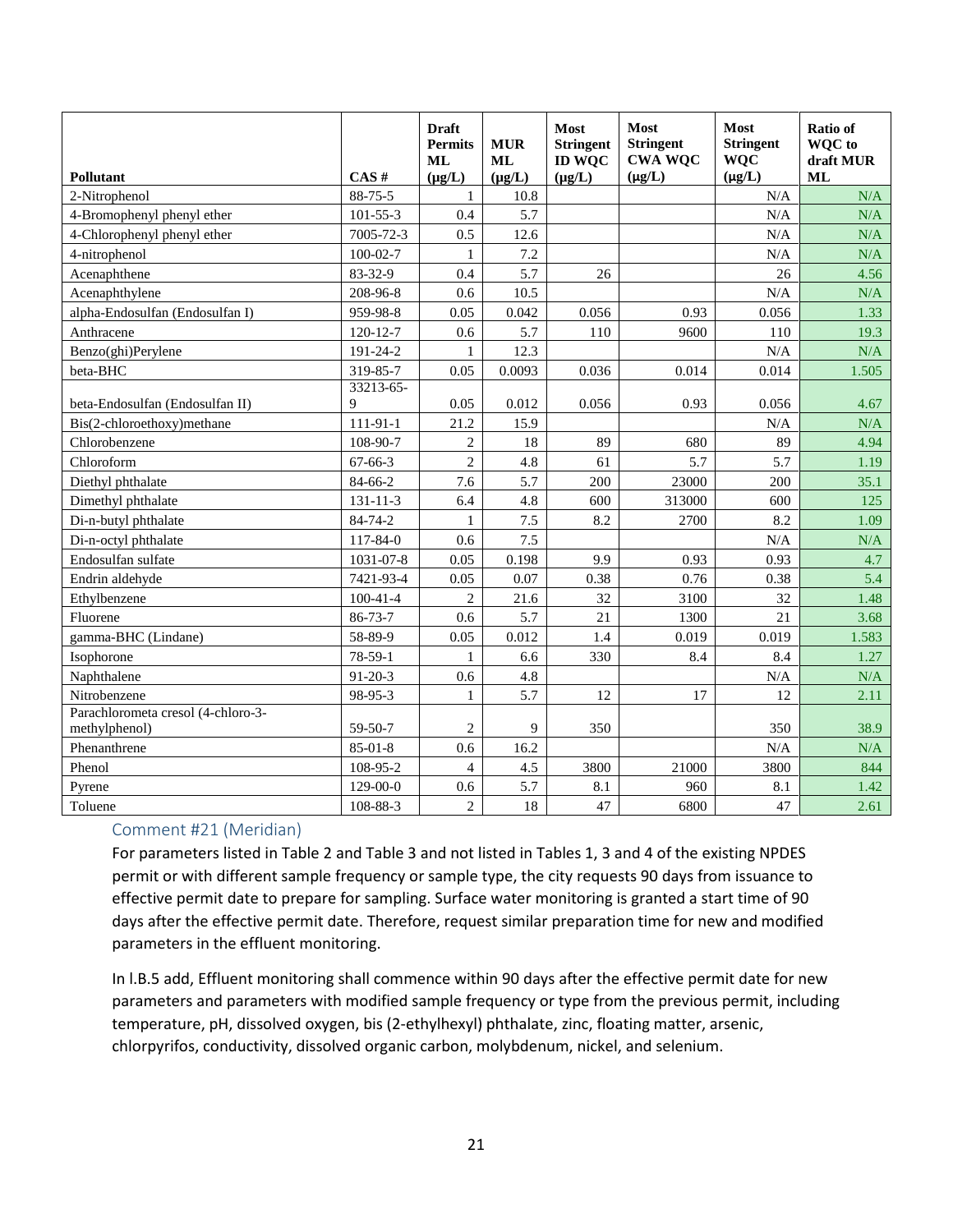| Pollutant | CAS # | Draft Permits ML (µg/L) | MUR ML (µg/L) | Most Stringent ID WQC (µg/L) | Most Stringent CWA WQC (µg/L) | Most Stringent WQC (µg/L) | Ratio of WQC to draft MUR ML |
|---|---|---|---|---|---|---|---|
| 2-Nitrophenol | 88-75-5 | 1 | 10.8 | | | N/A | N/A |
| 4-Bromophenyl phenyl ether | 101-55-3 | 0.4 | 5.7 | | | N/A | N/A |
| 4-Chlorophenyl phenyl ether | 7005-72-3 | 0.5 | 12.6 | | | N/A | N/A |
| 4-nitrophenol | 100-02-7 | 1 | 7.2 | | | N/A | N/A |
| Acenaphthene | 83-32-9 | 0.4 | 5.7 | 26 | | 26 | 4.56 |
| Acenaphthylene | 208-96-8 | 0.6 | 10.5 | | | N/A | N/A |
| alpha-Endosulfan (Endosulfan I) | 959-98-8 | 0.05 | 0.042 | 0.056 | 0.93 | 0.056 | 1.33 |
| Anthracene | 120-12-7 | 0.6 | 5.7 | 110 | 9600 | 110 | 19.3 |
| Benzo(ghi)Perylene | 191-24-2 | 1 | 12.3 | | | N/A | N/A |
| beta-BHC | 319-85-7 | 0.05 | 0.0093 | 0.036 | 0.014 | 0.014 | 1.505 |
| beta-Endosulfan (Endosulfan II) | 33213-65-9 | 0.05 | 0.012 | 0.056 | 0.93 | 0.056 | 4.67 |
| Bis(2-chloroethoxy)methane | 111-91-1 | 21.2 | 15.9 | | | N/A | N/A |
| Chlorobenzene | 108-90-7 | 2 | 18 | 89 | 680 | 89 | 4.94 |
| Chloroform | 67-66-3 | 2 | 4.8 | 61 | 5.7 | 5.7 | 1.19 |
| Diethyl phthalate | 84-66-2 | 7.6 | 5.7 | 200 | 23000 | 200 | 35.1 |
| Dimethyl phthalate | 131-11-3 | 6.4 | 4.8 | 600 | 313000 | 600 | 125 |
| Di-n-butyl phthalate | 84-74-2 | 1 | 7.5 | 8.2 | 2700 | 8.2 | 1.09 |
| Di-n-octyl phthalate | 117-84-0 | 0.6 | 7.5 | | | N/A | N/A |
| Endosulfan sulfate | 1031-07-8 | 0.05 | 0.198 | 9.9 | 0.93 | 0.93 | 4.7 |
| Endrin aldehyde | 7421-93-4 | 0.05 | 0.07 | 0.38 | 0.76 | 0.38 | 5.4 |
| Ethylbenzene | 100-41-4 | 2 | 21.6 | 32 | 3100 | 32 | 1.48 |
| Fluorene | 86-73-7 | 0.6 | 5.7 | 21 | 1300 | 21 | 3.68 |
| gamma-BHC (Lindane) | 58-89-9 | 0.05 | 0.012 | 1.4 | 0.019 | 0.019 | 1.583 |
| Isophorone | 78-59-1 | 1 | 6.6 | 330 | 8.4 | 8.4 | 1.27 |
| Naphthalene | 91-20-3 | 0.6 | 4.8 | | | N/A | N/A |
| Nitrobenzene | 98-95-3 | 1 | 5.7 | 12 | 17 | 12 | 2.11 |
| Parachlorometa cresol (4-chloro-3-methylphenol) | 59-50-7 | 2 | 9 | 350 | | 350 | 38.9 |
| Phenanthrene | 85-01-8 | 0.6 | 16.2 | | | N/A | N/A |
| Phenol | 108-95-2 | 4 | 4.5 | 3800 | 21000 | 3800 | 844 |
| Pyrene | 129-00-0 | 0.6 | 5.7 | 8.1 | 960 | 8.1 | 1.42 |
| Toluene | 108-88-3 | 2 | 18 | 47 | 6800 | 47 | 2.61 |

### Comment #21 (Meridian)

For parameters listed in Table 2 and Table 3 and not listed in Tables 1, 3 and 4 of the existing NPDES permit or with different sample frequency or sample type, the city requests 90 days from issuance to effective permit date to prepare for sampling. Surface water monitoring is granted a start time of 90 days after the effective permit date. Therefore, request similar preparation time for new and modified parameters in the effluent monitoring.

In I.B.5 add, Effluent monitoring shall commence within 90 days after the effective permit date for new parameters and parameters with modified sample frequency or type from the previous permit, including temperature, pH, dissolved oxygen, bis (2-ethylhexyl) phthalate, zinc, floating matter, arsenic, chlorpyrifos, conductivity, dissolved organic carbon, molybdenum, nickel, and selenium.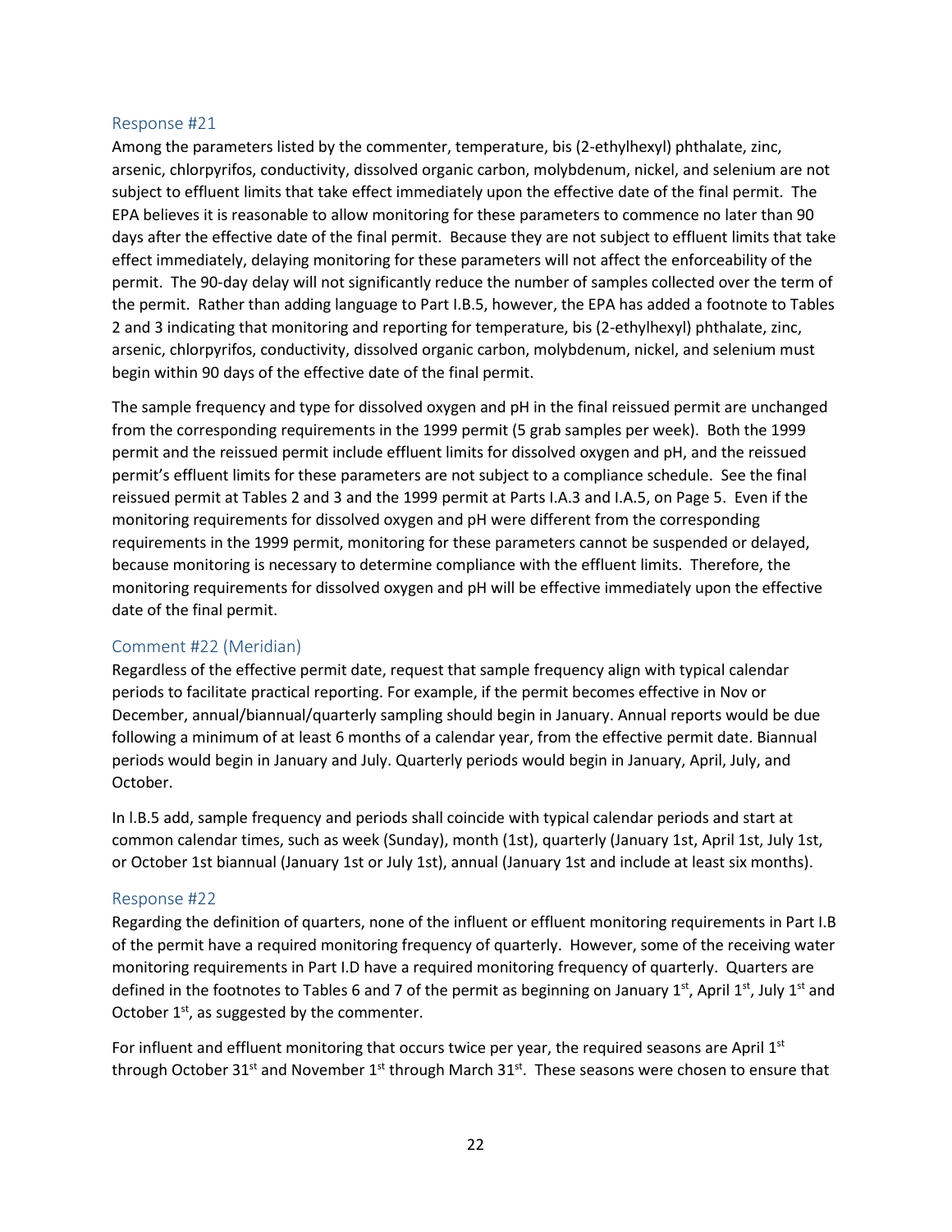### Response #21

Among the parameters listed by the commenter, temperature, bis (2-ethylhexyl) phthalate, zinc, arsenic, chlorpyrifos, conductivity, dissolved organic carbon, molybdenum, nickel, and selenium are not subject to effluent limits that take effect immediately upon the effective date of the final permit. The EPA believes it is reasonable to allow monitoring for these parameters to commence no later than 90 days after the effective date of the final permit. Because they are not subject to effluent limits that take effect immediately, delaying monitoring for these parameters will not affect the enforceability of the permit. The 90-day delay will not significantly reduce the number of samples collected over the term of the permit. Rather than adding language to Part I.B.5, however, the EPA has added a footnote to Tables 2 and 3 indicating that monitoring and reporting for temperature, bis (2-ethylhexyl) phthalate, zinc, arsenic, chlorpyrifos, conductivity, dissolved organic carbon, molybdenum, nickel, and selenium must begin within 90 days of the effective date of the final permit.

The sample frequency and type for dissolved oxygen and pH in the final reissued permit are unchanged from the corresponding requirements in the 1999 permit (5 grab samples per week). Both the 1999 permit and the reissued permit include effluent limits for dissolved oxygen and pH, and the reissued permit's effluent limits for these parameters are not subject to a compliance schedule. See the final reissued permit at Tables 2 and 3 and the 1999 permit at Parts I.A.3 and I.A.5, on Page 5. Even if the monitoring requirements for dissolved oxygen and pH were different from the corresponding requirements in the 1999 permit, monitoring for these parameters cannot be suspended or delayed, because monitoring is necessary to determine compliance with the effluent limits. Therefore, the monitoring requirements for dissolved oxygen and pH will be effective immediately upon the effective date of the final permit.

### Comment #22 (Meridian)

Regardless of the effective permit date, request that sample frequency align with typical calendar periods to facilitate practical reporting. For example, if the permit becomes effective in Nov or December, annual/biannual/quarterly sampling should begin in January. Annual reports would be due following a minimum of at least 6 months of a calendar year, from the effective permit date. Biannual periods would begin in January and July. Quarterly periods would begin in January, April, July, and October.

In I.B.5 add, sample frequency and periods shall coincide with typical calendar periods and start at common calendar times, such as week (Sunday), month (1st), quarterly (January 1st, April 1st, July 1st, or October 1st biannual (January 1st or July 1st), annual (January 1st and include at least six months).

### Response #22

Regarding the definition of quarters, none of the influent or effluent monitoring requirements in Part I.B of the permit have a required monitoring frequency of quarterly. However, some of the receiving water monitoring requirements in Part I.D have a required monitoring frequency of quarterly. Quarters are defined in the footnotes to Tables 6 and 7 of the permit as beginning on January 1st, April 1st, July 1st and October 1st, as suggested by the commenter.

For influent and effluent monitoring that occurs twice per year, the required seasons are April 1st through October 31st and November 1st through March 31st. These seasons were chosen to ensure that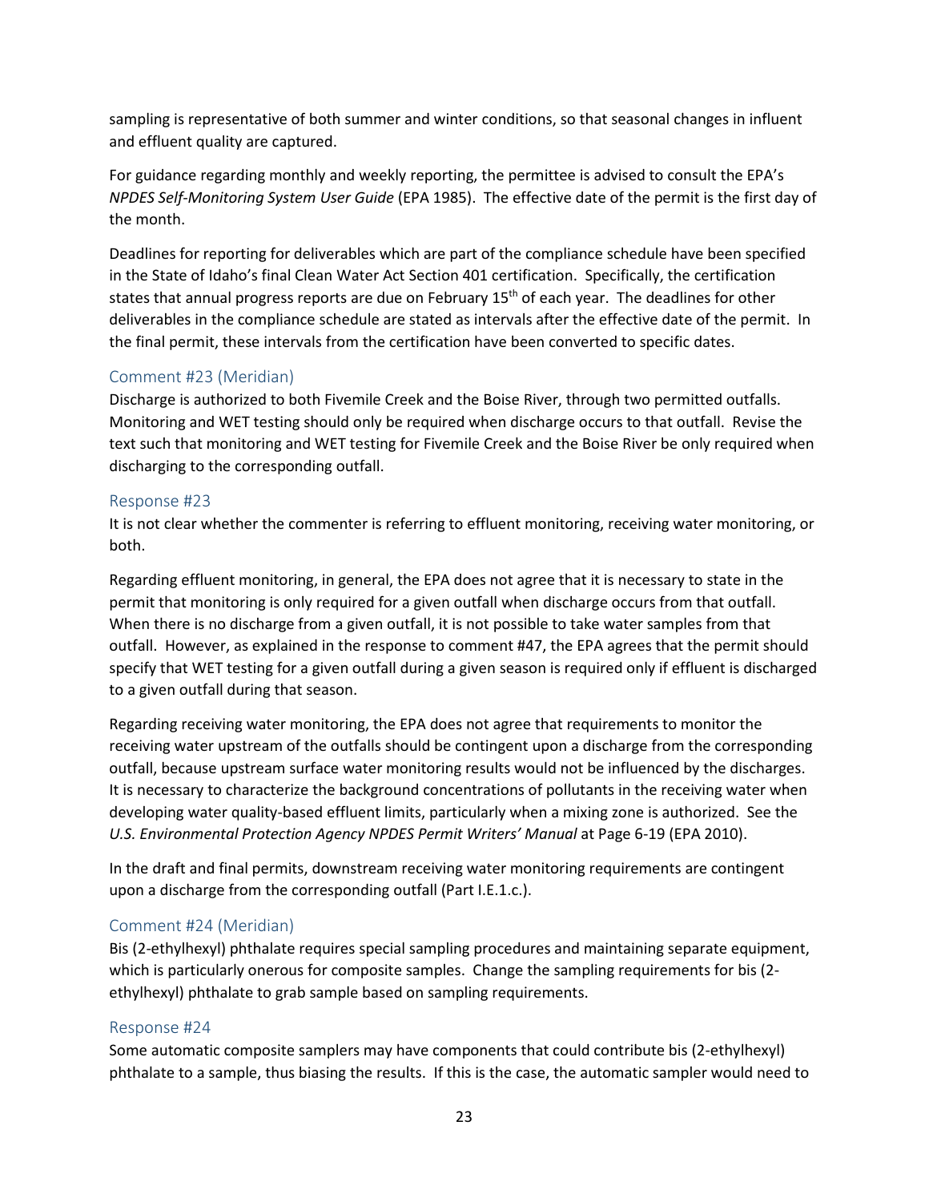sampling is representative of both summer and winter conditions, so that seasonal changes in influent and effluent quality are captured.

For guidance regarding monthly and weekly reporting, the permittee is advised to consult the EPA's *NPDES Self-Monitoring System User Guide* (EPA 1985). The effective date of the permit is the first day of the month.

Deadlines for reporting for deliverables which are part of the compliance schedule have been specified in the State of Idaho's final Clean Water Act Section 401 certification. Specifically, the certification states that annual progress reports are due on February 15th of each year. The deadlines for other deliverables in the compliance schedule are stated as intervals after the effective date of the permit. In the final permit, these intervals from the certification have been converted to specific dates.

### Comment #23 (Meridian)

Discharge is authorized to both Fivemile Creek and the Boise River, through two permitted outfalls. Monitoring and WET testing should only be required when discharge occurs to that outfall. Revise the text such that monitoring and WET testing for Fivemile Creek and the Boise River be only required when discharging to the corresponding outfall.

### Response #23

It is not clear whether the commenter is referring to effluent monitoring, receiving water monitoring, or both.

Regarding effluent monitoring, in general, the EPA does not agree that it is necessary to state in the permit that monitoring is only required for a given outfall when discharge occurs from that outfall. When there is no discharge from a given outfall, it is not possible to take water samples from that outfall. However, as explained in the response to comment #47, the EPA agrees that the permit should specify that WET testing for a given outfall during a given season is required only if effluent is discharged to a given outfall during that season.

Regarding receiving water monitoring, the EPA does not agree that requirements to monitor the receiving water upstream of the outfalls should be contingent upon a discharge from the corresponding outfall, because upstream surface water monitoring results would not be influenced by the discharges. It is necessary to characterize the background concentrations of pollutants in the receiving water when developing water quality-based effluent limits, particularly when a mixing zone is authorized. See the *U.S. Environmental Protection Agency NPDES Permit Writers' Manual* at Page 6-19 (EPA 2010).

In the draft and final permits, downstream receiving water monitoring requirements are contingent upon a discharge from the corresponding outfall (Part I.E.1.c.).

### Comment #24 (Meridian)

Bis (2-ethylhexyl) phthalate requires special sampling procedures and maintaining separate equipment, which is particularly onerous for composite samples. Change the sampling requirements for bis (2-ethylhexyl) phthalate to grab sample based on sampling requirements.

### Response #24

Some automatic composite samplers may have components that could contribute bis (2-ethylhexyl) phthalate to a sample, thus biasing the results. If this is the case, the automatic sampler would need to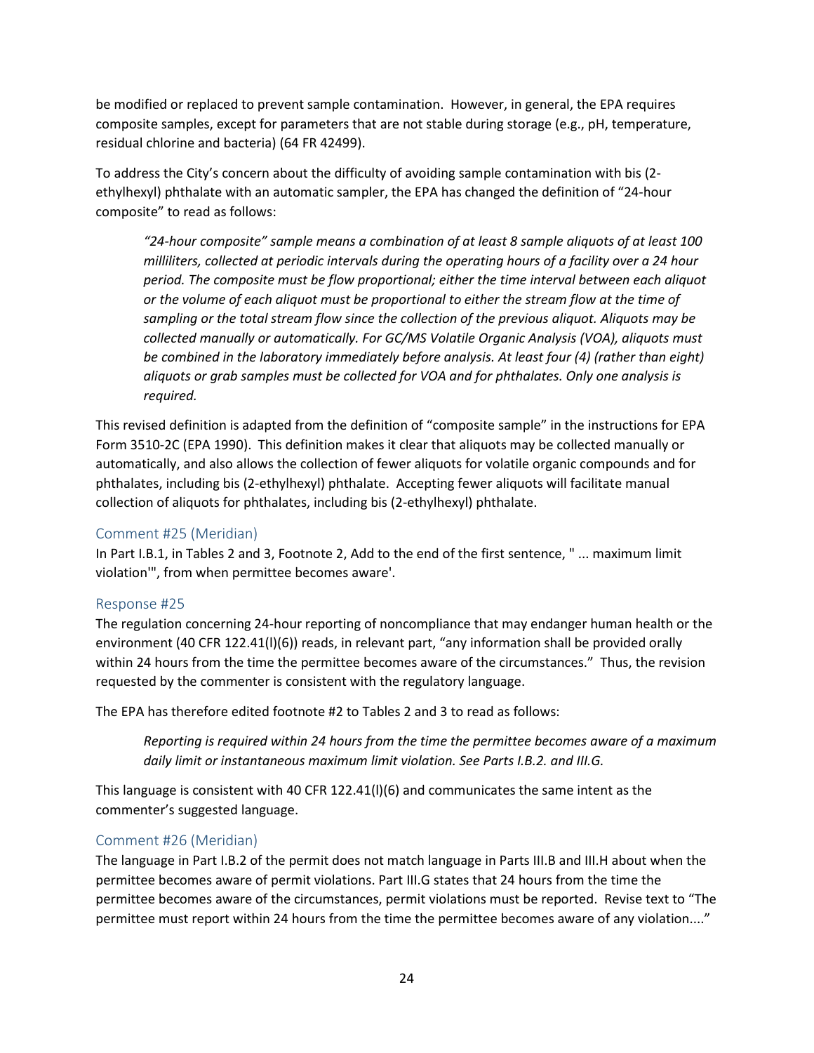be modified or replaced to prevent sample contamination. However, in general, the EPA requires composite samples, except for parameters that are not stable during storage (e.g., pH, temperature, residual chlorine and bacteria) (64 FR 42499).

To address the City's concern about the difficulty of avoiding sample contamination with bis (2-ethylhexyl) phthalate with an automatic sampler, the EPA has changed the definition of "24-hour composite" to read as follows:

> *"24-hour composite" sample means a combination of at least 8 sample aliquots of at least 100 milliliters, collected at periodic intervals during the operating hours of a facility over a 24 hour period. The composite must be flow proportional; either the time interval between each aliquot or the volume of each aliquot must be proportional to either the stream flow at the time of sampling or the total stream flow since the collection of the previous aliquot. Aliquots may be collected manually or automatically. For GC/MS Volatile Organic Analysis (VOA), aliquots must be combined in the laboratory immediately before analysis. At least four (4) (rather than eight) aliquots or grab samples must be collected for VOA and for phthalates. Only one analysis is required.*

This revised definition is adapted from the definition of "composite sample" in the instructions for EPA Form 3510-2C (EPA 1990). This definition makes it clear that aliquots may be collected manually or automatically, and also allows the collection of fewer aliquots for volatile organic compounds and for phthalates, including bis (2-ethylhexyl) phthalate. Accepting fewer aliquots will facilitate manual collection of aliquots for phthalates, including bis (2-ethylhexyl) phthalate.

### Comment #25 (Meridian)

In Part I.B.1, in Tables 2 and 3, Footnote 2, Add to the end of the first sentence, " ... maximum limit violation'", from when permittee becomes aware'.

### Response #25

The regulation concerning 24-hour reporting of noncompliance that may endanger human health or the environment (40 CFR 122.41(l)(6)) reads, in relevant part, "any information shall be provided orally within 24 hours from the time the permittee becomes aware of the circumstances." Thus, the revision requested by the commenter is consistent with the regulatory language.

The EPA has therefore edited footnote #2 to Tables 2 and 3 to read as follows:

> *Reporting is required within 24 hours from the time the permittee becomes aware of a maximum daily limit or instantaneous maximum limit violation. See Parts I.B.2. and III.G.*

This language is consistent with 40 CFR 122.41(l)(6) and communicates the same intent as the commenter's suggested language.

### Comment #26 (Meridian)

The language in Part I.B.2 of the permit does not match language in Parts III.B and III.H about when the permittee becomes aware of permit violations. Part III.G states that 24 hours from the time the permittee becomes aware of the circumstances, permit violations must be reported. Revise text to "The permittee must report within 24 hours from the time the permittee becomes aware of any violation...."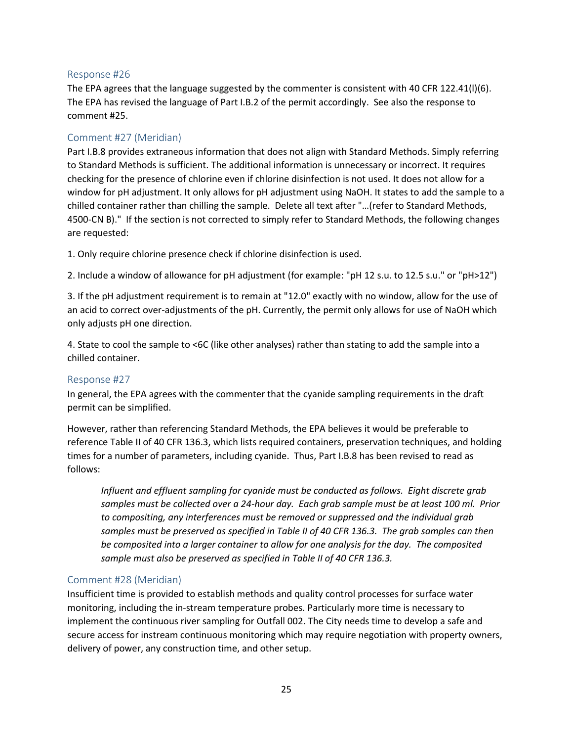### Response #26

The EPA agrees that the language suggested by the commenter is consistent with 40 CFR 122.41(l)(6). The EPA has revised the language of Part I.B.2 of the permit accordingly. See also the response to comment #25.

### Comment #27 (Meridian)

Part I.B.8 provides extraneous information that does not align with Standard Methods. Simply referring to Standard Methods is sufficient. The additional information is unnecessary or incorrect. It requires checking for the presence of chlorine even if chlorine disinfection is not used. It does not allow for a window for pH adjustment. It only allows for pH adjustment using NaOH. It states to add the sample to a chilled container rather than chilling the sample. Delete all text after "…(refer to Standard Methods, 4500-CN B)." If the section is not corrected to simply refer to Standard Methods, the following changes are requested:

1. Only require chlorine presence check if chlorine disinfection is used.

2. Include a window of allowance for pH adjustment (for example: "pH 12 s.u. to 12.5 s.u." or "pH>12")

3. If the pH adjustment requirement is to remain at "12.0" exactly with no window, allow for the use of an acid to correct over-adjustments of the pH. Currently, the permit only allows for use of NaOH which only adjusts pH one direction.

4. State to cool the sample to <6C (like other analyses) rather than stating to add the sample into a chilled container.

### Response #27

In general, the EPA agrees with the commenter that the cyanide sampling requirements in the draft permit can be simplified.

However, rather than referencing Standard Methods, the EPA believes it would be preferable to reference Table II of 40 CFR 136.3, which lists required containers, preservation techniques, and holding times for a number of parameters, including cyanide. Thus, Part I.B.8 has been revised to read as follows:

> *Influent and effluent sampling for cyanide must be conducted as follows. Eight discrete grab samples must be collected over a 24-hour day. Each grab sample must be at least 100 ml. Prior to compositing, any interferences must be removed or suppressed and the individual grab samples must be preserved as specified in Table II of 40 CFR 136.3. The grab samples can then be composited into a larger container to allow for one analysis for the day. The composited sample must also be preserved as specified in Table II of 40 CFR 136.3.*

### Comment #28 (Meridian)

Insufficient time is provided to establish methods and quality control processes for surface water monitoring, including the in-stream temperature probes. Particularly more time is necessary to implement the continuous river sampling for Outfall 002. The City needs time to develop a safe and secure access for instream continuous monitoring which may require negotiation with property owners, delivery of power, any construction time, and other setup.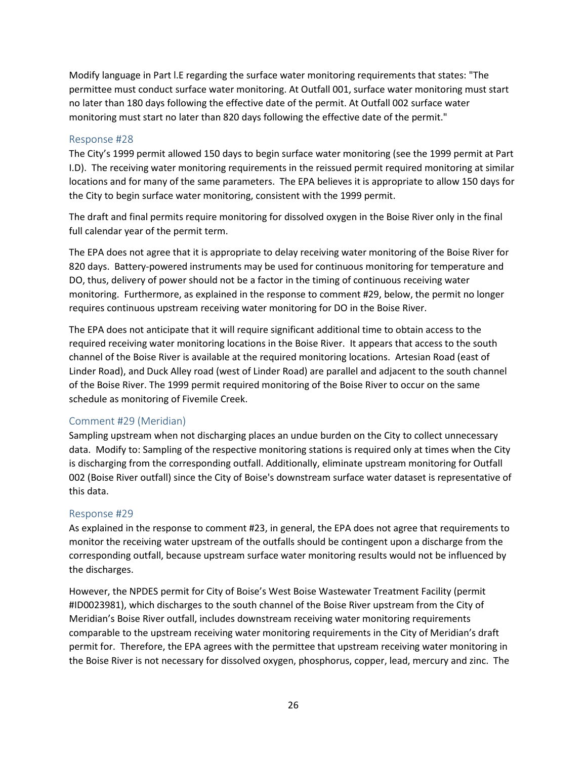Modify language in Part l.E regarding the surface water monitoring requirements that states: "The permittee must conduct surface water monitoring. At Outfall 001, surface water monitoring must start no later than 180 days following the effective date of the permit. At Outfall 002 surface water monitoring must start no later than 820 days following the effective date of the permit."

### Response #28

The City's 1999 permit allowed 150 days to begin surface water monitoring (see the 1999 permit at Part I.D). The receiving water monitoring requirements in the reissued permit required monitoring at similar locations and for many of the same parameters. The EPA believes it is appropriate to allow 150 days for the City to begin surface water monitoring, consistent with the 1999 permit.

The draft and final permits require monitoring for dissolved oxygen in the Boise River only in the final full calendar year of the permit term.

The EPA does not agree that it is appropriate to delay receiving water monitoring of the Boise River for 820 days. Battery-powered instruments may be used for continuous monitoring for temperature and DO, thus, delivery of power should not be a factor in the timing of continuous receiving water monitoring. Furthermore, as explained in the response to comment #29, below, the permit no longer requires continuous upstream receiving water monitoring for DO in the Boise River.

The EPA does not anticipate that it will require significant additional time to obtain access to the required receiving water monitoring locations in the Boise River. It appears that access to the south channel of the Boise River is available at the required monitoring locations. Artesian Road (east of Linder Road), and Duck Alley road (west of Linder Road) are parallel and adjacent to the south channel of the Boise River. The 1999 permit required monitoring of the Boise River to occur on the same schedule as monitoring of Fivemile Creek.

### Comment #29 (Meridian)

Sampling upstream when not discharging places an undue burden on the City to collect unnecessary data. Modify to: Sampling of the respective monitoring stations is required only at times when the City is discharging from the corresponding outfall. Additionally, eliminate upstream monitoring for Outfall 002 (Boise River outfall) since the City of Boise's downstream surface water dataset is representative of this data.

### Response #29

As explained in the response to comment #23, in general, the EPA does not agree that requirements to monitor the receiving water upstream of the outfalls should be contingent upon a discharge from the corresponding outfall, because upstream surface water monitoring results would not be influenced by the discharges.

However, the NPDES permit for City of Boise's West Boise Wastewater Treatment Facility (permit #ID0023981), which discharges to the south channel of the Boise River upstream from the City of Meridian's Boise River outfall, includes downstream receiving water monitoring requirements comparable to the upstream receiving water monitoring requirements in the City of Meridian's draft permit for. Therefore, the EPA agrees with the permittee that upstream receiving water monitoring in the Boise River is not necessary for dissolved oxygen, phosphorus, copper, lead, mercury and zinc. The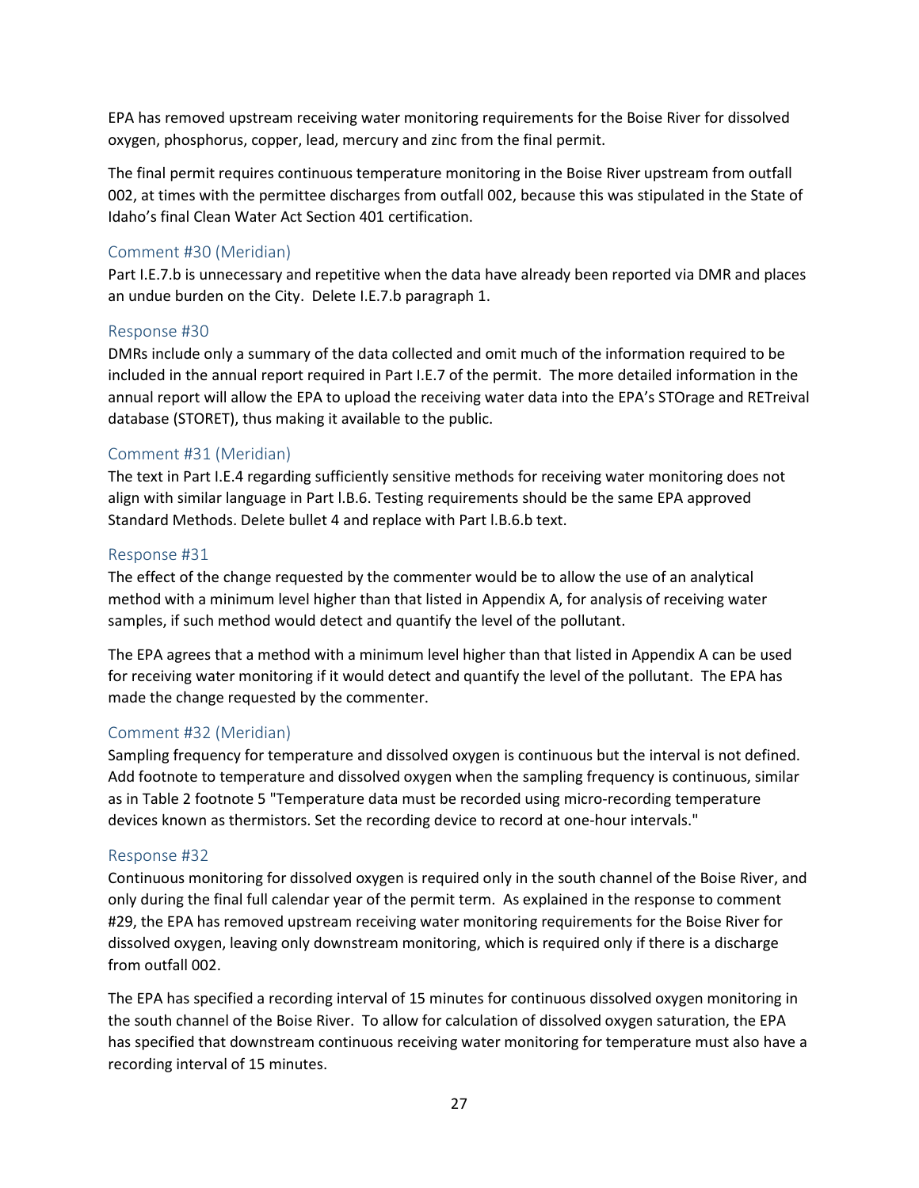EPA has removed upstream receiving water monitoring requirements for the Boise River for dissolved oxygen, phosphorus, copper, lead, mercury and zinc from the final permit.

The final permit requires continuous temperature monitoring in the Boise River upstream from outfall 002, at times with the permittee discharges from outfall 002, because this was stipulated in the State of Idaho's final Clean Water Act Section 401 certification.

### Comment #30 (Meridian)

Part I.E.7.b is unnecessary and repetitive when the data have already been reported via DMR and places an undue burden on the City. Delete I.E.7.b paragraph 1.

### Response #30

DMRs include only a summary of the data collected and omit much of the information required to be included in the annual report required in Part I.E.7 of the permit. The more detailed information in the annual report will allow the EPA to upload the receiving water data into the EPA's STOrage and RETreival database (STORET), thus making it available to the public.

### Comment #31 (Meridian)

The text in Part I.E.4 regarding sufficiently sensitive methods for receiving water monitoring does not align with similar language in Part I.B.6. Testing requirements should be the same EPA approved Standard Methods. Delete bullet 4 and replace with Part I.B.6.b text.

### Response #31

The effect of the change requested by the commenter would be to allow the use of an analytical method with a minimum level higher than that listed in Appendix A, for analysis of receiving water samples, if such method would detect and quantify the level of the pollutant.

The EPA agrees that a method with a minimum level higher than that listed in Appendix A can be used for receiving water monitoring if it would detect and quantify the level of the pollutant. The EPA has made the change requested by the commenter.

### Comment #32 (Meridian)

Sampling frequency for temperature and dissolved oxygen is continuous but the interval is not defined. Add footnote to temperature and dissolved oxygen when the sampling frequency is continuous, similar as in Table 2 footnote 5 "Temperature data must be recorded using micro-recording temperature devices known as thermistors. Set the recording device to record at one-hour intervals."

### Response #32

Continuous monitoring for dissolved oxygen is required only in the south channel of the Boise River, and only during the final full calendar year of the permit term. As explained in the response to comment #29, the EPA has removed upstream receiving water monitoring requirements for the Boise River for dissolved oxygen, leaving only downstream monitoring, which is required only if there is a discharge from outfall 002.

The EPA has specified a recording interval of 15 minutes for continuous dissolved oxygen monitoring in the south channel of the Boise River. To allow for calculation of dissolved oxygen saturation, the EPA has specified that downstream continuous receiving water monitoring for temperature must also have a recording interval of 15 minutes.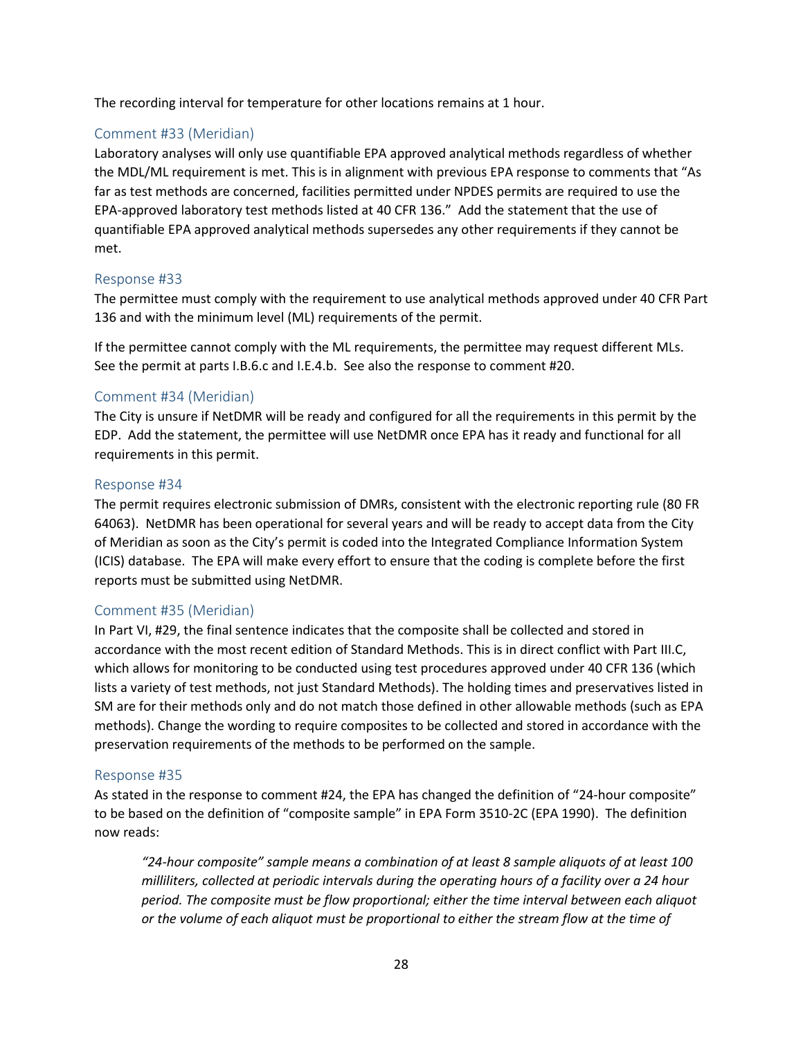The recording interval for temperature for other locations remains at 1 hour.

### Comment #33 (Meridian)

Laboratory analyses will only use quantifiable EPA approved analytical methods regardless of whether the MDL/ML requirement is met. This is in alignment with previous EPA response to comments that "As far as test methods are concerned, facilities permitted under NPDES permits are required to use the EPA-approved laboratory test methods listed at 40 CFR 136." Add the statement that the use of quantifiable EPA approved analytical methods supersedes any other requirements if they cannot be met.

### Response #33

The permittee must comply with the requirement to use analytical methods approved under 40 CFR Part 136 and with the minimum level (ML) requirements of the permit.

If the permittee cannot comply with the ML requirements, the permittee may request different MLs. See the permit at parts I.B.6.c and I.E.4.b. See also the response to comment #20.

### Comment #34 (Meridian)

The City is unsure if NetDMR will be ready and configured for all the requirements in this permit by the EDP. Add the statement, the permittee will use NetDMR once EPA has it ready and functional for all requirements in this permit.

### Response #34

The permit requires electronic submission of DMRs, consistent with the electronic reporting rule (80 FR 64063). NetDMR has been operational for several years and will be ready to accept data from the City of Meridian as soon as the City's permit is coded into the Integrated Compliance Information System (ICIS) database. The EPA will make every effort to ensure that the coding is complete before the first reports must be submitted using NetDMR.

### Comment #35 (Meridian)

In Part VI, #29, the final sentence indicates that the composite shall be collected and stored in accordance with the most recent edition of Standard Methods. This is in direct conflict with Part III.C, which allows for monitoring to be conducted using test procedures approved under 40 CFR 136 (which lists a variety of test methods, not just Standard Methods). The holding times and preservatives listed in SM are for their methods only and do not match those defined in other allowable methods (such as EPA methods). Change the wording to require composites to be collected and stored in accordance with the preservation requirements of the methods to be performed on the sample.

### Response #35

As stated in the response to comment #24, the EPA has changed the definition of "24-hour composite" to be based on the definition of "composite sample" in EPA Form 3510-2C (EPA 1990). The definition now reads:

> *"24-hour composite" sample means a combination of at least 8 sample aliquots of at least 100 milliliters, collected at periodic intervals during the operating hours of a facility over a 24 hour period. The composite must be flow proportional; either the time interval between each aliquot or the volume of each aliquot must be proportional to either the stream flow at the time of*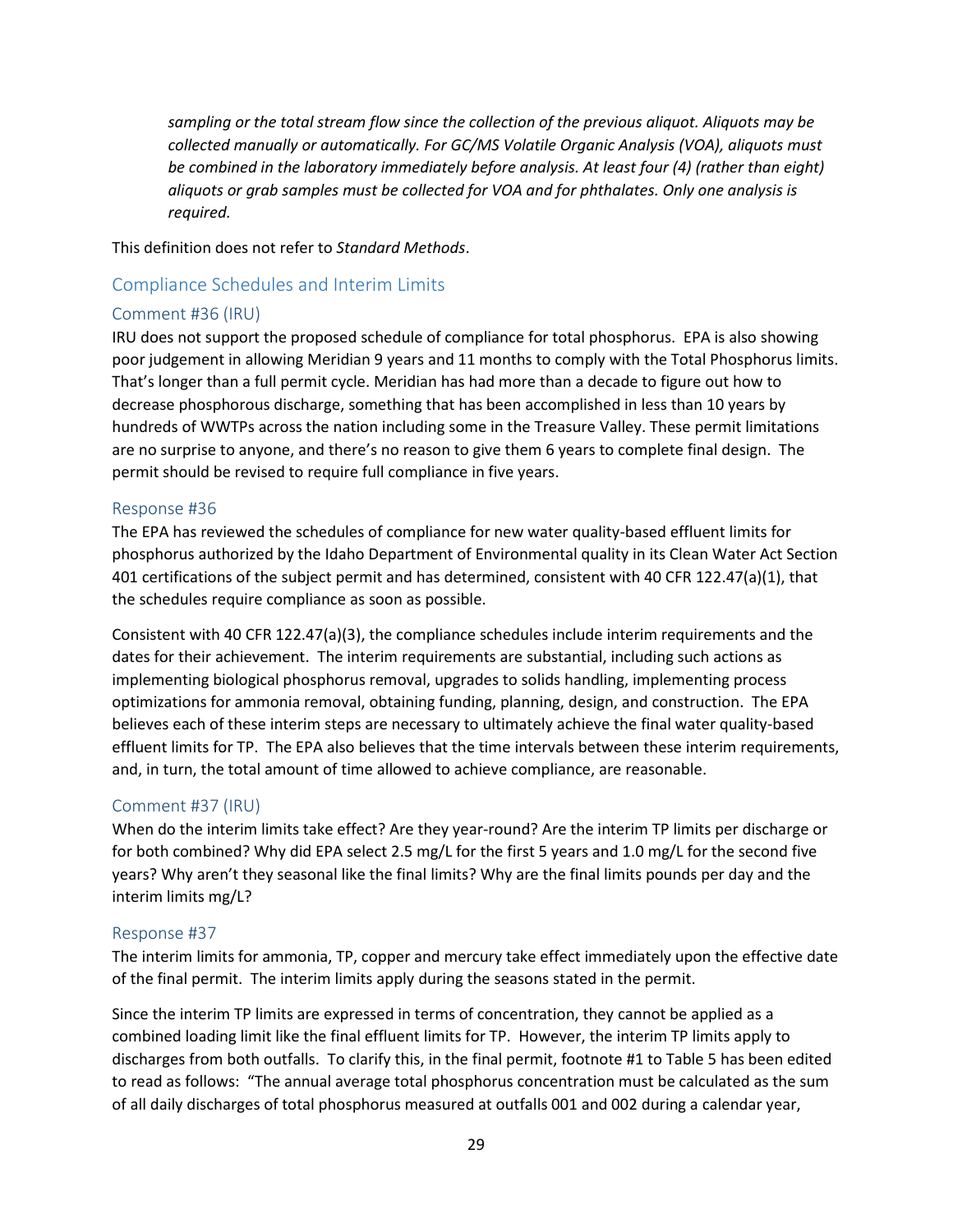*sampling or the total stream flow since the collection of the previous aliquot. Aliquots may be collected manually or automatically. For GC/MS Volatile Organic Analysis (VOA), aliquots must be combined in the laboratory immediately before analysis. At least four (4) (rather than eight) aliquots or grab samples must be collected for VOA and for phthalates. Only one analysis is required.*

This definition does not refer to *Standard Methods*.

## Compliance Schedules and Interim Limits

### Comment #36 (IRU)

IRU does not support the proposed schedule of compliance for total phosphorus. EPA is also showing poor judgement in allowing Meridian 9 years and 11 months to comply with the Total Phosphorus limits. That's longer than a full permit cycle. Meridian has had more than a decade to figure out how to decrease phosphorous discharge, something that has been accomplished in less than 10 years by hundreds of WWTPs across the nation including some in the Treasure Valley. These permit limitations are no surprise to anyone, and there's no reason to give them 6 years to complete final design. The permit should be revised to require full compliance in five years.

### Response #36

The EPA has reviewed the schedules of compliance for new water quality-based effluent limits for phosphorus authorized by the Idaho Department of Environmental quality in its Clean Water Act Section 401 certifications of the subject permit and has determined, consistent with 40 CFR 122.47(a)(1), that the schedules require compliance as soon as possible.

Consistent with 40 CFR 122.47(a)(3), the compliance schedules include interim requirements and the dates for their achievement. The interim requirements are substantial, including such actions as implementing biological phosphorus removal, upgrades to solids handling, implementing process optimizations for ammonia removal, obtaining funding, planning, design, and construction. The EPA believes each of these interim steps are necessary to ultimately achieve the final water quality-based effluent limits for TP. The EPA also believes that the time intervals between these interim requirements, and, in turn, the total amount of time allowed to achieve compliance, are reasonable.

### Comment #37 (IRU)

When do the interim limits take effect? Are they year-round? Are the interim TP limits per discharge or for both combined? Why did EPA select 2.5 mg/L for the first 5 years and 1.0 mg/L for the second five years? Why aren't they seasonal like the final limits? Why are the final limits pounds per day and the interim limits mg/L?

### Response #37

The interim limits for ammonia, TP, copper and mercury take effect immediately upon the effective date of the final permit. The interim limits apply during the seasons stated in the permit.

Since the interim TP limits are expressed in terms of concentration, they cannot be applied as a combined loading limit like the final effluent limits for TP. However, the interim TP limits apply to discharges from both outfalls. To clarify this, in the final permit, footnote #1 to Table 5 has been edited to read as follows: "The annual average total phosphorus concentration must be calculated as the sum of all daily discharges of total phosphorus measured at outfalls 001 and 002 during a calendar year,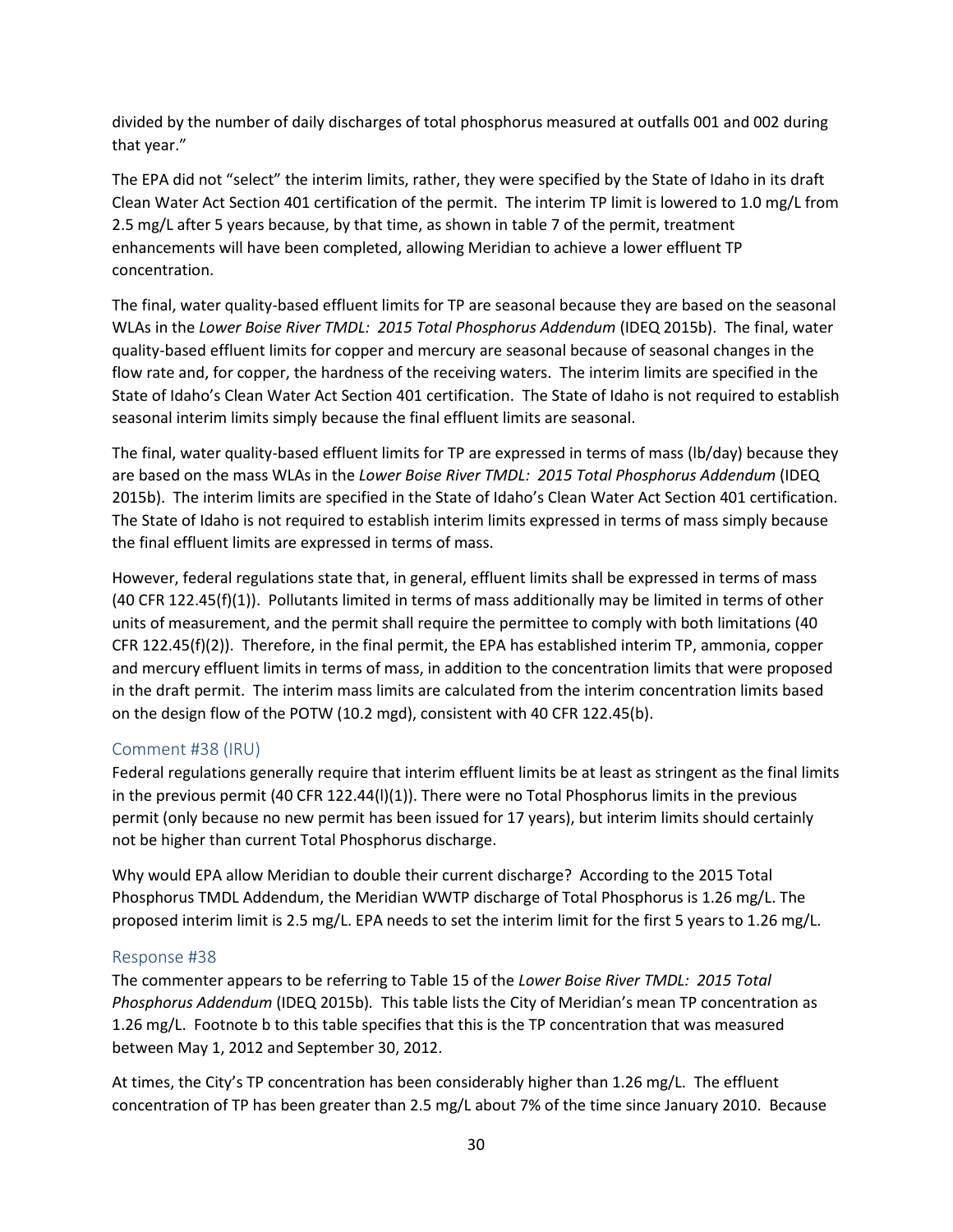divided by the number of daily discharges of total phosphorus measured at outfalls 001 and 002 during that year."

The EPA did not "select" the interim limits, rather, they were specified by the State of Idaho in its draft Clean Water Act Section 401 certification of the permit. The interim TP limit is lowered to 1.0 mg/L from 2.5 mg/L after 5 years because, by that time, as shown in table 7 of the permit, treatment enhancements will have been completed, allowing Meridian to achieve a lower effluent TP concentration.

The final, water quality-based effluent limits for TP are seasonal because they are based on the seasonal WLAs in the *Lower Boise River TMDL: 2015 Total Phosphorus Addendum* (IDEQ 2015b). The final, water quality-based effluent limits for copper and mercury are seasonal because of seasonal changes in the flow rate and, for copper, the hardness of the receiving waters. The interim limits are specified in the State of Idaho's Clean Water Act Section 401 certification. The State of Idaho is not required to establish seasonal interim limits simply because the final effluent limits are seasonal.

The final, water quality-based effluent limits for TP are expressed in terms of mass (lb/day) because they are based on the mass WLAs in the *Lower Boise River TMDL: 2015 Total Phosphorus Addendum* (IDEQ 2015b). The interim limits are specified in the State of Idaho's Clean Water Act Section 401 certification. The State of Idaho is not required to establish interim limits expressed in terms of mass simply because the final effluent limits are expressed in terms of mass.

However, federal regulations state that, in general, effluent limits shall be expressed in terms of mass (40 CFR 122.45(f)(1)). Pollutants limited in terms of mass additionally may be limited in terms of other units of measurement, and the permit shall require the permittee to comply with both limitations (40 CFR 122.45(f)(2)). Therefore, in the final permit, the EPA has established interim TP, ammonia, copper and mercury effluent limits in terms of mass, in addition to the concentration limits that were proposed in the draft permit. The interim mass limits are calculated from the interim concentration limits based on the design flow of the POTW (10.2 mgd), consistent with 40 CFR 122.45(b).

### Comment #38 (IRU)

Federal regulations generally require that interim effluent limits be at least as stringent as the final limits in the previous permit (40 CFR 122.44(l)(1)). There were no Total Phosphorus limits in the previous permit (only because no new permit has been issued for 17 years), but interim limits should certainly not be higher than current Total Phosphorus discharge.

Why would EPA allow Meridian to double their current discharge? According to the 2015 Total Phosphorus TMDL Addendum, the Meridian WWTP discharge of Total Phosphorus is 1.26 mg/L. The proposed interim limit is 2.5 mg/L. EPA needs to set the interim limit for the first 5 years to 1.26 mg/L.

### Response #38

The commenter appears to be referring to Table 15 of the *Lower Boise River TMDL: 2015 Total Phosphorus Addendum* (IDEQ 2015b). This table lists the City of Meridian's mean TP concentration as 1.26 mg/L. Footnote b to this table specifies that this is the TP concentration that was measured between May 1, 2012 and September 30, 2012.

At times, the City's TP concentration has been considerably higher than 1.26 mg/L. The effluent concentration of TP has been greater than 2.5 mg/L about 7% of the time since January 2010. Because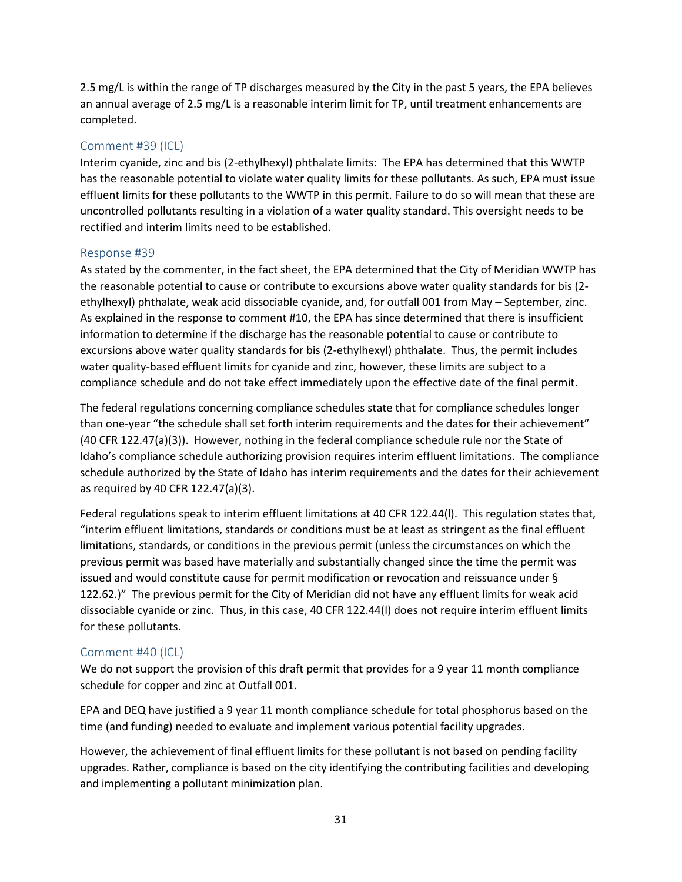2.5 mg/L is within the range of TP discharges measured by the City in the past 5 years, the EPA believes an annual average of 2.5 mg/L is a reasonable interim limit for TP, until treatment enhancements are completed.

### Comment #39 (ICL)

Interim cyanide, zinc and bis (2-ethylhexyl) phthalate limits: The EPA has determined that this WWTP has the reasonable potential to violate water quality limits for these pollutants. As such, EPA must issue effluent limits for these pollutants to the WWTP in this permit. Failure to do so will mean that these are uncontrolled pollutants resulting in a violation of a water quality standard. This oversight needs to be rectified and interim limits need to be established.

### Response #39

As stated by the commenter, in the fact sheet, the EPA determined that the City of Meridian WWTP has the reasonable potential to cause or contribute to excursions above water quality standards for bis (2-ethylhexyl) phthalate, weak acid dissociable cyanide, and, for outfall 001 from May – September, zinc. As explained in the response to comment #10, the EPA has since determined that there is insufficient information to determine if the discharge has the reasonable potential to cause or contribute to excursions above water quality standards for bis (2-ethylhexyl) phthalate. Thus, the permit includes water quality-based effluent limits for cyanide and zinc, however, these limits are subject to a compliance schedule and do not take effect immediately upon the effective date of the final permit.

The federal regulations concerning compliance schedules state that for compliance schedules longer than one-year "the schedule shall set forth interim requirements and the dates for their achievement" (40 CFR 122.47(a)(3)). However, nothing in the federal compliance schedule rule nor the State of Idaho's compliance schedule authorizing provision requires interim effluent limitations. The compliance schedule authorized by the State of Idaho has interim requirements and the dates for their achievement as required by 40 CFR 122.47(a)(3).

Federal regulations speak to interim effluent limitations at 40 CFR 122.44(l). This regulation states that, "interim effluent limitations, standards or conditions must be at least as stringent as the final effluent limitations, standards, or conditions in the previous permit (unless the circumstances on which the previous permit was based have materially and substantially changed since the time the permit was issued and would constitute cause for permit modification or revocation and reissuance under § 122.62.)" The previous permit for the City of Meridian did not have any effluent limits for weak acid dissociable cyanide or zinc. Thus, in this case, 40 CFR 122.44(l) does not require interim effluent limits for these pollutants.

### Comment #40 (ICL)

We do not support the provision of this draft permit that provides for a 9 year 11 month compliance schedule for copper and zinc at Outfall 001.

EPA and DEQ have justified a 9 year 11 month compliance schedule for total phosphorus based on the time (and funding) needed to evaluate and implement various potential facility upgrades.

However, the achievement of final effluent limits for these pollutant is not based on pending facility upgrades. Rather, compliance is based on the city identifying the contributing facilities and developing and implementing a pollutant minimization plan.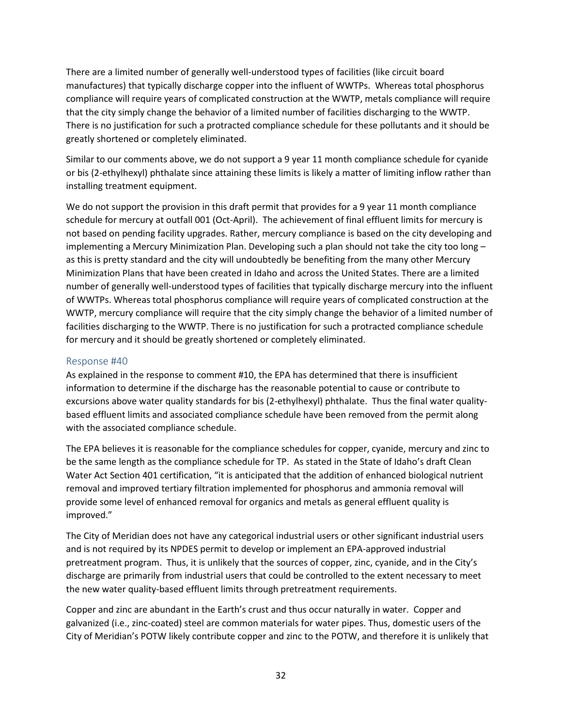There are a limited number of generally well-understood types of facilities (like circuit board manufactures) that typically discharge copper into the influent of WWTPs. Whereas total phosphorus compliance will require years of complicated construction at the WWTP, metals compliance will require that the city simply change the behavior of a limited number of facilities discharging to the WWTP. There is no justification for such a protracted compliance schedule for these pollutants and it should be greatly shortened or completely eliminated.

Similar to our comments above, we do not support a 9 year 11 month compliance schedule for cyanide or bis (2-ethylhexyl) phthalate since attaining these limits is likely a matter of limiting inflow rather than installing treatment equipment.

We do not support the provision in this draft permit that provides for a 9 year 11 month compliance schedule for mercury at outfall 001 (Oct-April). The achievement of final effluent limits for mercury is not based on pending facility upgrades. Rather, mercury compliance is based on the city developing and implementing a Mercury Minimization Plan. Developing such a plan should not take the city too long – as this is pretty standard and the city will undoubtedly be benefiting from the many other Mercury Minimization Plans that have been created in Idaho and across the United States. There are a limited number of generally well-understood types of facilities that typically discharge mercury into the influent of WWTPs. Whereas total phosphorus compliance will require years of complicated construction at the WWTP, mercury compliance will require that the city simply change the behavior of a limited number of facilities discharging to the WWTP. There is no justification for such a protracted compliance schedule for mercury and it should be greatly shortened or completely eliminated.

### Response #40

As explained in the response to comment #10, the EPA has determined that there is insufficient information to determine if the discharge has the reasonable potential to cause or contribute to excursions above water quality standards for bis (2-ethylhexyl) phthalate. Thus the final water quality-based effluent limits and associated compliance schedule have been removed from the permit along with the associated compliance schedule.

The EPA believes it is reasonable for the compliance schedules for copper, cyanide, mercury and zinc to be the same length as the compliance schedule for TP. As stated in the State of Idaho's draft Clean Water Act Section 401 certification, "it is anticipated that the addition of enhanced biological nutrient removal and improved tertiary filtration implemented for phosphorus and ammonia removal will provide some level of enhanced removal for organics and metals as general effluent quality is improved."

The City of Meridian does not have any categorical industrial users or other significant industrial users and is not required by its NPDES permit to develop or implement an EPA-approved industrial pretreatment program. Thus, it is unlikely that the sources of copper, zinc, cyanide, and in the City's discharge are primarily from industrial users that could be controlled to the extent necessary to meet the new water quality-based effluent limits through pretreatment requirements.

Copper and zinc are abundant in the Earth's crust and thus occur naturally in water. Copper and galvanized (i.e., zinc-coated) steel are common materials for water pipes. Thus, domestic users of the City of Meridian's POTW likely contribute copper and zinc to the POTW, and therefore it is unlikely that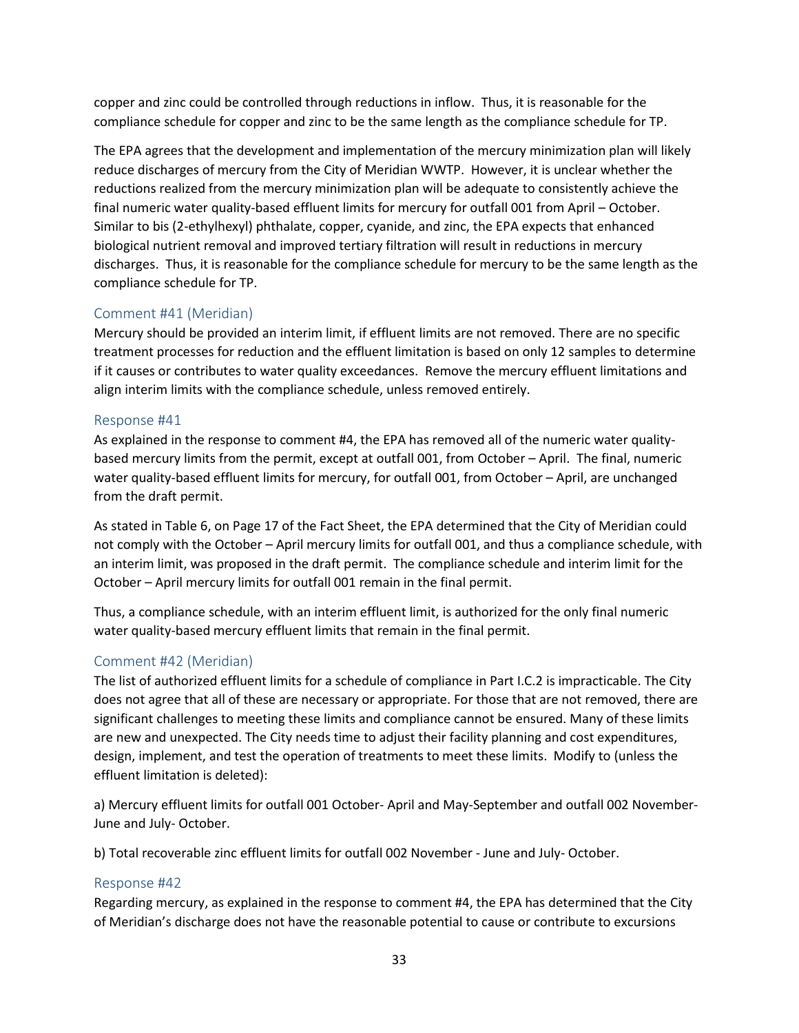copper and zinc could be controlled through reductions in inflow. Thus, it is reasonable for the compliance schedule for copper and zinc to be the same length as the compliance schedule for TP.

The EPA agrees that the development and implementation of the mercury minimization plan will likely reduce discharges of mercury from the City of Meridian WWTP. However, it is unclear whether the reductions realized from the mercury minimization plan will be adequate to consistently achieve the final numeric water quality-based effluent limits for mercury for outfall 001 from April – October. Similar to bis (2-ethylhexyl) phthalate, copper, cyanide, and zinc, the EPA expects that enhanced biological nutrient removal and improved tertiary filtration will result in reductions in mercury discharges. Thus, it is reasonable for the compliance schedule for mercury to be the same length as the compliance schedule for TP.

### Comment #41 (Meridian)

Mercury should be provided an interim limit, if effluent limits are not removed. There are no specific treatment processes for reduction and the effluent limitation is based on only 12 samples to determine if it causes or contributes to water quality exceedances. Remove the mercury effluent limitations and align interim limits with the compliance schedule, unless removed entirely.

### Response #41

As explained in the response to comment #4, the EPA has removed all of the numeric water quality-based mercury limits from the permit, except at outfall 001, from October – April. The final, numeric water quality-based effluent limits for mercury, for outfall 001, from October – April, are unchanged from the draft permit.

As stated in Table 6, on Page 17 of the Fact Sheet, the EPA determined that the City of Meridian could not comply with the October – April mercury limits for outfall 001, and thus a compliance schedule, with an interim limit, was proposed in the draft permit. The compliance schedule and interim limit for the October – April mercury limits for outfall 001 remain in the final permit.

Thus, a compliance schedule, with an interim effluent limit, is authorized for the only final numeric water quality-based mercury effluent limits that remain in the final permit.

### Comment #42 (Meridian)

The list of authorized effluent limits for a schedule of compliance in Part I.C.2 is impracticable. The City does not agree that all of these are necessary or appropriate. For those that are not removed, there are significant challenges to meeting these limits and compliance cannot be ensured. Many of these limits are new and unexpected. The City needs time to adjust their facility planning and cost expenditures, design, implement, and test the operation of treatments to meet these limits. Modify to (unless the effluent limitation is deleted):

a) Mercury effluent limits for outfall 001 October- April and May-September and outfall 002 November-June and July- October.

b) Total recoverable zinc effluent limits for outfall 002 November - June and July- October.

### Response #42

Regarding mercury, as explained in the response to comment #4, the EPA has determined that the City of Meridian's discharge does not have the reasonable potential to cause or contribute to excursions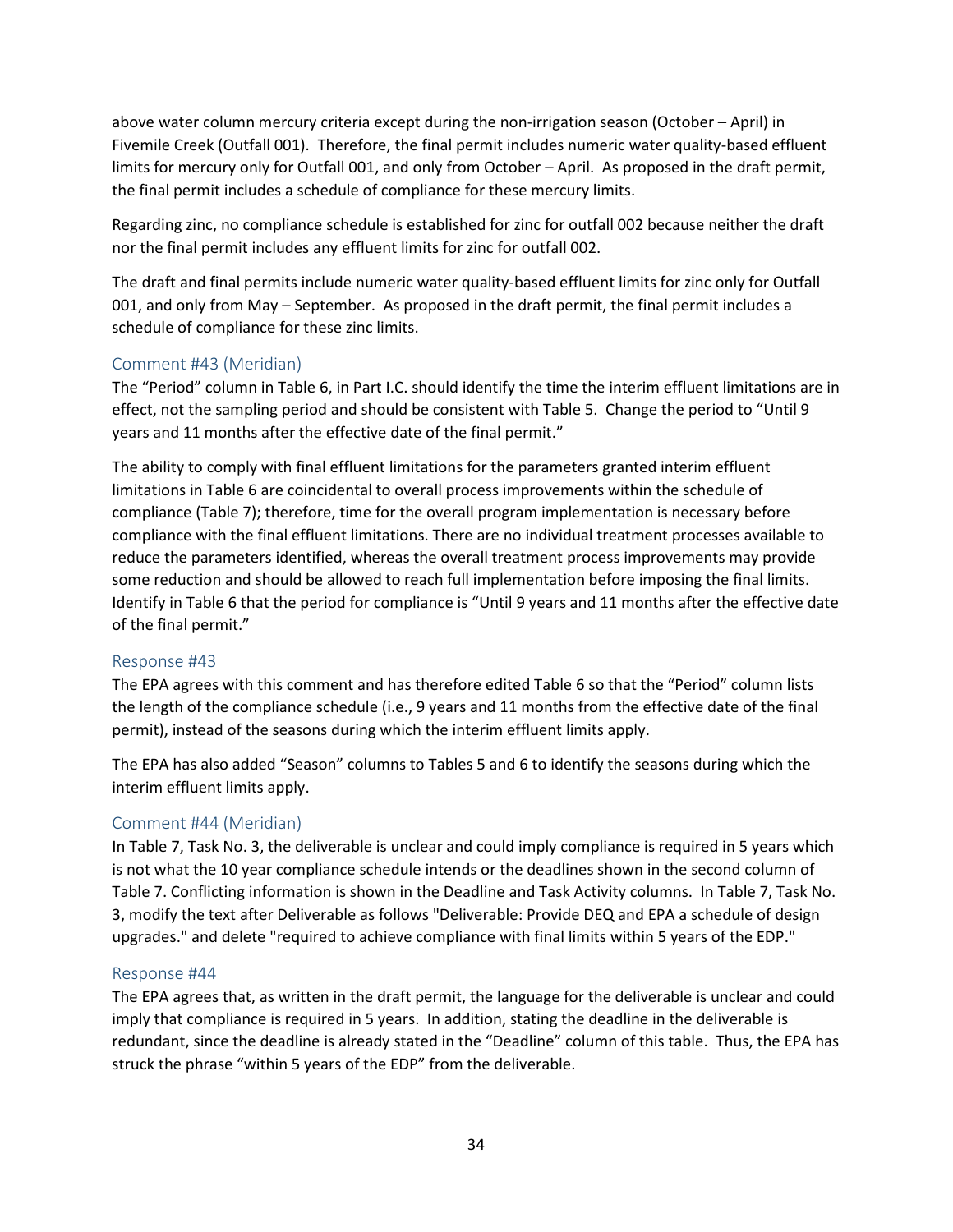above water column mercury criteria except during the non-irrigation season (October – April) in Fivemile Creek (Outfall 001). Therefore, the final permit includes numeric water quality-based effluent limits for mercury only for Outfall 001, and only from October – April. As proposed in the draft permit, the final permit includes a schedule of compliance for these mercury limits.

Regarding zinc, no compliance schedule is established for zinc for outfall 002 because neither the draft nor the final permit includes any effluent limits for zinc for outfall 002.

The draft and final permits include numeric water quality-based effluent limits for zinc only for Outfall 001, and only from May – September. As proposed in the draft permit, the final permit includes a schedule of compliance for these zinc limits.

### Comment #43 (Meridian)

The "Period" column in Table 6, in Part I.C. should identify the time the interim effluent limitations are in effect, not the sampling period and should be consistent with Table 5. Change the period to "Until 9 years and 11 months after the effective date of the final permit."

The ability to comply with final effluent limitations for the parameters granted interim effluent limitations in Table 6 are coincidental to overall process improvements within the schedule of compliance (Table 7); therefore, time for the overall program implementation is necessary before compliance with the final effluent limitations. There are no individual treatment processes available to reduce the parameters identified, whereas the overall treatment process improvements may provide some reduction and should be allowed to reach full implementation before imposing the final limits. Identify in Table 6 that the period for compliance is "Until 9 years and 11 months after the effective date of the final permit."

### Response #43

The EPA agrees with this comment and has therefore edited Table 6 so that the "Period" column lists the length of the compliance schedule (i.e., 9 years and 11 months from the effective date of the final permit), instead of the seasons during which the interim effluent limits apply.

The EPA has also added "Season" columns to Tables 5 and 6 to identify the seasons during which the interim effluent limits apply.

### Comment #44 (Meridian)

In Table 7, Task No. 3, the deliverable is unclear and could imply compliance is required in 5 years which is not what the 10 year compliance schedule intends or the deadlines shown in the second column of Table 7. Conflicting information is shown in the Deadline and Task Activity columns. In Table 7, Task No. 3, modify the text after Deliverable as follows "Deliverable: Provide DEQ and EPA a schedule of design upgrades." and delete "required to achieve compliance with final limits within 5 years of the EDP."

### Response #44

The EPA agrees that, as written in the draft permit, the language for the deliverable is unclear and could imply that compliance is required in 5 years. In addition, stating the deadline in the deliverable is redundant, since the deadline is already stated in the "Deadline" column of this table. Thus, the EPA has struck the phrase "within 5 years of the EDP" from the deliverable.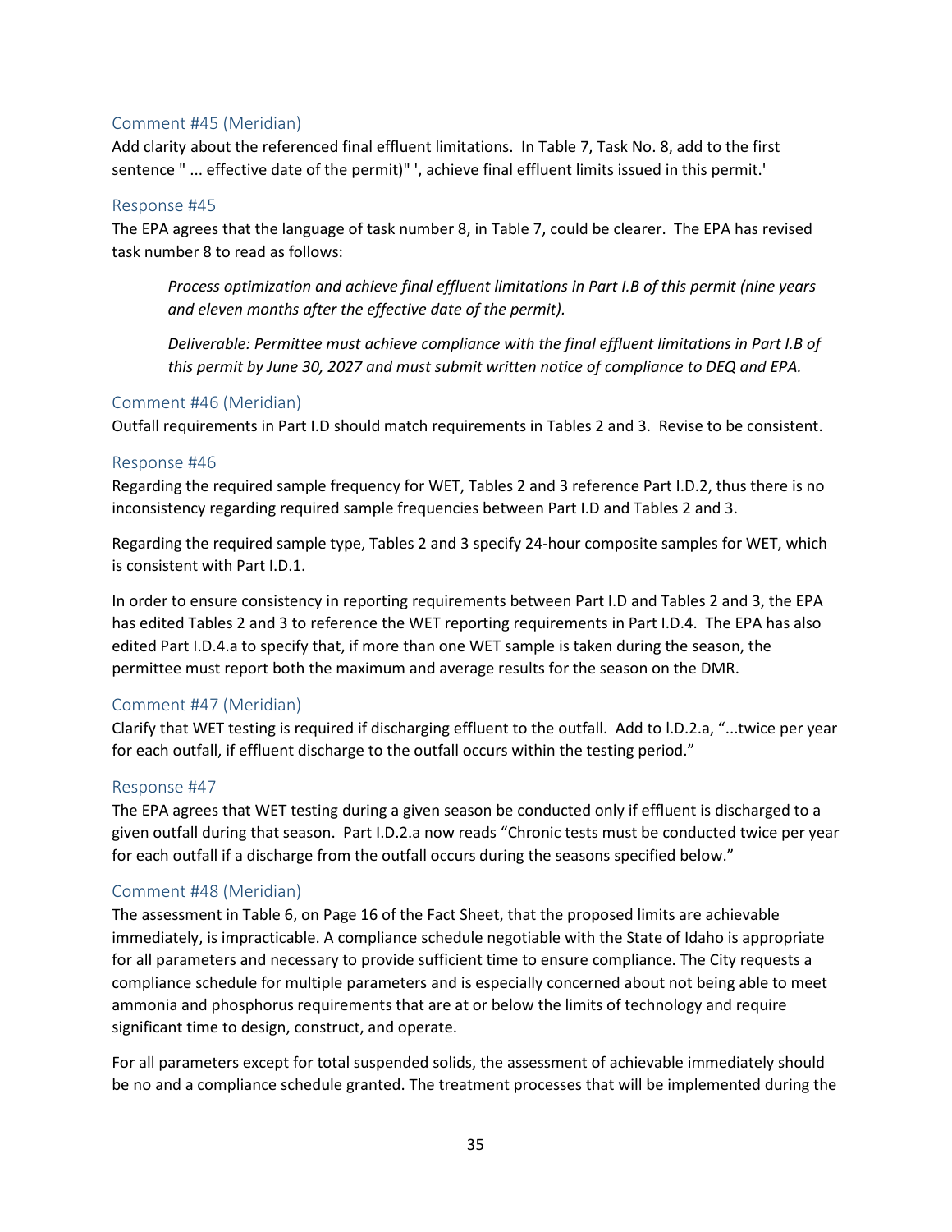### Comment #45 (Meridian)

Add clarity about the referenced final effluent limitations. In Table 7, Task No. 8, add to the first sentence " ... effective date of the permit)" ', achieve final effluent limits issued in this permit.'

### Response #45

The EPA agrees that the language of task number 8, in Table 7, could be clearer. The EPA has revised task number 8 to read as follows:

> *Process optimization and achieve final effluent limitations in Part I.B of this permit (nine years and eleven months after the effective date of the permit).*
>
> *Deliverable: Permittee must achieve compliance with the final effluent limitations in Part I.B of this permit by June 30, 2027 and must submit written notice of compliance to DEQ and EPA.*

### Comment #46 (Meridian)

Outfall requirements in Part I.D should match requirements in Tables 2 and 3. Revise to be consistent.

### Response #46

Regarding the required sample frequency for WET, Tables 2 and 3 reference Part I.D.2, thus there is no inconsistency regarding required sample frequencies between Part I.D and Tables 2 and 3.

Regarding the required sample type, Tables 2 and 3 specify 24-hour composite samples for WET, which is consistent with Part I.D.1.

In order to ensure consistency in reporting requirements between Part I.D and Tables 2 and 3, the EPA has edited Tables 2 and 3 to reference the WET reporting requirements in Part I.D.4. The EPA has also edited Part I.D.4.a to specify that, if more than one WET sample is taken during the season, the permittee must report both the maximum and average results for the season on the DMR.

### Comment #47 (Meridian)

Clarify that WET testing is required if discharging effluent to the outfall. Add to I.D.2.a, "...twice per year for each outfall, if effluent discharge to the outfall occurs within the testing period."

### Response #47

The EPA agrees that WET testing during a given season be conducted only if effluent is discharged to a given outfall during that season. Part I.D.2.a now reads "Chronic tests must be conducted twice per year for each outfall if a discharge from the outfall occurs during the seasons specified below."

### Comment #48 (Meridian)

The assessment in Table 6, on Page 16 of the Fact Sheet, that the proposed limits are achievable immediately, is impracticable. A compliance schedule negotiable with the State of Idaho is appropriate for all parameters and necessary to provide sufficient time to ensure compliance. The City requests a compliance schedule for multiple parameters and is especially concerned about not being able to meet ammonia and phosphorus requirements that are at or below the limits of technology and require significant time to design, construct, and operate.

For all parameters except for total suspended solids, the assessment of achievable immediately should be no and a compliance schedule granted. The treatment processes that will be implemented during the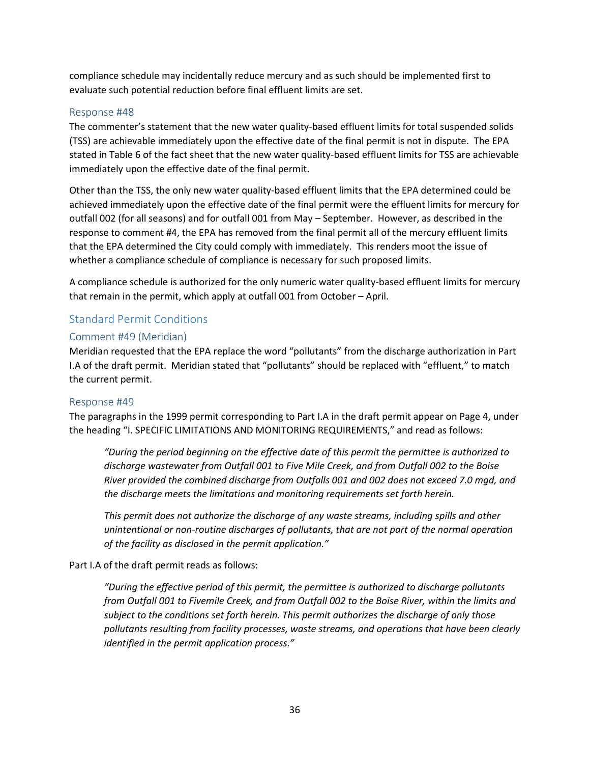compliance schedule may incidentally reduce mercury and as such should be implemented first to evaluate such potential reduction before final effluent limits are set.

### Response #48

The commenter's statement that the new water quality-based effluent limits for total suspended solids (TSS) are achievable immediately upon the effective date of the final permit is not in dispute. The EPA stated in Table 6 of the fact sheet that the new water quality-based effluent limits for TSS are achievable immediately upon the effective date of the final permit.

Other than the TSS, the only new water quality-based effluent limits that the EPA determined could be achieved immediately upon the effective date of the final permit were the effluent limits for mercury for outfall 002 (for all seasons) and for outfall 001 from May – September. However, as described in the response to comment #4, the EPA has removed from the final permit all of the mercury effluent limits that the EPA determined the City could comply with immediately. This renders moot the issue of whether a compliance schedule of compliance is necessary for such proposed limits.

A compliance schedule is authorized for the only numeric water quality-based effluent limits for mercury that remain in the permit, which apply at outfall 001 from October – April.

## Standard Permit Conditions

### Comment #49 (Meridian)

Meridian requested that the EPA replace the word "pollutants" from the discharge authorization in Part I.A of the draft permit. Meridian stated that "pollutants" should be replaced with "effluent," to match the current permit.

### Response #49

The paragraphs in the 1999 permit corresponding to Part I.A in the draft permit appear on Page 4, under the heading "I. SPECIFIC LIMITATIONS AND MONITORING REQUIREMENTS," and read as follows:

> *"During the period beginning on the effective date of this permit the permittee is authorized to discharge wastewater from Outfall 001 to Five Mile Creek, and from Outfall 002 to the Boise River provided the combined discharge from Outfalls 001 and 002 does not exceed 7.0 mgd, and the discharge meets the limitations and monitoring requirements set forth herein.*
>
> *This permit does not authorize the discharge of any waste streams, including spills and other unintentional or non-routine discharges of pollutants, that are not part of the normal operation of the facility as disclosed in the permit application."*

Part I.A of the draft permit reads as follows:

> *"During the effective period of this permit, the permittee is authorized to discharge pollutants from Outfall 001 to Fivemile Creek, and from Outfall 002 to the Boise River, within the limits and subject to the conditions set forth herein. This permit authorizes the discharge of only those pollutants resulting from facility processes, waste streams, and operations that have been clearly identified in the permit application process."*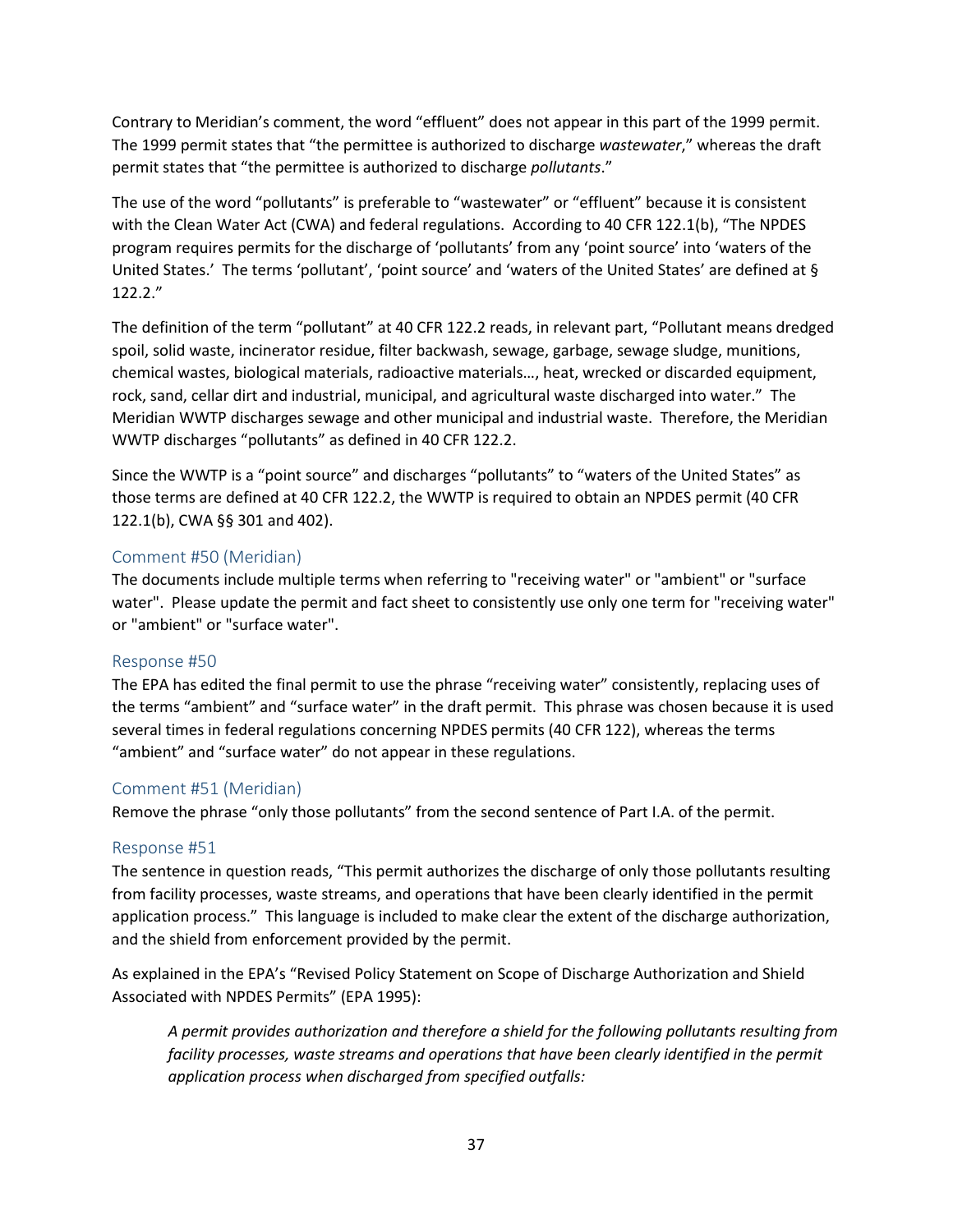Contrary to Meridian's comment, the word "effluent" does not appear in this part of the 1999 permit. The 1999 permit states that "the permittee is authorized to discharge *wastewater*," whereas the draft permit states that "the permittee is authorized to discharge *pollutants*."

The use of the word "pollutants" is preferable to "wastewater" or "effluent" because it is consistent with the Clean Water Act (CWA) and federal regulations. According to 40 CFR 122.1(b), "The NPDES program requires permits for the discharge of 'pollutants' from any 'point source' into 'waters of the United States.' The terms 'pollutant', 'point source' and 'waters of the United States' are defined at § 122.2."

The definition of the term "pollutant" at 40 CFR 122.2 reads, in relevant part, "Pollutant means dredged spoil, solid waste, incinerator residue, filter backwash, sewage, garbage, sewage sludge, munitions, chemical wastes, biological materials, radioactive materials…, heat, wrecked or discarded equipment, rock, sand, cellar dirt and industrial, municipal, and agricultural waste discharged into water." The Meridian WWTP discharges sewage and other municipal and industrial waste. Therefore, the Meridian WWTP discharges "pollutants" as defined in 40 CFR 122.2.

Since the WWTP is a "point source" and discharges "pollutants" to "waters of the United States" as those terms are defined at 40 CFR 122.2, the WWTP is required to obtain an NPDES permit (40 CFR 122.1(b), CWA §§ 301 and 402).

### Comment #50 (Meridian)

The documents include multiple terms when referring to "receiving water" or "ambient" or "surface water". Please update the permit and fact sheet to consistently use only one term for "receiving water" or "ambient" or "surface water".

### Response #50

The EPA has edited the final permit to use the phrase "receiving water" consistently, replacing uses of the terms "ambient" and "surface water" in the draft permit. This phrase was chosen because it is used several times in federal regulations concerning NPDES permits (40 CFR 122), whereas the terms "ambient" and "surface water" do not appear in these regulations.

### Comment #51 (Meridian)

Remove the phrase "only those pollutants" from the second sentence of Part I.A. of the permit.

### Response #51

The sentence in question reads, "This permit authorizes the discharge of only those pollutants resulting from facility processes, waste streams, and operations that have been clearly identified in the permit application process." This language is included to make clear the extent of the discharge authorization, and the shield from enforcement provided by the permit.

As explained in the EPA's "Revised Policy Statement on Scope of Discharge Authorization and Shield Associated with NPDES Permits" (EPA 1995):

> *A permit provides authorization and therefore a shield for the following pollutants resulting from facility processes, waste streams and operations that have been clearly identified in the permit application process when discharged from specified outfalls:*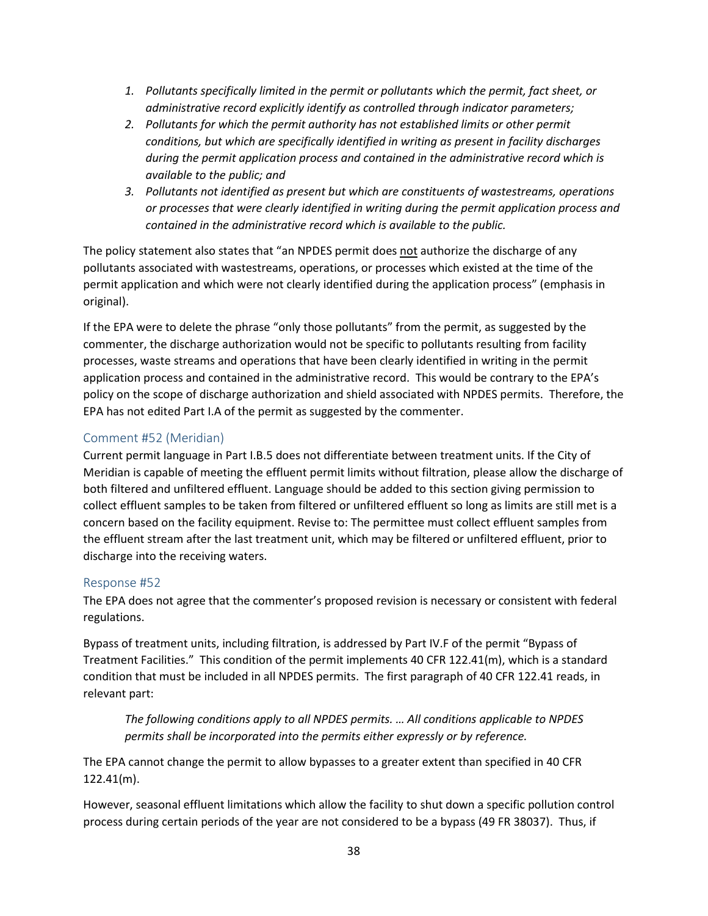1. *Pollutants specifically limited in the permit or pollutants which the permit, fact sheet, or administrative record explicitly identify as controlled through indicator parameters;*
2. *Pollutants for which the permit authority has not established limits or other permit conditions, but which are specifically identified in writing as present in facility discharges during the permit application process and contained in the administrative record which is available to the public; and*
3. *Pollutants not identified as present but which are constituents of wastestreams, operations or processes that were clearly identified in writing during the permit application process and contained in the administrative record which is available to the public.*

The policy statement also states that "an NPDES permit does not authorize the discharge of any pollutants associated with wastestreams, operations, or processes which existed at the time of the permit application and which were not clearly identified during the application process" (emphasis in original).

If the EPA were to delete the phrase "only those pollutants" from the permit, as suggested by the commenter, the discharge authorization would not be specific to pollutants resulting from facility processes, waste streams and operations that have been clearly identified in writing in the permit application process and contained in the administrative record. This would be contrary to the EPA's policy on the scope of discharge authorization and shield associated with NPDES permits. Therefore, the EPA has not edited Part I.A of the permit as suggested by the commenter.

### Comment #52 (Meridian)

Current permit language in Part I.B.5 does not differentiate between treatment units. If the City of Meridian is capable of meeting the effluent permit limits without filtration, please allow the discharge of both filtered and unfiltered effluent. Language should be added to this section giving permission to collect effluent samples to be taken from filtered or unfiltered effluent so long as limits are still met is a concern based on the facility equipment. Revise to: The permittee must collect effluent samples from the effluent stream after the last treatment unit, which may be filtered or unfiltered effluent, prior to discharge into the receiving waters.

### Response #52

The EPA does not agree that the commenter's proposed revision is necessary or consistent with federal regulations.

Bypass of treatment units, including filtration, is addressed by Part IV.F of the permit "Bypass of Treatment Facilities." This condition of the permit implements 40 CFR 122.41(m), which is a standard condition that must be included in all NPDES permits. The first paragraph of 40 CFR 122.41 reads, in relevant part:

> *The following conditions apply to all NPDES permits. … All conditions applicable to NPDES permits shall be incorporated into the permits either expressly or by reference.*

The EPA cannot change the permit to allow bypasses to a greater extent than specified in 40 CFR 122.41(m).

However, seasonal effluent limitations which allow the facility to shut down a specific pollution control process during certain periods of the year are not considered to be a bypass (49 FR 38037). Thus, if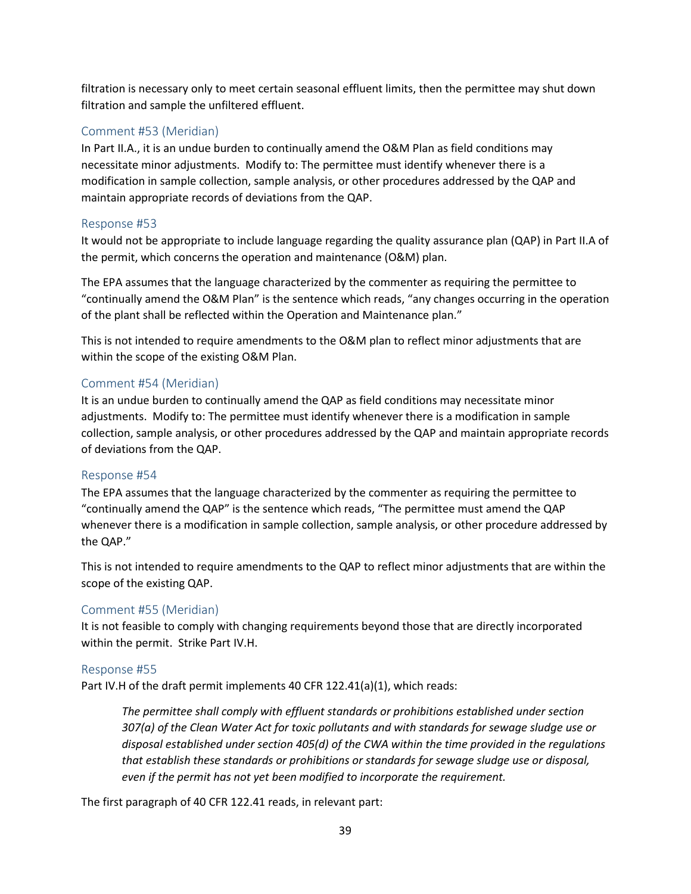filtration is necessary only to meet certain seasonal effluent limits, then the permittee may shut down filtration and sample the unfiltered effluent.

### Comment #53 (Meridian)

In Part II.A., it is an undue burden to continually amend the O&M Plan as field conditions may necessitate minor adjustments. Modify to: The permittee must identify whenever there is a modification in sample collection, sample analysis, or other procedures addressed by the QAP and maintain appropriate records of deviations from the QAP.

### Response #53

It would not be appropriate to include language regarding the quality assurance plan (QAP) in Part II.A of the permit, which concerns the operation and maintenance (O&M) plan.

The EPA assumes that the language characterized by the commenter as requiring the permittee to "continually amend the O&M Plan" is the sentence which reads, "any changes occurring in the operation of the plant shall be reflected within the Operation and Maintenance plan."

This is not intended to require amendments to the O&M plan to reflect minor adjustments that are within the scope of the existing O&M Plan.

### Comment #54 (Meridian)

It is an undue burden to continually amend the QAP as field conditions may necessitate minor adjustments. Modify to: The permittee must identify whenever there is a modification in sample collection, sample analysis, or other procedures addressed by the QAP and maintain appropriate records of deviations from the QAP.

### Response #54

The EPA assumes that the language characterized by the commenter as requiring the permittee to "continually amend the QAP" is the sentence which reads, "The permittee must amend the QAP whenever there is a modification in sample collection, sample analysis, or other procedure addressed by the QAP."

This is not intended to require amendments to the QAP to reflect minor adjustments that are within the scope of the existing QAP.

### Comment #55 (Meridian)

It is not feasible to comply with changing requirements beyond those that are directly incorporated within the permit. Strike Part IV.H.

### Response #55

Part IV.H of the draft permit implements 40 CFR 122.41(a)(1), which reads:

> *The permittee shall comply with effluent standards or prohibitions established under section 307(a) of the Clean Water Act for toxic pollutants and with standards for sewage sludge use or disposal established under section 405(d) of the CWA within the time provided in the regulations that establish these standards or prohibitions or standards for sewage sludge use or disposal, even if the permit has not yet been modified to incorporate the requirement.*

The first paragraph of 40 CFR 122.41 reads, in relevant part: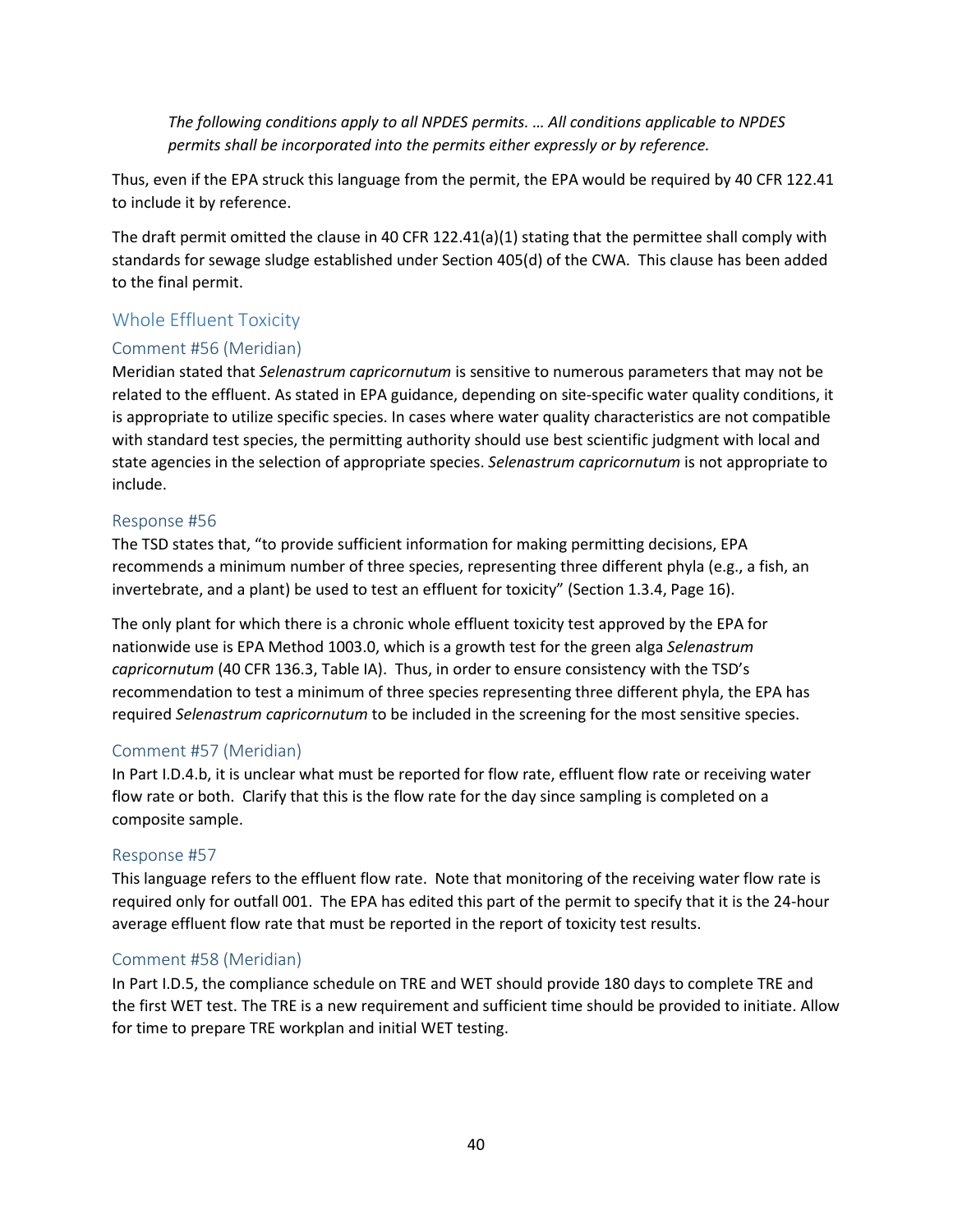> *The following conditions apply to all NPDES permits. … All conditions applicable to NPDES permits shall be incorporated into the permits either expressly or by reference.*

Thus, even if the EPA struck this language from the permit, the EPA would be required by 40 CFR 122.41 to include it by reference.

The draft permit omitted the clause in 40 CFR 122.41(a)(1) stating that the permittee shall comply with standards for sewage sludge established under Section 405(d) of the CWA. This clause has been added to the final permit.

## Whole Effluent Toxicity

### Comment #56 (Meridian)

Meridian stated that *Selenastrum capricornutum* is sensitive to numerous parameters that may not be related to the effluent. As stated in EPA guidance, depending on site-specific water quality conditions, it is appropriate to utilize specific species. In cases where water quality characteristics are not compatible with standard test species, the permitting authority should use best scientific judgment with local and state agencies in the selection of appropriate species. *Selenastrum capricornutum* is not appropriate to include.

### Response #56

The TSD states that, "to provide sufficient information for making permitting decisions, EPA recommends a minimum number of three species, representing three different phyla (e.g., a fish, an invertebrate, and a plant) be used to test an effluent for toxicity" (Section 1.3.4, Page 16).

The only plant for which there is a chronic whole effluent toxicity test approved by the EPA for nationwide use is EPA Method 1003.0, which is a growth test for the green alga *Selenastrum capricornutum* (40 CFR 136.3, Table IA). Thus, in order to ensure consistency with the TSD's recommendation to test a minimum of three species representing three different phyla, the EPA has required *Selenastrum capricornutum* to be included in the screening for the most sensitive species.

### Comment #57 (Meridian)

In Part I.D.4.b, it is unclear what must be reported for flow rate, effluent flow rate or receiving water flow rate or both. Clarify that this is the flow rate for the day since sampling is completed on a composite sample.

### Response #57

This language refers to the effluent flow rate. Note that monitoring of the receiving water flow rate is required only for outfall 001. The EPA has edited this part of the permit to specify that it is the 24-hour average effluent flow rate that must be reported in the report of toxicity test results.

### Comment #58 (Meridian)

In Part I.D.5, the compliance schedule on TRE and WET should provide 180 days to complete TRE and the first WET test. The TRE is a new requirement and sufficient time should be provided to initiate. Allow for time to prepare TRE workplan and initial WET testing.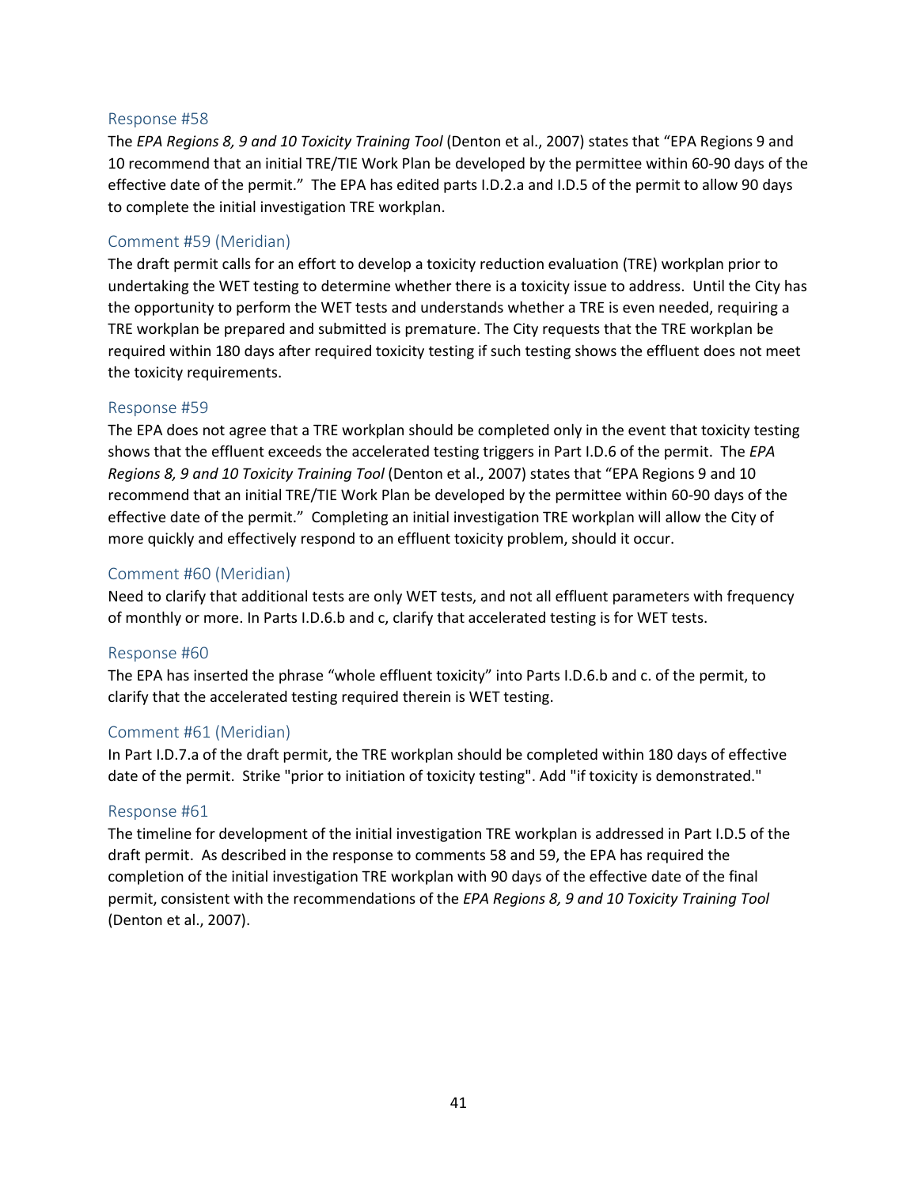### Response #58

The *EPA Regions 8, 9 and 10 Toxicity Training Tool* (Denton et al., 2007) states that "EPA Regions 9 and 10 recommend that an initial TRE/TIE Work Plan be developed by the permittee within 60-90 days of the effective date of the permit." The EPA has edited parts I.D.2.a and I.D.5 of the permit to allow 90 days to complete the initial investigation TRE workplan.

### Comment #59 (Meridian)

The draft permit calls for an effort to develop a toxicity reduction evaluation (TRE) workplan prior to undertaking the WET testing to determine whether there is a toxicity issue to address. Until the City has the opportunity to perform the WET tests and understands whether a TRE is even needed, requiring a TRE workplan be prepared and submitted is premature. The City requests that the TRE workplan be required within 180 days after required toxicity testing if such testing shows the effluent does not meet the toxicity requirements.

### Response #59

The EPA does not agree that a TRE workplan should be completed only in the event that toxicity testing shows that the effluent exceeds the accelerated testing triggers in Part I.D.6 of the permit. The *EPA Regions 8, 9 and 10 Toxicity Training Tool* (Denton et al., 2007) states that "EPA Regions 9 and 10 recommend that an initial TRE/TIE Work Plan be developed by the permittee within 60-90 days of the effective date of the permit." Completing an initial investigation TRE workplan will allow the City of more quickly and effectively respond to an effluent toxicity problem, should it occur.

### Comment #60 (Meridian)

Need to clarify that additional tests are only WET tests, and not all effluent parameters with frequency of monthly or more. In Parts I.D.6.b and c, clarify that accelerated testing is for WET tests.

### Response #60

The EPA has inserted the phrase "whole effluent toxicity" into Parts I.D.6.b and c. of the permit, to clarify that the accelerated testing required therein is WET testing.

### Comment #61 (Meridian)

In Part I.D.7.a of the draft permit, the TRE workplan should be completed within 180 days of effective date of the permit. Strike "prior to initiation of toxicity testing". Add "if toxicity is demonstrated."

### Response #61

The timeline for development of the initial investigation TRE workplan is addressed in Part I.D.5 of the draft permit. As described in the response to comments 58 and 59, the EPA has required the completion of the initial investigation TRE workplan with 90 days of the effective date of the final permit, consistent with the recommendations of the *EPA Regions 8, 9 and 10 Toxicity Training Tool* (Denton et al., 2007).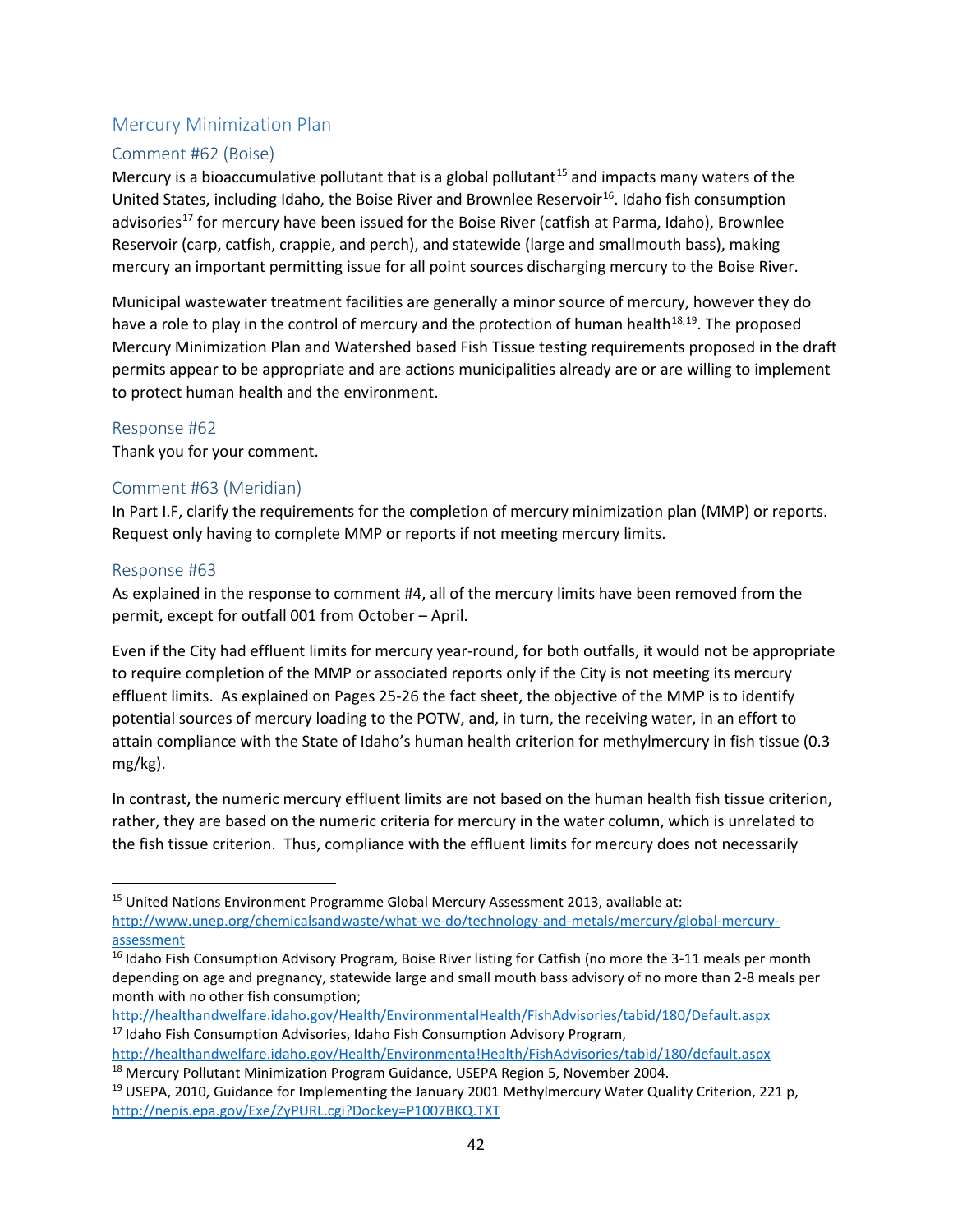## Mercury Minimization Plan

### Comment #62 (Boise)

Mercury is a bioaccumulative pollutant that is a global pollutant[15] and impacts many waters of the United States, including Idaho, the Boise River and Brownlee Reservoir[16]. Idaho fish consumption advisories[17] for mercury have been issued for the Boise River (catfish at Parma, Idaho), Brownlee Reservoir (carp, catfish, crappie, and perch), and statewide (large and smallmouth bass), making mercury an important permitting issue for all point sources discharging mercury to the Boise River.

Municipal wastewater treatment facilities are generally a minor source of mercury, however they do have a role to play in the control of mercury and the protection of human health[18,19]. The proposed Mercury Minimization Plan and Watershed based Fish Tissue testing requirements proposed in the draft permits appear to be appropriate and are actions municipalities already are or are willing to implement to protect human health and the environment.

### Response #62

Thank you for your comment.

### Comment #63 (Meridian)

In Part I.F, clarify the requirements for the completion of mercury minimization plan (MMP) or reports. Request only having to complete MMP or reports if not meeting mercury limits.

### Response #63

As explained in the response to comment #4, all of the mercury limits have been removed from the permit, except for outfall 001 from October – April.

Even if the City had effluent limits for mercury year-round, for both outfalls, it would not be appropriate to require completion of the MMP or associated reports only if the City is not meeting its mercury effluent limits. As explained on Pages 25-26 the fact sheet, the objective of the MMP is to identify potential sources of mercury loading to the POTW, and, in turn, the receiving water, in an effort to attain compliance with the State of Idaho's human health criterion for methylmercury in fish tissue (0.3 mg/kg).

In contrast, the numeric mercury effluent limits are not based on the human health fish tissue criterion, rather, they are based on the numeric criteria for mercury in the water column, which is unrelated to the fish tissue criterion. Thus, compliance with the effluent limits for mercury does not necessarily

---

[15] United Nations Environment Programme Global Mercury Assessment 2013, available at: http://www.unep.org/chemicalsandwaste/what-we-do/technology-and-metals/mercury/global-mercury-assessment

[16] Idaho Fish Consumption Advisory Program, Boise River listing for Catfish (no more the 3-11 meals per month depending on age and pregnancy, statewide large and small mouth bass advisory of no more than 2-8 meals per month with no other fish consumption; http://healthandwelfare.idaho.gov/Health/EnvironmentalHealth/FishAdvisories/tabid/180/Default.aspx

[17] Idaho Fish Consumption Advisories, Idaho Fish Consumption Advisory Program, http://healthandwelfare.idaho.gov/Health/Environmenta!Health/FishAdvisories/tabid/180/default.aspx

[18] Mercury Pollutant Minimization Program Guidance, USEPA Region 5, November 2004.

[19] USEPA, 2010, Guidance for Implementing the January 2001 Methylmercury Water Quality Criterion, 221 p, http://nepis.epa.gov/Exe/ZyPURL.cgi?Dockey=P1007BKQ.TXT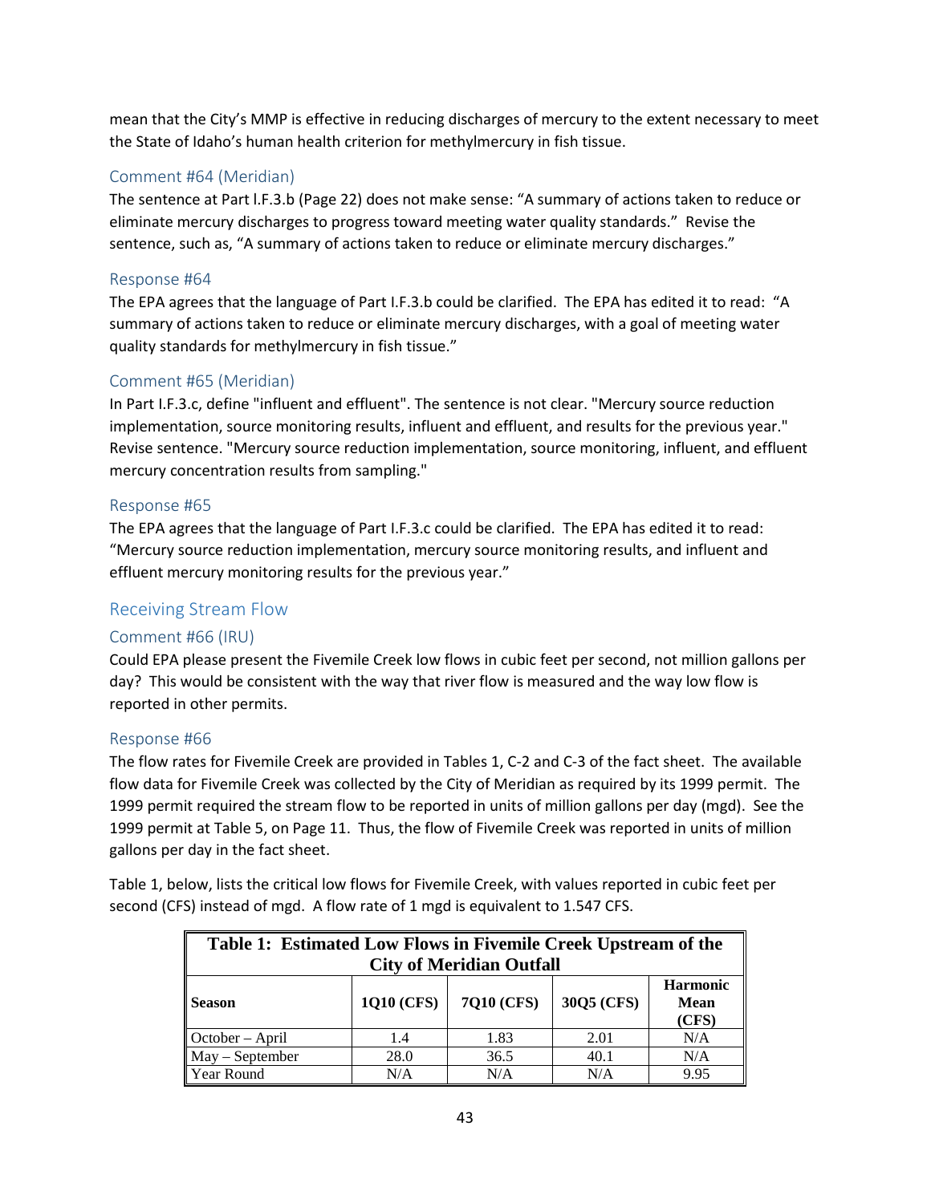mean that the City's MMP is effective in reducing discharges of mercury to the extent necessary to meet the State of Idaho's human health criterion for methylmercury in fish tissue.

### Comment #64 (Meridian)

The sentence at Part l.F.3.b (Page 22) does not make sense: "A summary of actions taken to reduce or eliminate mercury discharges to progress toward meeting water quality standards." Revise the sentence, such as, "A summary of actions taken to reduce or eliminate mercury discharges."

### Response #64

The EPA agrees that the language of Part I.F.3.b could be clarified. The EPA has edited it to read: "A summary of actions taken to reduce or eliminate mercury discharges, with a goal of meeting water quality standards for methylmercury in fish tissue."

### Comment #65 (Meridian)

In Part I.F.3.c, define "influent and effluent". The sentence is not clear. "Mercury source reduction implementation, source monitoring results, influent and effluent, and results for the previous year." Revise sentence. "Mercury source reduction implementation, source monitoring, influent, and effluent mercury concentration results from sampling."

### Response #65

The EPA agrees that the language of Part I.F.3.c could be clarified. The EPA has edited it to read: "Mercury source reduction implementation, mercury source monitoring results, and influent and effluent mercury monitoring results for the previous year."

## Receiving Stream Flow

### Comment #66 (IRU)

Could EPA please present the Fivemile Creek low flows in cubic feet per second, not million gallons per day? This would be consistent with the way that river flow is measured and the way low flow is reported in other permits.

### Response #66

The flow rates for Fivemile Creek are provided in Tables 1, C-2 and C-3 of the fact sheet. The available flow data for Fivemile Creek was collected by the City of Meridian as required by its 1999 permit. The 1999 permit required the stream flow to be reported in units of million gallons per day (mgd). See the 1999 permit at Table 5, on Page 11. Thus, the flow of Fivemile Creek was reported in units of million gallons per day in the fact sheet.

Table 1, below, lists the critical low flows for Fivemile Creek, with values reported in cubic feet per second (CFS) instead of mgd. A flow rate of 1 mgd is equivalent to 1.547 CFS.

**Table 1: Estimated Low Flows in Fivemile Creek Upstream of the City of Meridian Outfall**

| Season | 1Q10 (CFS) | 7Q10 (CFS) | 30Q5 (CFS) | Harmonic Mean (CFS) |
|---|---|---|---|---|
| October – April | 1.4 | 1.83 | 2.01 | N/A |
| May – September | 28.0 | 36.5 | 40.1 | N/A |
| Year Round | N/A | N/A | N/A | 9.95 |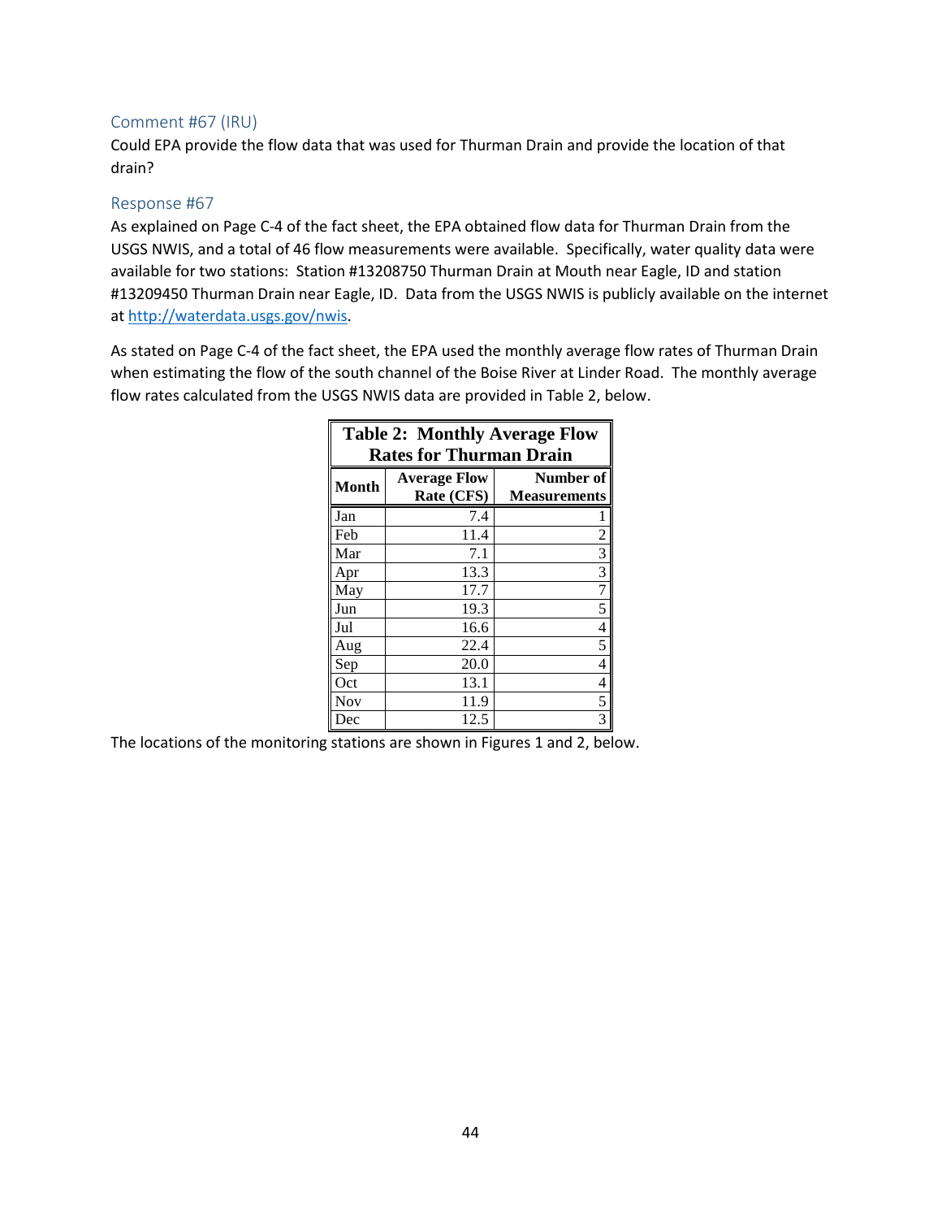### Comment #67 (IRU)

Could EPA provide the flow data that was used for Thurman Drain and provide the location of that drain?

### Response #67

As explained on Page C-4 of the fact sheet, the EPA obtained flow data for Thurman Drain from the USGS NWIS, and a total of 46 flow measurements were available. Specifically, water quality data were available for two stations: Station #13208750 Thurman Drain at Mouth near Eagle, ID and station #13209450 Thurman Drain near Eagle, ID. Data from the USGS NWIS is publicly available on the internet at http://waterdata.usgs.gov/nwis.

As stated on Page C-4 of the fact sheet, the EPA used the monthly average flow rates of Thurman Drain when estimating the flow of the south channel of the Boise River at Linder Road. The monthly average flow rates calculated from the USGS NWIS data are provided in Table 2, below.

**Table 2: Monthly Average Flow Rates for Thurman Drain**

| Month | Average Flow Rate (CFS) | Number of Measurements |
|---|---|---|
| Jan | 7.4 | 1 |
| Feb | 11.4 | 2 |
| Mar | 7.1 | 3 |
| Apr | 13.3 | 3 |
| May | 17.7 | 7 |
| Jun | 19.3 | 5 |
| Jul | 16.6 | 4 |
| Aug | 22.4 | 5 |
| Sep | 20.0 | 4 |
| Oct | 13.1 | 4 |
| Nov | 11.9 | 5 |
| Dec | 12.5 | 3 |

The locations of the monitoring stations are shown in Figures 1 and 2, below.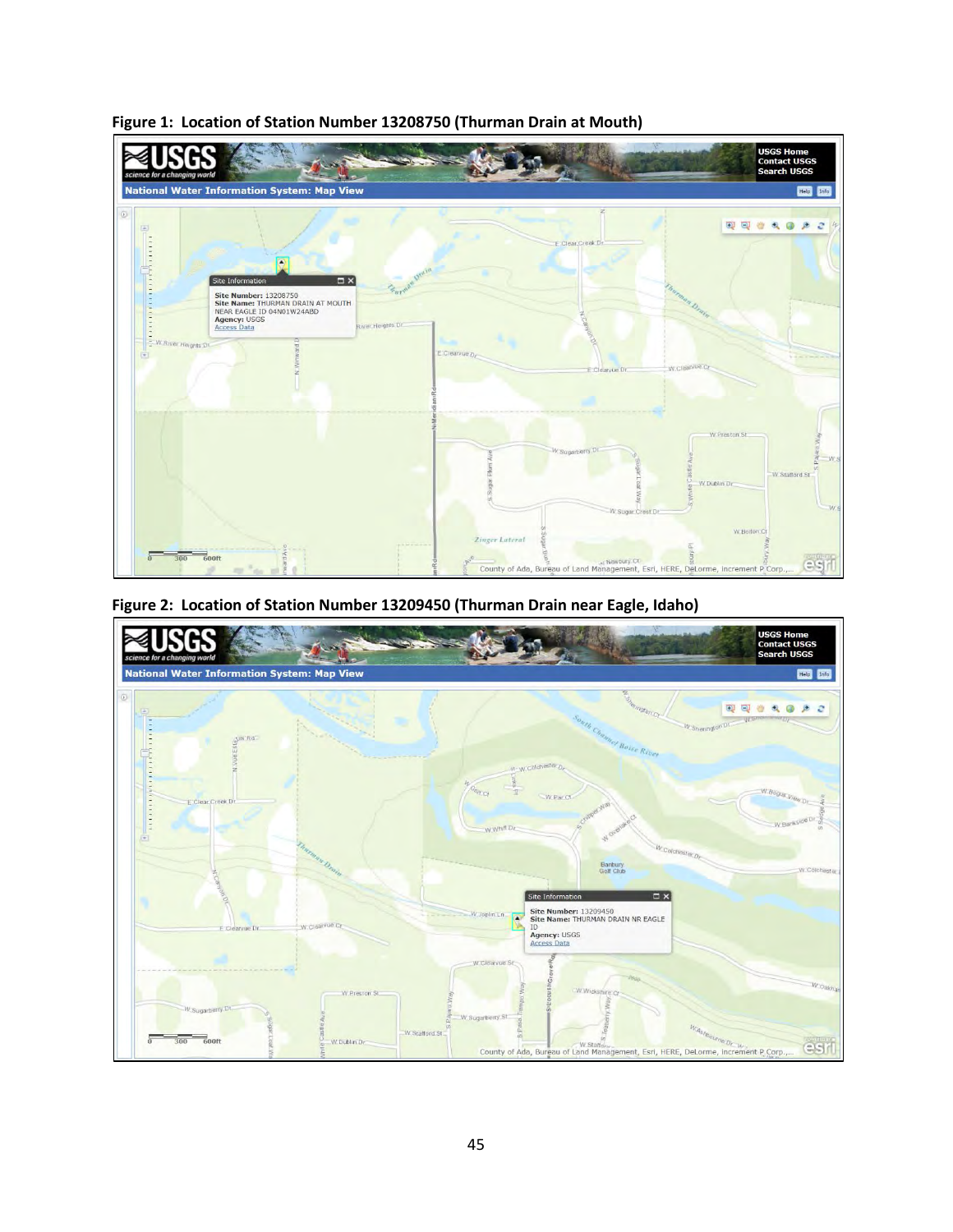**Figure 1: Location of Station Number 13208750 (Thurman Drain at Mouth)**

**Figure 2: Location of Station Number 13209450 (Thurman Drain near Eagle, Idaho)**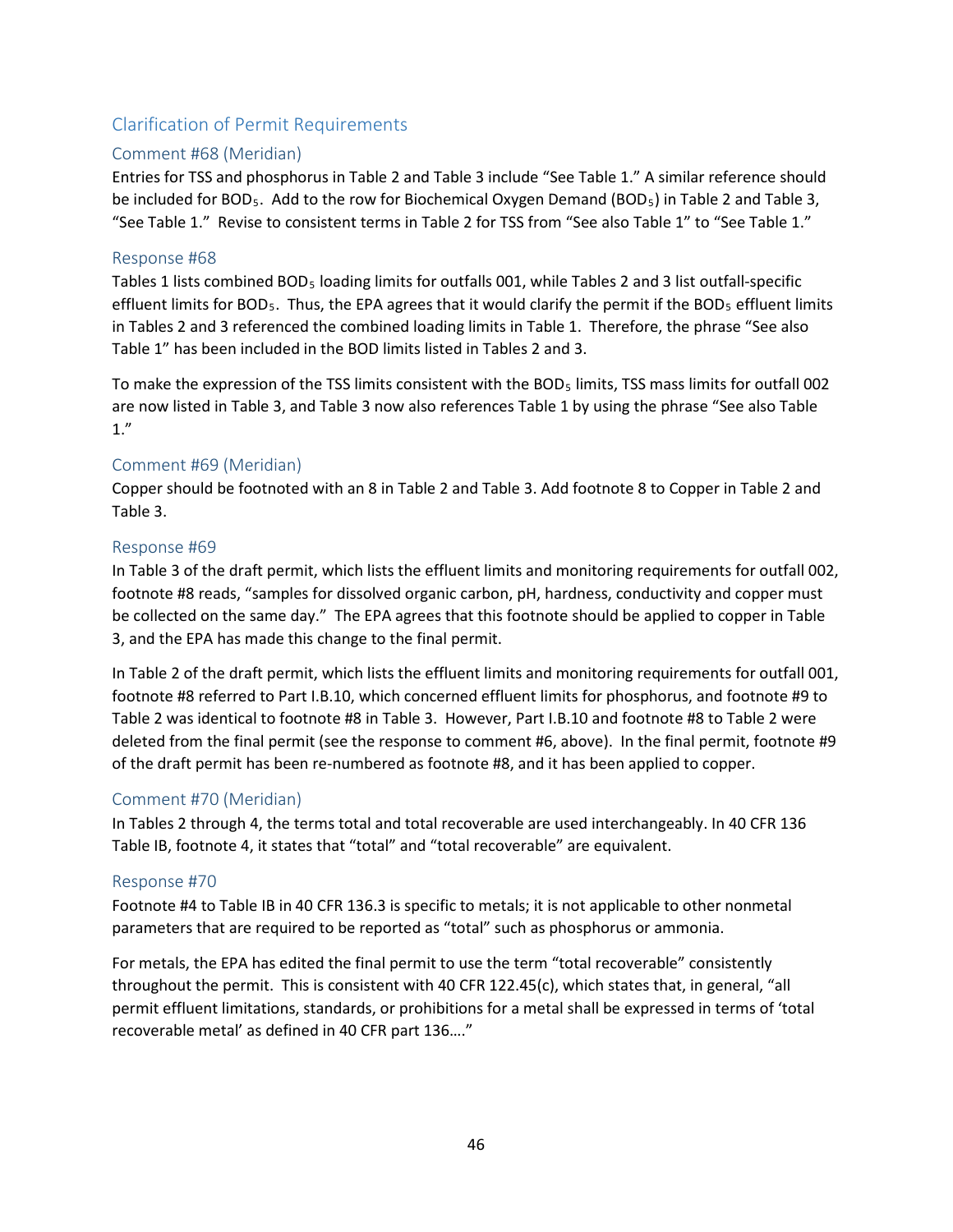## Clarification of Permit Requirements

### Comment #68 (Meridian)

Entries for TSS and phosphorus in Table 2 and Table 3 include "See Table 1." A similar reference should be included for $BOD_5$. Add to the row for Biochemical Oxygen Demand ($BOD_5$) in Table 2 and Table 3, "See Table 1." Revise to consistent terms in Table 2 for TSS from "See also Table 1" to "See Table 1."

### Response #68

Tables 1 lists combined $BOD_5$ loading limits for outfalls 001, while Tables 2 and 3 list outfall-specific effluent limits for $BOD_5$. Thus, the EPA agrees that it would clarify the permit if the $BOD_5$ effluent limits in Tables 2 and 3 referenced the combined loading limits in Table 1. Therefore, the phrase "See also Table 1" has been included in the BOD limits listed in Tables 2 and 3.

To make the expression of the TSS limits consistent with the $BOD_5$ limits, TSS mass limits for outfall 002 are now listed in Table 3, and Table 3 now also references Table 1 by using the phrase "See also Table 1."

### Comment #69 (Meridian)

Copper should be footnoted with an 8 in Table 2 and Table 3. Add footnote 8 to Copper in Table 2 and Table 3.

### Response #69

In Table 3 of the draft permit, which lists the effluent limits and monitoring requirements for outfall 002, footnote #8 reads, "samples for dissolved organic carbon, pH, hardness, conductivity and copper must be collected on the same day." The EPA agrees that this footnote should be applied to copper in Table 3, and the EPA has made this change to the final permit.

In Table 2 of the draft permit, which lists the effluent limits and monitoring requirements for outfall 001, footnote #8 referred to Part I.B.10, which concerned effluent limits for phosphorus, and footnote #9 to Table 2 was identical to footnote #8 in Table 3. However, Part I.B.10 and footnote #8 to Table 2 were deleted from the final permit (see the response to comment #6, above). In the final permit, footnote #9 of the draft permit has been re-numbered as footnote #8, and it has been applied to copper.

### Comment #70 (Meridian)

In Tables 2 through 4, the terms total and total recoverable are used interchangeably. In 40 CFR 136 Table IB, footnote 4, it states that "total" and "total recoverable" are equivalent.

### Response #70

Footnote #4 to Table IB in 40 CFR 136.3 is specific to metals; it is not applicable to other nonmetal parameters that are required to be reported as "total" such as phosphorus or ammonia.

For metals, the EPA has edited the final permit to use the term "total recoverable" consistently throughout the permit. This is consistent with 40 CFR 122.45(c), which states that, in general, "all permit effluent limitations, standards, or prohibitions for a metal shall be expressed in terms of 'total recoverable metal' as defined in 40 CFR part 136…."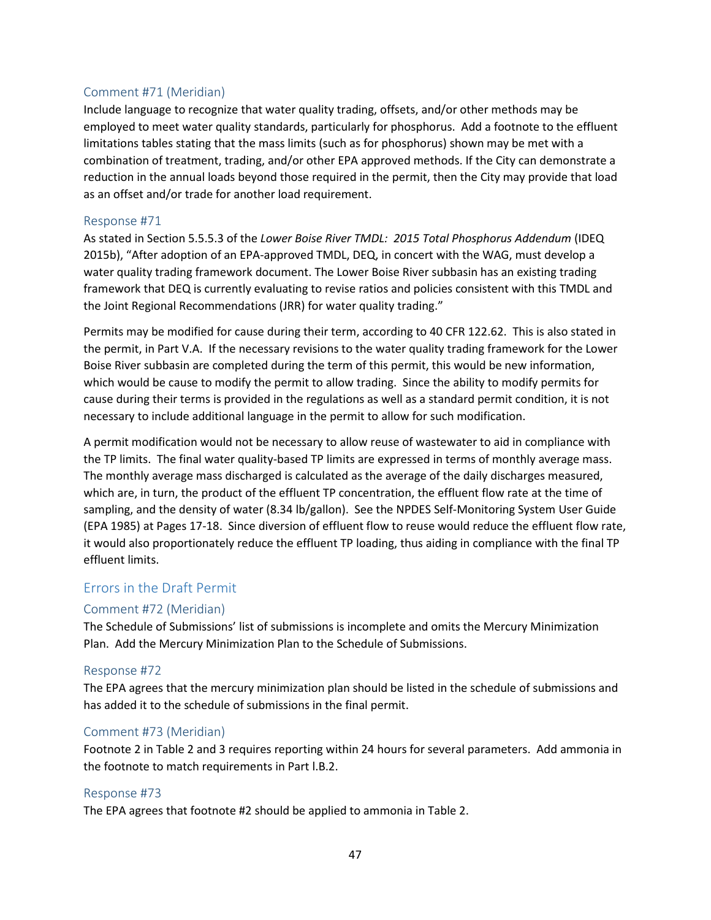### Comment #71 (Meridian)

Include language to recognize that water quality trading, offsets, and/or other methods may be employed to meet water quality standards, particularly for phosphorus. Add a footnote to the effluent limitations tables stating that the mass limits (such as for phosphorus) shown may be met with a combination of treatment, trading, and/or other EPA approved methods. If the City can demonstrate a reduction in the annual loads beyond those required in the permit, then the City may provide that load as an offset and/or trade for another load requirement.

### Response #71

As stated in Section 5.5.5.3 of the *Lower Boise River TMDL: 2015 Total Phosphorus Addendum* (IDEQ 2015b), "After adoption of an EPA-approved TMDL, DEQ, in concert with the WAG, must develop a water quality trading framework document. The Lower Boise River subbasin has an existing trading framework that DEQ is currently evaluating to revise ratios and policies consistent with this TMDL and the Joint Regional Recommendations (JRR) for water quality trading."

Permits may be modified for cause during their term, according to 40 CFR 122.62. This is also stated in the permit, in Part V.A. If the necessary revisions to the water quality trading framework for the Lower Boise River subbasin are completed during the term of this permit, this would be new information, which would be cause to modify the permit to allow trading. Since the ability to modify permits for cause during their terms is provided in the regulations as well as a standard permit condition, it is not necessary to include additional language in the permit to allow for such modification.

A permit modification would not be necessary to allow reuse of wastewater to aid in compliance with the TP limits. The final water quality-based TP limits are expressed in terms of monthly average mass. The monthly average mass discharged is calculated as the average of the daily discharges measured, which are, in turn, the product of the effluent TP concentration, the effluent flow rate at the time of sampling, and the density of water (8.34 lb/gallon). See the NPDES Self-Monitoring System User Guide (EPA 1985) at Pages 17-18. Since diversion of effluent flow to reuse would reduce the effluent flow rate, it would also proportionately reduce the effluent TP loading, thus aiding in compliance with the final TP effluent limits.

## Errors in the Draft Permit

### Comment #72 (Meridian)

The Schedule of Submissions' list of submissions is incomplete and omits the Mercury Minimization Plan. Add the Mercury Minimization Plan to the Schedule of Submissions.

### Response #72

The EPA agrees that the mercury minimization plan should be listed in the schedule of submissions and has added it to the schedule of submissions in the final permit.

### Comment #73 (Meridian)

Footnote 2 in Table 2 and 3 requires reporting within 24 hours for several parameters. Add ammonia in the footnote to match requirements in Part I.B.2.

### Response #73

The EPA agrees that footnote #2 should be applied to ammonia in Table 2.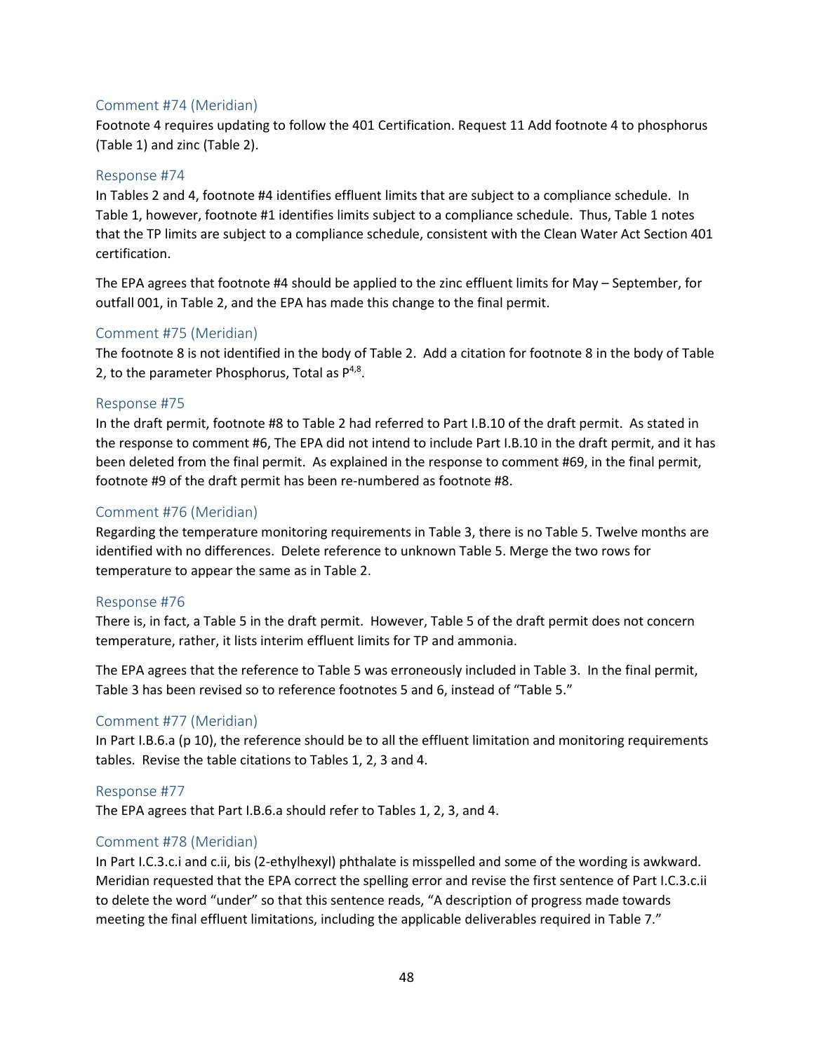### Comment #74 (Meridian)

Footnote 4 requires updating to follow the 401 Certification. Request 11 Add footnote 4 to phosphorus (Table 1) and zinc (Table 2).

### Response #74

In Tables 2 and 4, footnote #4 identifies effluent limits that are subject to a compliance schedule. In Table 1, however, footnote #1 identifies limits subject to a compliance schedule. Thus, Table 1 notes that the TP limits are subject to a compliance schedule, consistent with the Clean Water Act Section 401 certification.

The EPA agrees that footnote #4 should be applied to the zinc effluent limits for May – September, for outfall 001, in Table 2, and the EPA has made this change to the final permit.

### Comment #75 (Meridian)

The footnote 8 is not identified in the body of Table 2. Add a citation for footnote 8 in the body of Table 2, to the parameter Phosphorus, Total as P[4,8].

### Response #75

In the draft permit, footnote #8 to Table 2 had referred to Part I.B.10 of the draft permit. As stated in the response to comment #6, The EPA did not intend to include Part I.B.10 in the draft permit, and it has been deleted from the final permit. As explained in the response to comment #69, in the final permit, footnote #9 of the draft permit has been re-numbered as footnote #8.

### Comment #76 (Meridian)

Regarding the temperature monitoring requirements in Table 3, there is no Table 5. Twelve months are identified with no differences. Delete reference to unknown Table 5. Merge the two rows for temperature to appear the same as in Table 2.

### Response #76

There is, in fact, a Table 5 in the draft permit. However, Table 5 of the draft permit does not concern temperature, rather, it lists interim effluent limits for TP and ammonia.

The EPA agrees that the reference to Table 5 was erroneously included in Table 3. In the final permit, Table 3 has been revised so to reference footnotes 5 and 6, instead of "Table 5."

### Comment #77 (Meridian)

In Part I.B.6.a (p 10), the reference should be to all the effluent limitation and monitoring requirements tables. Revise the table citations to Tables 1, 2, 3 and 4.

### Response #77

The EPA agrees that Part I.B.6.a should refer to Tables 1, 2, 3, and 4.

### Comment #78 (Meridian)

In Part I.C.3.c.i and c.ii, bis (2-ethylhexyl) phthalate is misspelled and some of the wording is awkward. Meridian requested that the EPA correct the spelling error and revise the first sentence of Part I.C.3.c.ii to delete the word "under" so that this sentence reads, "A description of progress made towards meeting the final effluent limitations, including the applicable deliverables required in Table 7."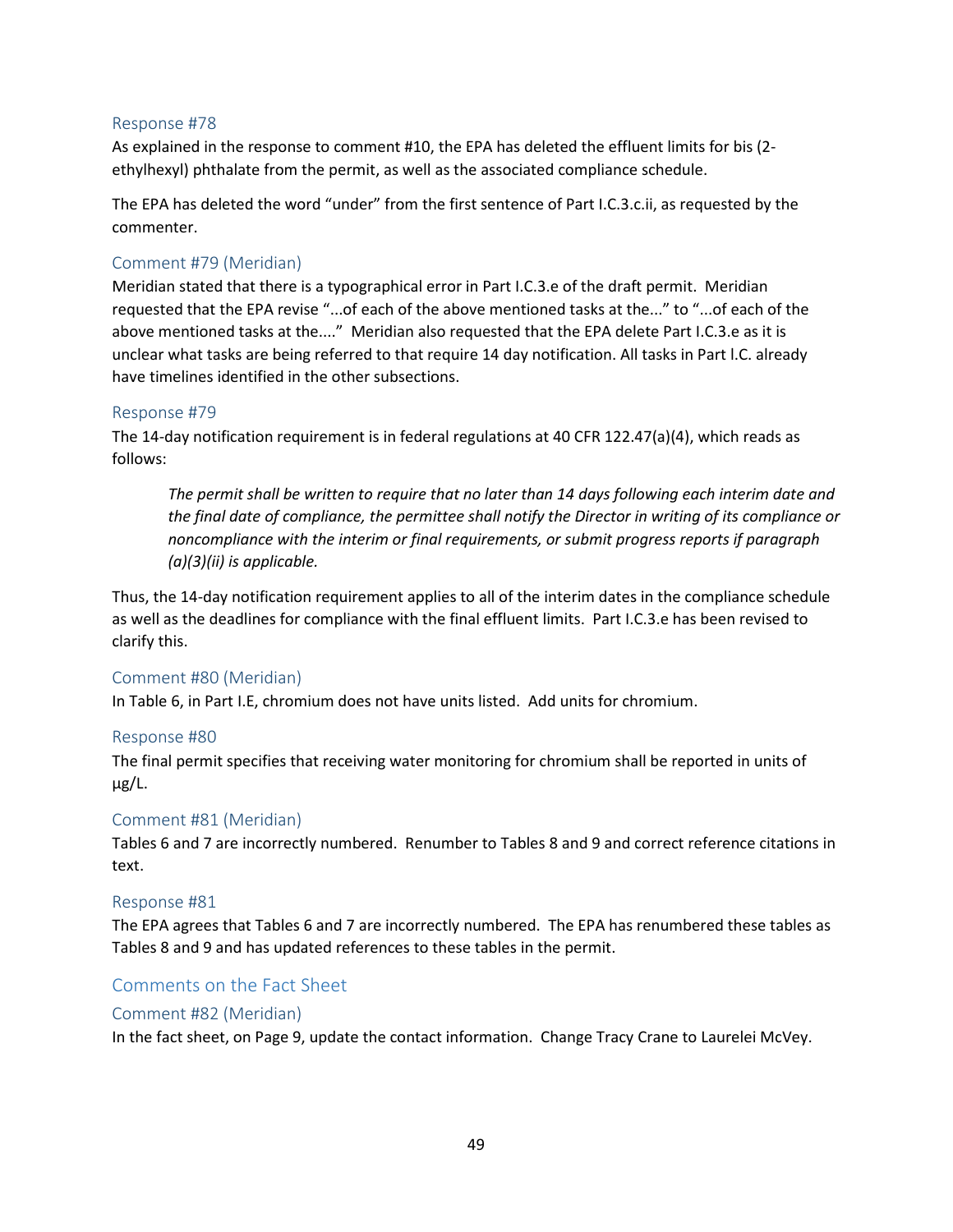### Response #78

As explained in the response to comment #10, the EPA has deleted the effluent limits for bis (2-ethylhexyl) phthalate from the permit, as well as the associated compliance schedule.

The EPA has deleted the word "under" from the first sentence of Part I.C.3.c.ii, as requested by the commenter.

### Comment #79 (Meridian)

Meridian stated that there is a typographical error in Part I.C.3.e of the draft permit. Meridian requested that the EPA revise "...of each of the above mentioned tasks at the..." to "...of each of the above mentioned tasks at the...." Meridian also requested that the EPA delete Part I.C.3.e as it is unclear what tasks are being referred to that require 14 day notification. All tasks in Part I.C. already have timelines identified in the other subsections.

### Response #79

The 14-day notification requirement is in federal regulations at 40 CFR 122.47(a)(4), which reads as follows:

> *The permit shall be written to require that no later than 14 days following each interim date and the final date of compliance, the permittee shall notify the Director in writing of its compliance or noncompliance with the interim or final requirements, or submit progress reports if paragraph (a)(3)(ii) is applicable.*

Thus, the 14-day notification requirement applies to all of the interim dates in the compliance schedule as well as the deadlines for compliance with the final effluent limits. Part I.C.3.e has been revised to clarify this.

### Comment #80 (Meridian)

In Table 6, in Part I.E, chromium does not have units listed. Add units for chromium.

### Response #80

The final permit specifies that receiving water monitoring for chromium shall be reported in units of µg/L.

### Comment #81 (Meridian)

Tables 6 and 7 are incorrectly numbered. Renumber to Tables 8 and 9 and correct reference citations in text.

### Response #81

The EPA agrees that Tables 6 and 7 are incorrectly numbered. The EPA has renumbered these tables as Tables 8 and 9 and has updated references to these tables in the permit.

## Comments on the Fact Sheet

### Comment #82 (Meridian)

In the fact sheet, on Page 9, update the contact information. Change Tracy Crane to Laurelei McVey.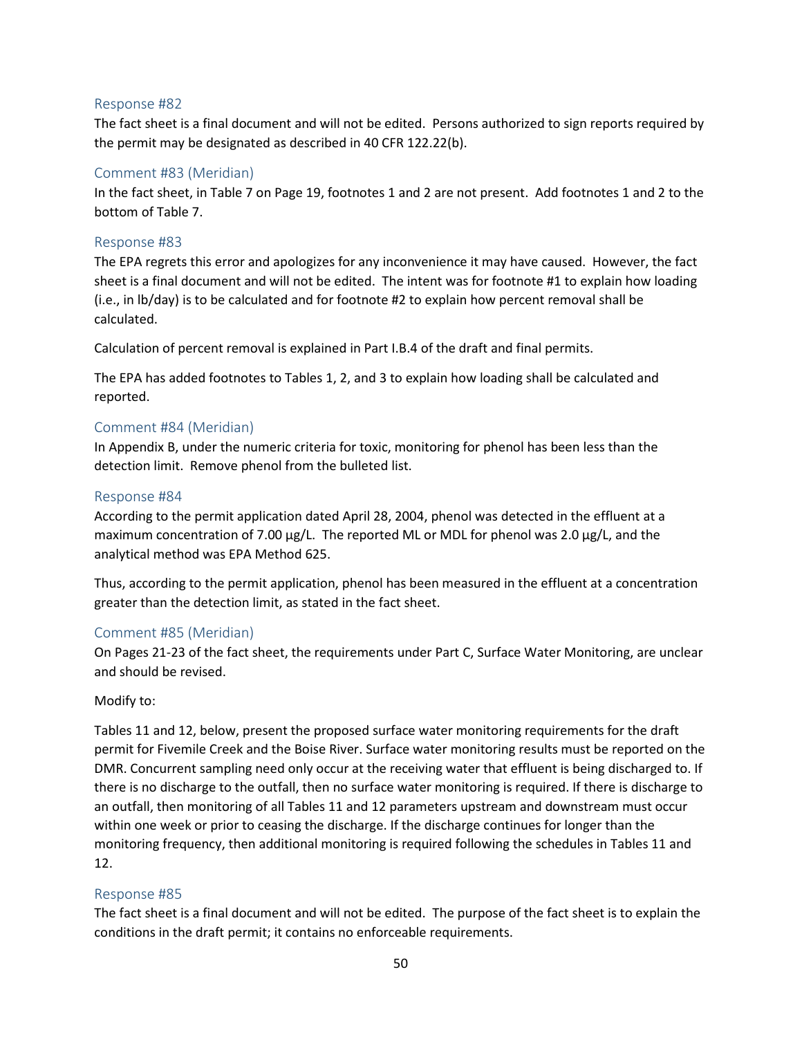### Response #82

The fact sheet is a final document and will not be edited. Persons authorized to sign reports required by the permit may be designated as described in 40 CFR 122.22(b).

### Comment #83 (Meridian)

In the fact sheet, in Table 7 on Page 19, footnotes 1 and 2 are not present. Add footnotes 1 and 2 to the bottom of Table 7.

### Response #83

The EPA regrets this error and apologizes for any inconvenience it may have caused. However, the fact sheet is a final document and will not be edited. The intent was for footnote #1 to explain how loading (i.e., in lb/day) is to be calculated and for footnote #2 to explain how percent removal shall be calculated.

Calculation of percent removal is explained in Part I.B.4 of the draft and final permits.

The EPA has added footnotes to Tables 1, 2, and 3 to explain how loading shall be calculated and reported.

### Comment #84 (Meridian)

In Appendix B, under the numeric criteria for toxic, monitoring for phenol has been less than the detection limit. Remove phenol from the bulleted list.

### Response #84

According to the permit application dated April 28, 2004, phenol was detected in the effluent at a maximum concentration of 7.00 µg/L. The reported ML or MDL for phenol was 2.0 µg/L, and the analytical method was EPA Method 625.

Thus, according to the permit application, phenol has been measured in the effluent at a concentration greater than the detection limit, as stated in the fact sheet.

### Comment #85 (Meridian)

On Pages 21-23 of the fact sheet, the requirements under Part C, Surface Water Monitoring, are unclear and should be revised.

Modify to:

Tables 11 and 12, below, present the proposed surface water monitoring requirements for the draft permit for Fivemile Creek and the Boise River. Surface water monitoring results must be reported on the DMR. Concurrent sampling need only occur at the receiving water that effluent is being discharged to. If there is no discharge to the outfall, then no surface water monitoring is required. If there is discharge to an outfall, then monitoring of all Tables 11 and 12 parameters upstream and downstream must occur within one week or prior to ceasing the discharge. If the discharge continues for longer than the monitoring frequency, then additional monitoring is required following the schedules in Tables 11 and 12.

### Response #85

The fact sheet is a final document and will not be edited. The purpose of the fact sheet is to explain the conditions in the draft permit; it contains no enforceable requirements.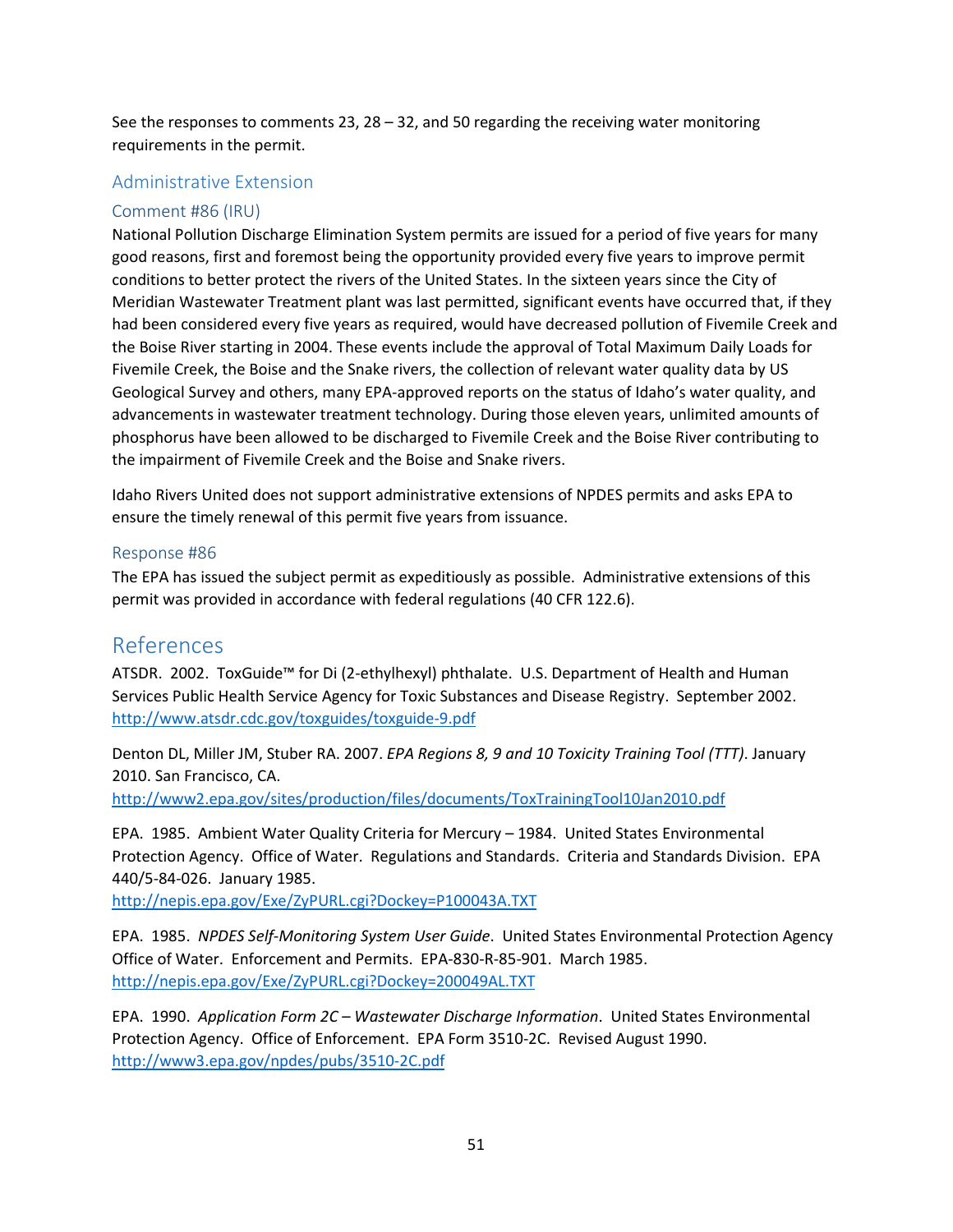See the responses to comments 23, 28 – 32, and 50 regarding the receiving water monitoring requirements in the permit.

## Administrative Extension

### Comment #86 (IRU)

National Pollution Discharge Elimination System permits are issued for a period of five years for many good reasons, first and foremost being the opportunity provided every five years to improve permit conditions to better protect the rivers of the United States. In the sixteen years since the City of Meridian Wastewater Treatment plant was last permitted, significant events have occurred that, if they had been considered every five years as required, would have decreased pollution of Fivemile Creek and the Boise River starting in 2004. These events include the approval of Total Maximum Daily Loads for Fivemile Creek, the Boise and the Snake rivers, the collection of relevant water quality data by US Geological Survey and others, many EPA-approved reports on the status of Idaho's water quality, and advancements in wastewater treatment technology. During those eleven years, unlimited amounts of phosphorus have been allowed to be discharged to Fivemile Creek and the Boise River contributing to the impairment of Fivemile Creek and the Boise and Snake rivers.

Idaho Rivers United does not support administrative extensions of NPDES permits and asks EPA to ensure the timely renewal of this permit five years from issuance.

### Response #86

The EPA has issued the subject permit as expeditiously as possible. Administrative extensions of this permit was provided in accordance with federal regulations (40 CFR 122.6).

# References

ATSDR. 2002. ToxGuide™ for Di (2-ethylhexyl) phthalate. U.S. Department of Health and Human Services Public Health Service Agency for Toxic Substances and Disease Registry. September 2002. http://www.atsdr.cdc.gov/toxguides/toxguide-9.pdf

Denton DL, Miller JM, Stuber RA. 2007. *EPA Regions 8, 9 and 10 Toxicity Training Tool (TTT)*. January 2010. San Francisco, CA. http://www2.epa.gov/sites/production/files/documents/ToxTrainingTool10Jan2010.pdf

EPA. 1985. Ambient Water Quality Criteria for Mercury – 1984. United States Environmental Protection Agency. Office of Water. Regulations and Standards. Criteria and Standards Division. EPA 440/5-84-026. January 1985. http://nepis.epa.gov/Exe/ZyPURL.cgi?Dockey=P100043A.TXT

EPA. 1985. *NPDES Self-Monitoring System User Guide*. United States Environmental Protection Agency Office of Water. Enforcement and Permits. EPA-830-R-85-901. March 1985. http://nepis.epa.gov/Exe/ZyPURL.cgi?Dockey=200049AL.TXT

EPA. 1990. *Application Form 2C – Wastewater Discharge Information*. United States Environmental Protection Agency. Office of Enforcement. EPA Form 3510-2C. Revised August 1990. http://www3.epa.gov/npdes/pubs/3510-2C.pdf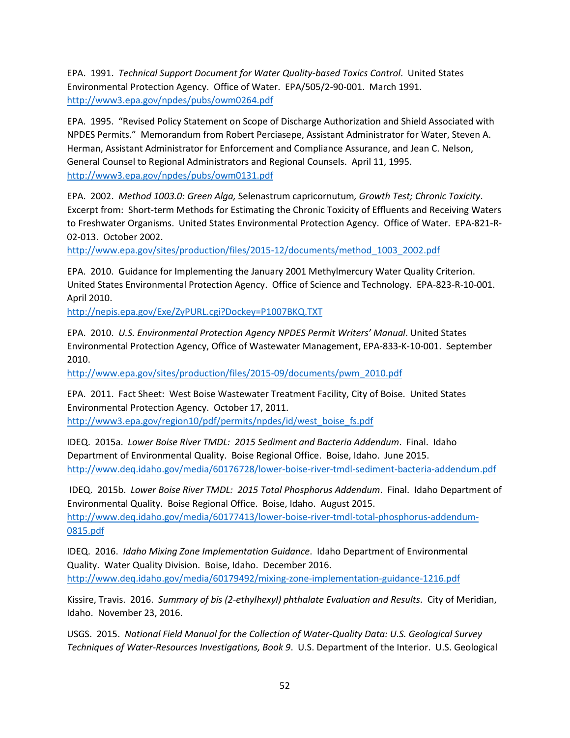EPA. 1991. *Technical Support Document for Water Quality-based Toxics Control*. United States Environmental Protection Agency. Office of Water. EPA/505/2-90-001. March 1991. http://www3.epa.gov/npdes/pubs/owm0264.pdf

EPA. 1995. "Revised Policy Statement on Scope of Discharge Authorization and Shield Associated with NPDES Permits." Memorandum from Robert Perciasepe, Assistant Administrator for Water, Steven A. Herman, Assistant Administrator for Enforcement and Compliance Assurance, and Jean C. Nelson, General Counsel to Regional Administrators and Regional Counsels. April 11, 1995. http://www3.epa.gov/npdes/pubs/owm0131.pdf

EPA. 2002. *Method 1003.0: Green Alga,* Selenastrum capricornutum*, Growth Test; Chronic Toxicity*. Excerpt from: Short-term Methods for Estimating the Chronic Toxicity of Effluents and Receiving Waters to Freshwater Organisms. United States Environmental Protection Agency. Office of Water. EPA-821-R-02-013. October 2002. http://www.epa.gov/sites/production/files/2015-12/documents/method_1003_2002.pdf

EPA. 2010. Guidance for Implementing the January 2001 Methylmercury Water Quality Criterion. United States Environmental Protection Agency. Office of Science and Technology. EPA-823-R-10-001. April 2010. http://nepis.epa.gov/Exe/ZyPURL.cgi?Dockey=P1007BKQ.TXT

EPA. 2010. *U.S. Environmental Protection Agency NPDES Permit Writers' Manual*. United States Environmental Protection Agency, Office of Wastewater Management, EPA-833-K-10-001. September 2010. http://www.epa.gov/sites/production/files/2015-09/documents/pwm_2010.pdf

EPA. 2011. Fact Sheet: West Boise Wastewater Treatment Facility, City of Boise. United States Environmental Protection Agency. October 17, 2011. http://www3.epa.gov/region10/pdf/permits/npdes/id/west_boise_fs.pdf

IDEQ. 2015a. *Lower Boise River TMDL: 2015 Sediment and Bacteria Addendum*. Final. Idaho Department of Environmental Quality. Boise Regional Office. Boise, Idaho. June 2015. http://www.deq.idaho.gov/media/60176728/lower-boise-river-tmdl-sediment-bacteria-addendum.pdf

IDEQ. 2015b. *Lower Boise River TMDL: 2015 Total Phosphorus Addendum*. Final. Idaho Department of Environmental Quality. Boise Regional Office. Boise, Idaho. August 2015. http://www.deq.idaho.gov/media/60177413/lower-boise-river-tmdl-total-phosphorus-addendum-0815.pdf

IDEQ. 2016. *Idaho Mixing Zone Implementation Guidance*. Idaho Department of Environmental Quality. Water Quality Division. Boise, Idaho. December 2016. http://www.deq.idaho.gov/media/60179492/mixing-zone-implementation-guidance-1216.pdf

Kissire, Travis. 2016. *Summary of bis (2-ethylhexyl) phthalate Evaluation and Results*. City of Meridian, Idaho. November 23, 2016.

USGS. 2015. *National Field Manual for the Collection of Water-Quality Data: U.S. Geological Survey Techniques of Water-Resources Investigations, Book 9*. U.S. Department of the Interior. U.S. Geological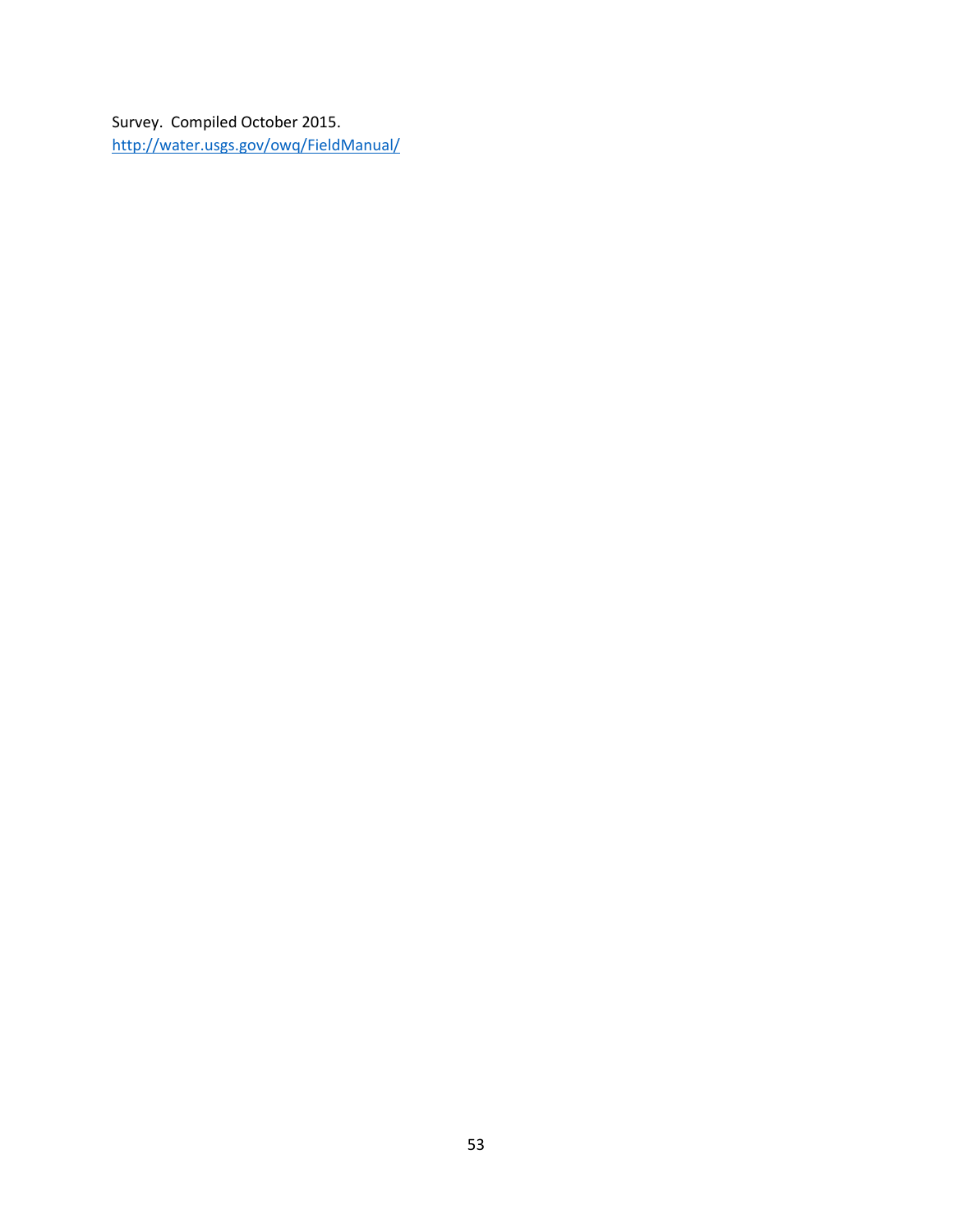Survey. Compiled October 2015.
http://water.usgs.gov/owq/FieldManual/